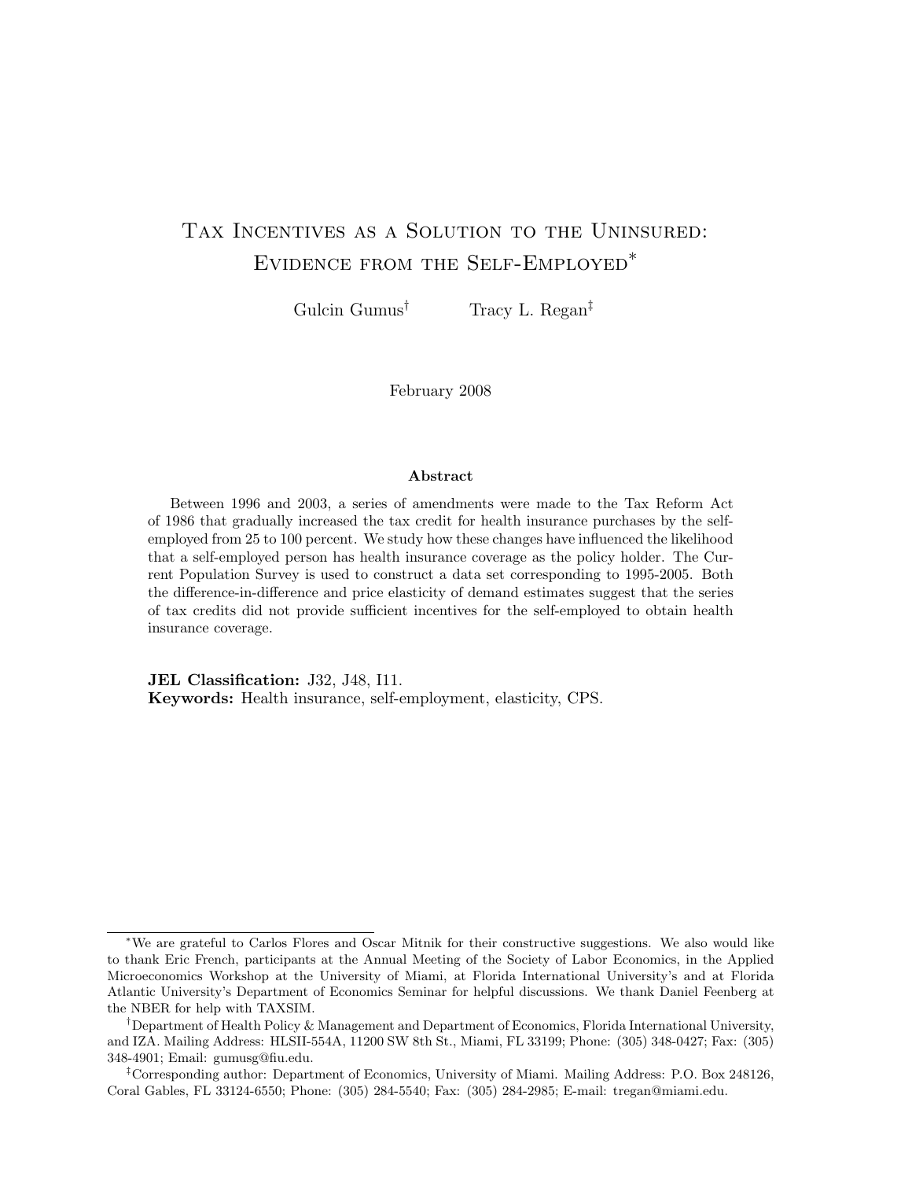# Tax Incentives as a Solution to the Uninsured: Evidence from the Self-Employed*

Gulcin Gumus[†] Tracy L. Regan[‡]

February 2008

**Abstract**

Between 1996 and 2003, a series of amendments were made to the Tax Reform Act of 1986 that gradually increased the tax credit for health insurance purchases by the self-employed from 25 to 100 percent. We study how these changes have influenced the likelihood that a self-employed person has health insurance coverage as the policy holder. The Current Population Survey is used to construct a data set corresponding to 1995-2005. Both the difference-in-difference and price elasticity of demand estimates suggest that the series of tax credits did not provide sufficient incentives for the self-employed to obtain health insurance coverage.

**JEL Classification:** J32, J48, I11.
**Keywords:** Health insurance, self-employment, elasticity, CPS.

---

*We are grateful to Carlos Flores and Oscar Mitnik for their constructive suggestions. We also would like to thank Eric French, participants at the Annual Meeting of the Society of Labor Economics, in the Applied Microeconomics Workshop at the University of Miami, at Florida International University's and at Florida Atlantic University's Department of Economics Seminar for helpful discussions. We thank Daniel Feenberg at the NBER for help with TAXSIM.

[†]Department of Health Policy & Management and Department of Economics, Florida International University, and IZA. Mailing Address: HLSII-554A, 11200 SW 8th St., Miami, FL 33199; Phone: (305) 348-0427; Fax: (305) 348-4901; Email: gumusg@fiu.edu.

[‡]Corresponding author: Department of Economics, University of Miami. Mailing Address: P.O. Box 248126, Coral Gables, FL 33124-6550; Phone: (305) 284-5540; Fax: (305) 284-2985; E-mail: tregan@miami.edu.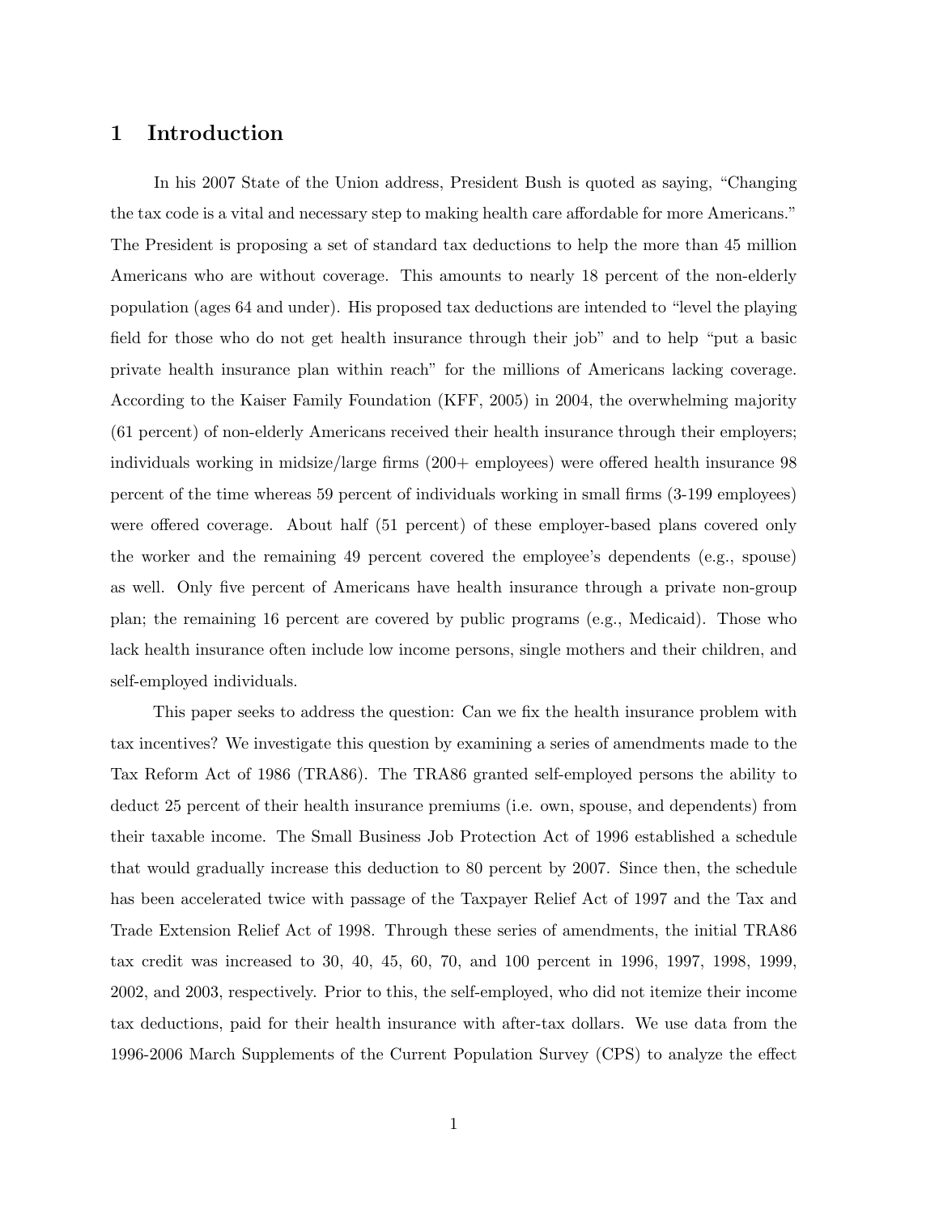# 1 Introduction

In his 2007 State of the Union address, President Bush is quoted as saying, "Changing the tax code is a vital and necessary step to making health care affordable for more Americans." The President is proposing a set of standard tax deductions to help the more than 45 million Americans who are without coverage. This amounts to nearly 18 percent of the non-elderly population (ages 64 and under). His proposed tax deductions are intended to "level the playing field for those who do not get health insurance through their job" and to help "put a basic private health insurance plan within reach" for the millions of Americans lacking coverage. According to the Kaiser Family Foundation (KFF, 2005) in 2004, the overwhelming majority (61 percent) of non-elderly Americans received their health insurance through their employers; individuals working in midsize/large firms (200+ employees) were offered health insurance 98 percent of the time whereas 59 percent of individuals working in small firms (3-199 employees) were offered coverage. About half (51 percent) of these employer-based plans covered only the worker and the remaining 49 percent covered the employee's dependents (e.g., spouse) as well. Only five percent of Americans have health insurance through a private non-group plan; the remaining 16 percent are covered by public programs (e.g., Medicaid). Those who lack health insurance often include low income persons, single mothers and their children, and self-employed individuals.

This paper seeks to address the question: Can we fix the health insurance problem with tax incentives? We investigate this question by examining a series of amendments made to the Tax Reform Act of 1986 (TRA86). The TRA86 granted self-employed persons the ability to deduct 25 percent of their health insurance premiums (i.e. own, spouse, and dependents) from their taxable income. The Small Business Job Protection Act of 1996 established a schedule that would gradually increase this deduction to 80 percent by 2007. Since then, the schedule has been accelerated twice with passage of the Taxpayer Relief Act of 1997 and the Tax and Trade Extension Relief Act of 1998. Through these series of amendments, the initial TRA86 tax credit was increased to 30, 40, 45, 60, 70, and 100 percent in 1996, 1997, 1998, 1999, 2002, and 2003, respectively. Prior to this, the self-employed, who did not itemize their income tax deductions, paid for their health insurance with after-tax dollars. We use data from the 1996-2006 March Supplements of the Current Population Survey (CPS) to analyze the effect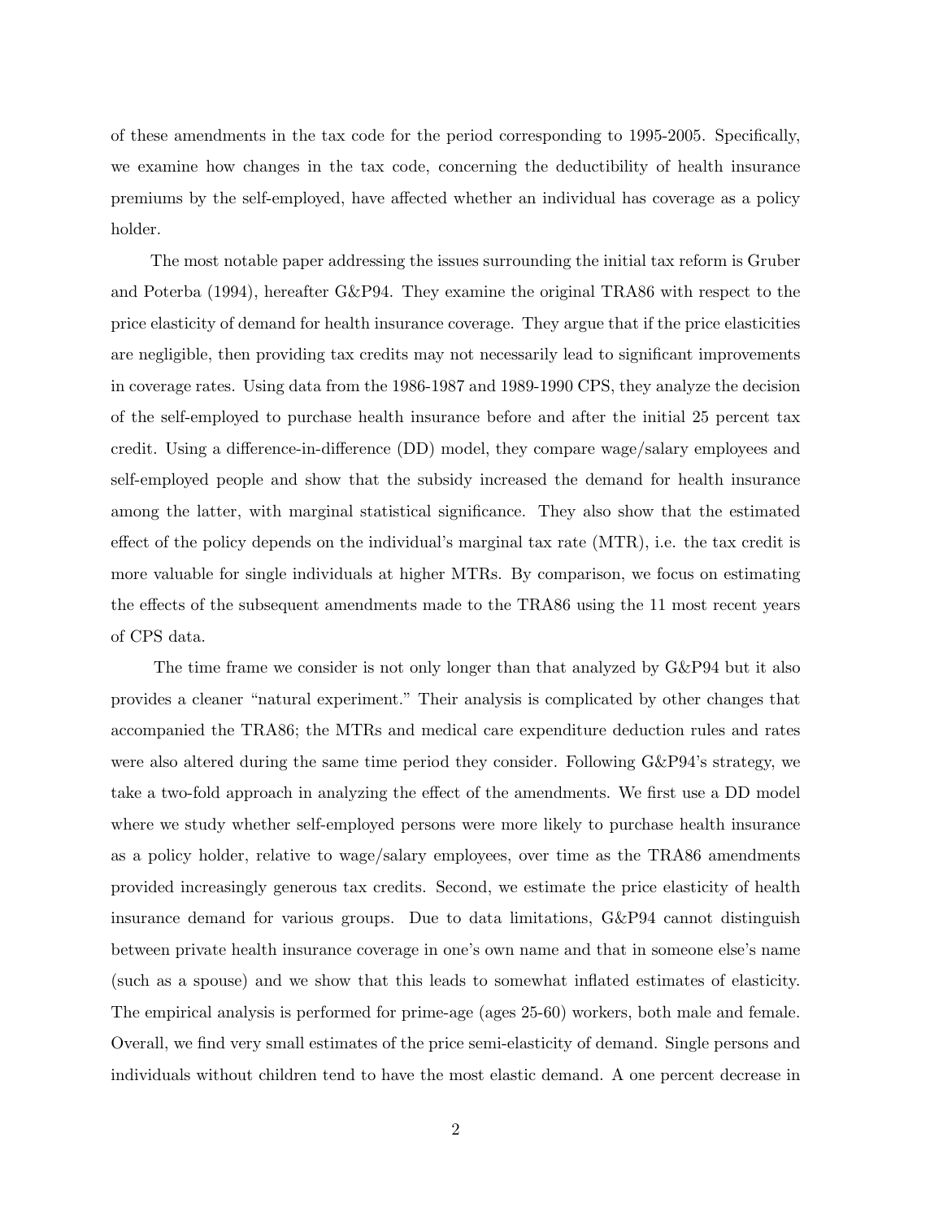of these amendments in the tax code for the period corresponding to 1995-2005. Specifically, we examine how changes in the tax code, concerning the deductibility of health insurance premiums by the self-employed, have affected whether an individual has coverage as a policy holder.

The most notable paper addressing the issues surrounding the initial tax reform is Gruber and Poterba (1994), hereafter G&P94. They examine the original TRA86 with respect to the price elasticity of demand for health insurance coverage. They argue that if the price elasticities are negligible, then providing tax credits may not necessarily lead to significant improvements in coverage rates. Using data from the 1986-1987 and 1989-1990 CPS, they analyze the decision of the self-employed to purchase health insurance before and after the initial 25 percent tax credit. Using a difference-in-difference (DD) model, they compare wage/salary employees and self-employed people and show that the subsidy increased the demand for health insurance among the latter, with marginal statistical significance. They also show that the estimated effect of the policy depends on the individual's marginal tax rate (MTR), i.e. the tax credit is more valuable for single individuals at higher MTRs. By comparison, we focus on estimating the effects of the subsequent amendments made to the TRA86 using the 11 most recent years of CPS data.

The time frame we consider is not only longer than that analyzed by G&P94 but it also provides a cleaner "natural experiment." Their analysis is complicated by other changes that accompanied the TRA86; the MTRs and medical care expenditure deduction rules and rates were also altered during the same time period they consider. Following G&P94's strategy, we take a two-fold approach in analyzing the effect of the amendments. We first use a DD model where we study whether self-employed persons were more likely to purchase health insurance as a policy holder, relative to wage/salary employees, over time as the TRA86 amendments provided increasingly generous tax credits. Second, we estimate the price elasticity of health insurance demand for various groups. Due to data limitations, G&P94 cannot distinguish between private health insurance coverage in one's own name and that in someone else's name (such as a spouse) and we show that this leads to somewhat inflated estimates of elasticity. The empirical analysis is performed for prime-age (ages 25-60) workers, both male and female. Overall, we find very small estimates of the price semi-elasticity of demand. Single persons and individuals without children tend to have the most elastic demand. A one percent decrease in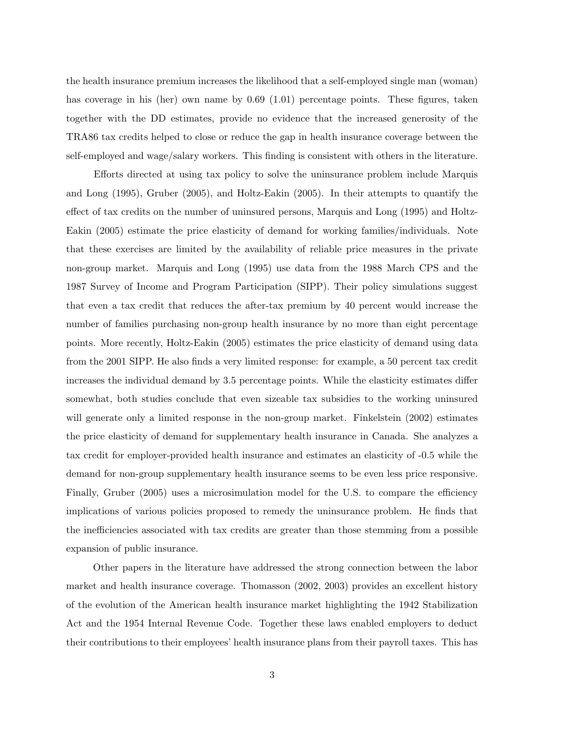the health insurance premium increases the likelihood that a self-employed single man (woman) has coverage in his (her) own name by 0.69 (1.01) percentage points. These figures, taken together with the DD estimates, provide no evidence that the increased generosity of the TRA86 tax credits helped to close or reduce the gap in health insurance coverage between the self-employed and wage/salary workers. This finding is consistent with others in the literature.

Efforts directed at using tax policy to solve the uninsurance problem include Marquis and Long (1995), Gruber (2005), and Holtz-Eakin (2005). In their attempts to quantify the effect of tax credits on the number of uninsured persons, Marquis and Long (1995) and Holtz-Eakin (2005) estimate the price elasticity of demand for working families/individuals. Note that these exercises are limited by the availability of reliable price measures in the private non-group market. Marquis and Long (1995) use data from the 1988 March CPS and the 1987 Survey of Income and Program Participation (SIPP). Their policy simulations suggest that even a tax credit that reduces the after-tax premium by 40 percent would increase the number of families purchasing non-group health insurance by no more than eight percentage points. More recently, Holtz-Eakin (2005) estimates the price elasticity of demand using data from the 2001 SIPP. He also finds a very limited response: for example, a 50 percent tax credit increases the individual demand by 3.5 percentage points. While the elasticity estimates differ somewhat, both studies conclude that even sizeable tax subsidies to the working uninsured will generate only a limited response in the non-group market. Finkelstein (2002) estimates the price elasticity of demand for supplementary health insurance in Canada. She analyzes a tax credit for employer-provided health insurance and estimates an elasticity of -0.5 while the demand for non-group supplementary health insurance seems to be even less price responsive. Finally, Gruber (2005) uses a microsimulation model for the U.S. to compare the efficiency implications of various policies proposed to remedy the uninsurance problem. He finds that the inefficiencies associated with tax credits are greater than those stemming from a possible expansion of public insurance.

Other papers in the literature have addressed the strong connection between the labor market and health insurance coverage. Thomasson (2002, 2003) provides an excellent history of the evolution of the American health insurance market highlighting the 1942 Stabilization Act and the 1954 Internal Revenue Code. Together these laws enabled employers to deduct their contributions to their employees' health insurance plans from their payroll taxes. This has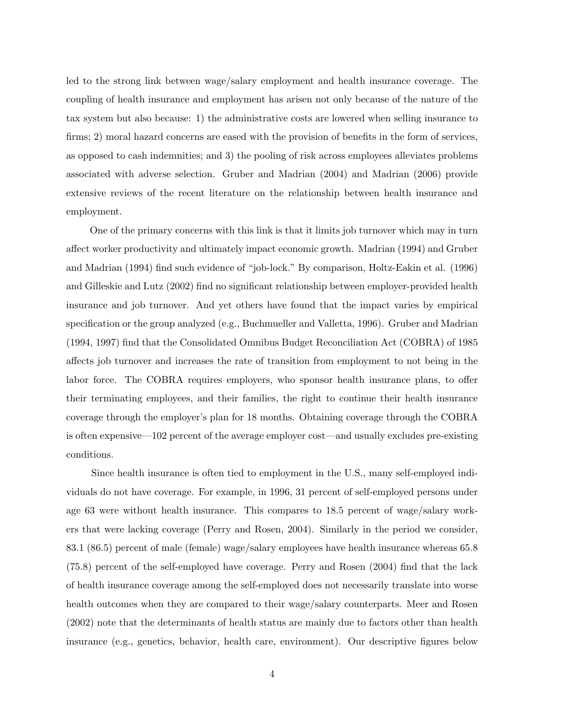led to the strong link between wage/salary employment and health insurance coverage. The coupling of health insurance and employment has arisen not only because of the nature of the tax system but also because: 1) the administrative costs are lowered when selling insurance to firms; 2) moral hazard concerns are eased with the provision of benefits in the form of services, as opposed to cash indemnities; and 3) the pooling of risk across employees alleviates problems associated with adverse selection. Gruber and Madrian (2004) and Madrian (2006) provide extensive reviews of the recent literature on the relationship between health insurance and employment.

One of the primary concerns with this link is that it limits job turnover which may in turn affect worker productivity and ultimately impact economic growth. Madrian (1994) and Gruber and Madrian (1994) find such evidence of "job-lock." By comparison, Holtz-Eakin et al. (1996) and Gilleskie and Lutz (2002) find no significant relationship between employer-provided health insurance and job turnover. And yet others have found that the impact varies by empirical specification or the group analyzed (e.g., Buchmueller and Valletta, 1996). Gruber and Madrian (1994, 1997) find that the Consolidated Omnibus Budget Reconciliation Act (COBRA) of 1985 affects job turnover and increases the rate of transition from employment to not being in the labor force. The COBRA requires employers, who sponsor health insurance plans, to offer their terminating employees, and their families, the right to continue their health insurance coverage through the employer's plan for 18 months. Obtaining coverage through the COBRA is often expensive—102 percent of the average employer cost—and usually excludes pre-existing conditions.

Since health insurance is often tied to employment in the U.S., many self-employed individuals do not have coverage. For example, in 1996, 31 percent of self-employed persons under age 63 were without health insurance. This compares to 18.5 percent of wage/salary workers that were lacking coverage (Perry and Rosen, 2004). Similarly in the period we consider, 83.1 (86.5) percent of male (female) wage/salary employees have health insurance whereas 65.8 (75.8) percent of the self-employed have coverage. Perry and Rosen (2004) find that the lack of health insurance coverage among the self-employed does not necessarily translate into worse health outcomes when they are compared to their wage/salary counterparts. Meer and Rosen (2002) note that the determinants of health status are mainly due to factors other than health insurance (e.g., genetics, behavior, health care, environment). Our descriptive figures below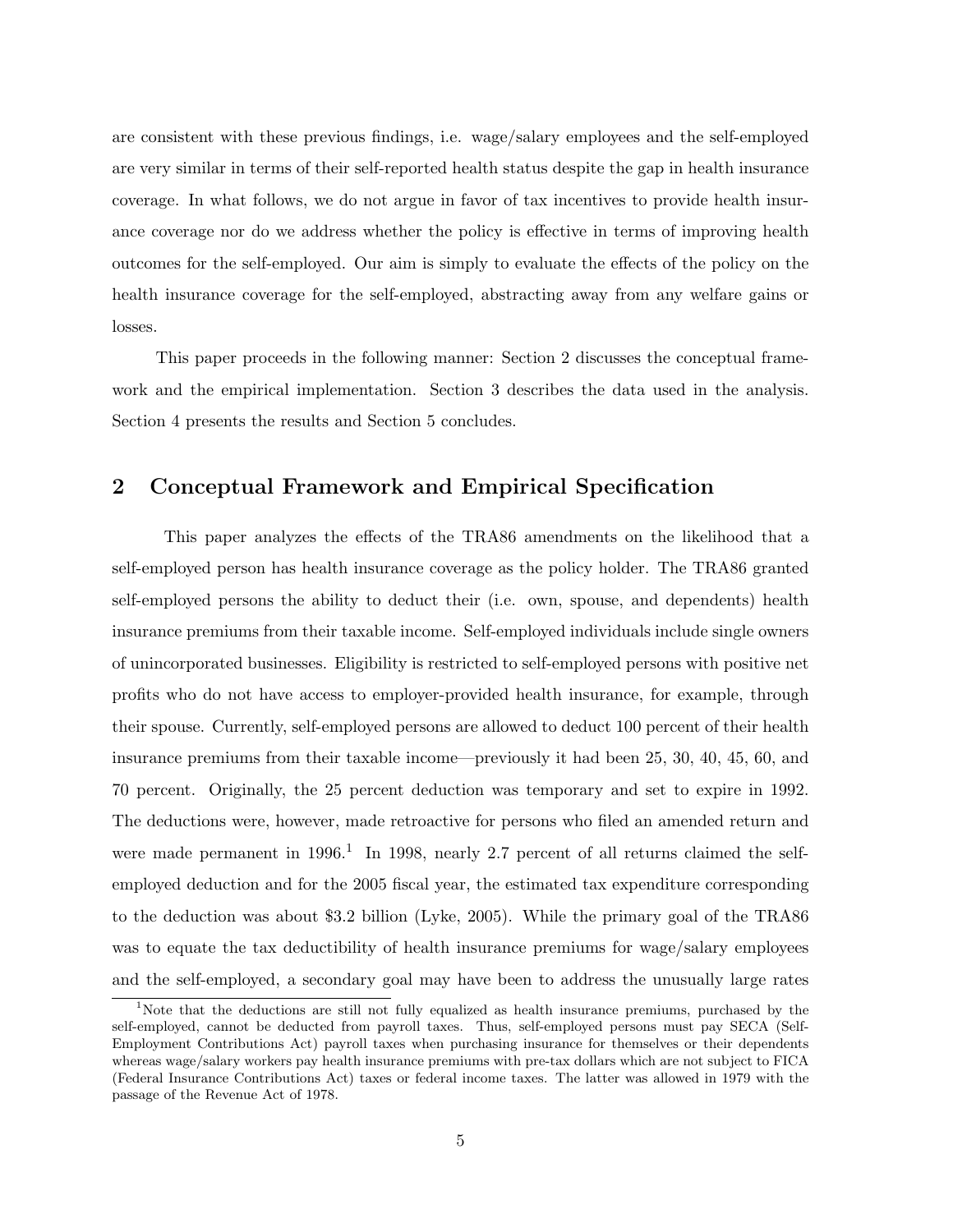are consistent with these previous findings, i.e. wage/salary employees and the self-employed are very similar in terms of their self-reported health status despite the gap in health insurance coverage. In what follows, we do not argue in favor of tax incentives to provide health insurance coverage nor do we address whether the policy is effective in terms of improving health outcomes for the self-employed. Our aim is simply to evaluate the effects of the policy on the health insurance coverage for the self-employed, abstracting away from any welfare gains or losses.

This paper proceeds in the following manner: Section 2 discusses the conceptual framework and the empirical implementation. Section 3 describes the data used in the analysis. Section 4 presents the results and Section 5 concludes.

## 2 Conceptual Framework and Empirical Specification

This paper analyzes the effects of the TRA86 amendments on the likelihood that a self-employed person has health insurance coverage as the policy holder. The TRA86 granted self-employed persons the ability to deduct their (i.e. own, spouse, and dependents) health insurance premiums from their taxable income. Self-employed individuals include single owners of unincorporated businesses. Eligibility is restricted to self-employed persons with positive net profits who do not have access to employer-provided health insurance, for example, through their spouse. Currently, self-employed persons are allowed to deduct 100 percent of their health insurance premiums from their taxable income—previously it had been 25, 30, 40, 45, 60, and 70 percent. Originally, the 25 percent deduction was temporary and set to expire in 1992. The deductions were, however, made retroactive for persons who filed an amended return and were made permanent in 1996.[1] In 1998, nearly 2.7 percent of all returns claimed the self-employed deduction and for the 2005 fiscal year, the estimated tax expenditure corresponding to the deduction was about \$3.2 billion (Lyke, 2005). While the primary goal of the TRA86 was to equate the tax deductibility of health insurance premiums for wage/salary employees and the self-employed, a secondary goal may have been to address the unusually large rates

[1] Note that the deductions are still not fully equalized as health insurance premiums, purchased by the self-employed, cannot be deducted from payroll taxes. Thus, self-employed persons must pay SECA (Self-Employment Contributions Act) payroll taxes when purchasing insurance for themselves or their dependents whereas wage/salary workers pay health insurance premiums with pre-tax dollars which are not subject to FICA (Federal Insurance Contributions Act) taxes or federal income taxes. The latter was allowed in 1979 with the passage of the Revenue Act of 1978.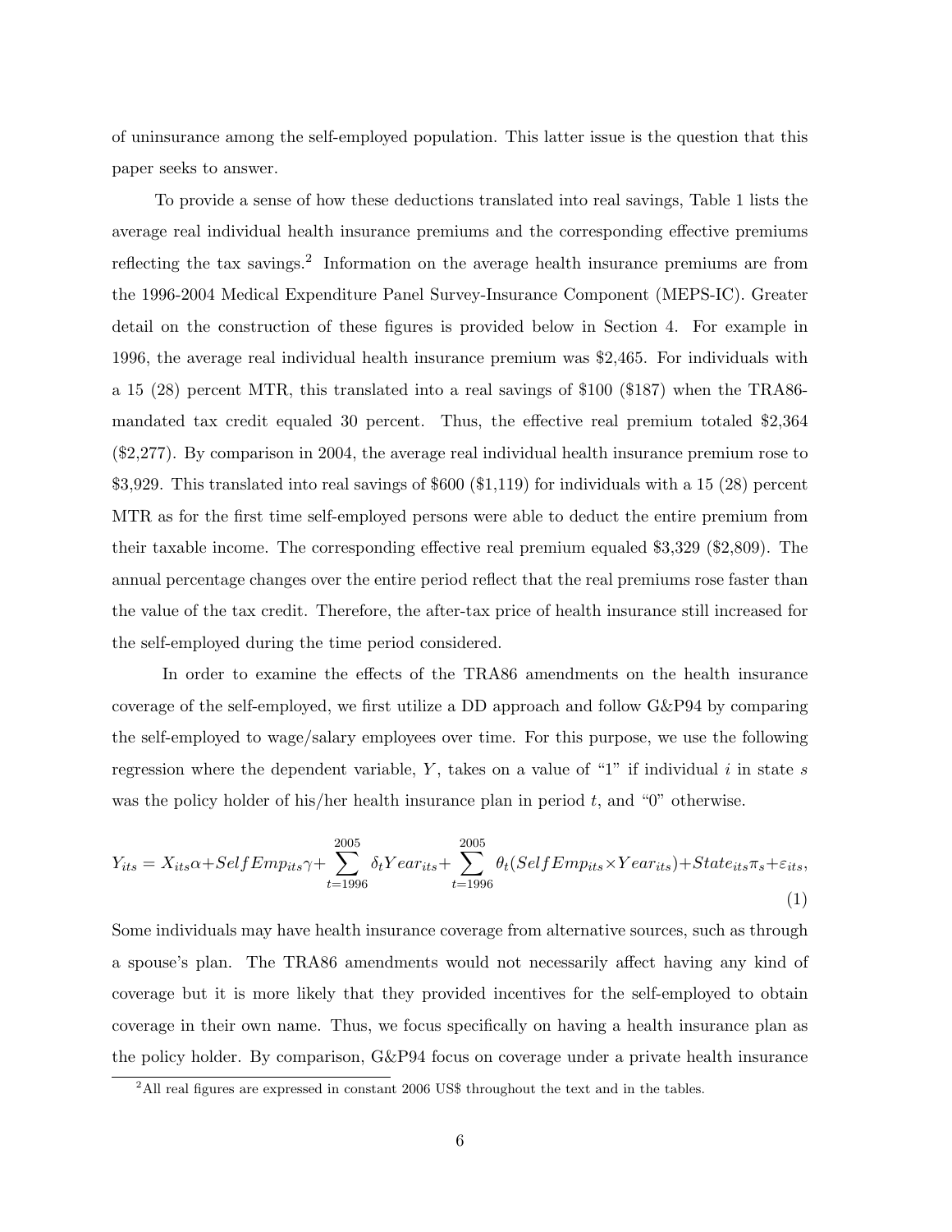of uninsurance among the self-employed population. This latter issue is the question that this paper seeks to answer.

To provide a sense of how these deductions translated into real savings, Table 1 lists the average real individual health insurance premiums and the corresponding effective premiums reflecting the tax savings.[2] Information on the average health insurance premiums are from the 1996-2004 Medical Expenditure Panel Survey-Insurance Component (MEPS-IC). Greater detail on the construction of these figures is provided below in Section 4. For example in 1996, the average real individual health insurance premium was $2,465. For individuals with a 15 (28) percent MTR, this translated into a real savings of $100 ($187) when the TRA86-mandated tax credit equaled 30 percent. Thus, the effective real premium totaled $2,364 ($2,277). By comparison in 2004, the average real individual health insurance premium rose to $3,929. This translated into real savings of $600 ($1,119) for individuals with a 15 (28) percent MTR as for the first time self-employed persons were able to deduct the entire premium from their taxable income. The corresponding effective real premium equaled $3,329 ($2,809). The annual percentage changes over the entire period reflect that the real premiums rose faster than the value of the tax credit. Therefore, the after-tax price of health insurance still increased for the self-employed during the time period considered.

In order to examine the effects of the TRA86 amendments on the health insurance coverage of the self-employed, we first utilize a DD approach and follow G&P94 by comparing the self-employed to wage/salary employees over time. For this purpose, we use the following regression where the dependent variable, $Y$, takes on a value of "1" if individual $i$ in state $s$ was the policy holder of his/her health insurance plan in period $t$, and "0" otherwise.

$$Y_{its} = X_{its}\alpha + SelfEmp_{its}\gamma + \sum_{t=1996}^{2005} \delta_t Year_{its} + \sum_{t=1996}^{2005} \theta_t (SelfEmp_{its} \times Year_{its}) + State_{its}\pi_s + \varepsilon_{its}, \tag{1}$$

Some individuals may have health insurance coverage from alternative sources, such as through a spouse's plan. The TRA86 amendments would not necessarily affect having any kind of coverage but it is more likely that they provided incentives for the self-employed to obtain coverage in their own name. Thus, we focus specifically on having a health insurance plan as the policy holder. By comparison, G&P94 focus on coverage under a private health insurance

[2] All real figures are expressed in constant 2006 US$ throughout the text and in the tables.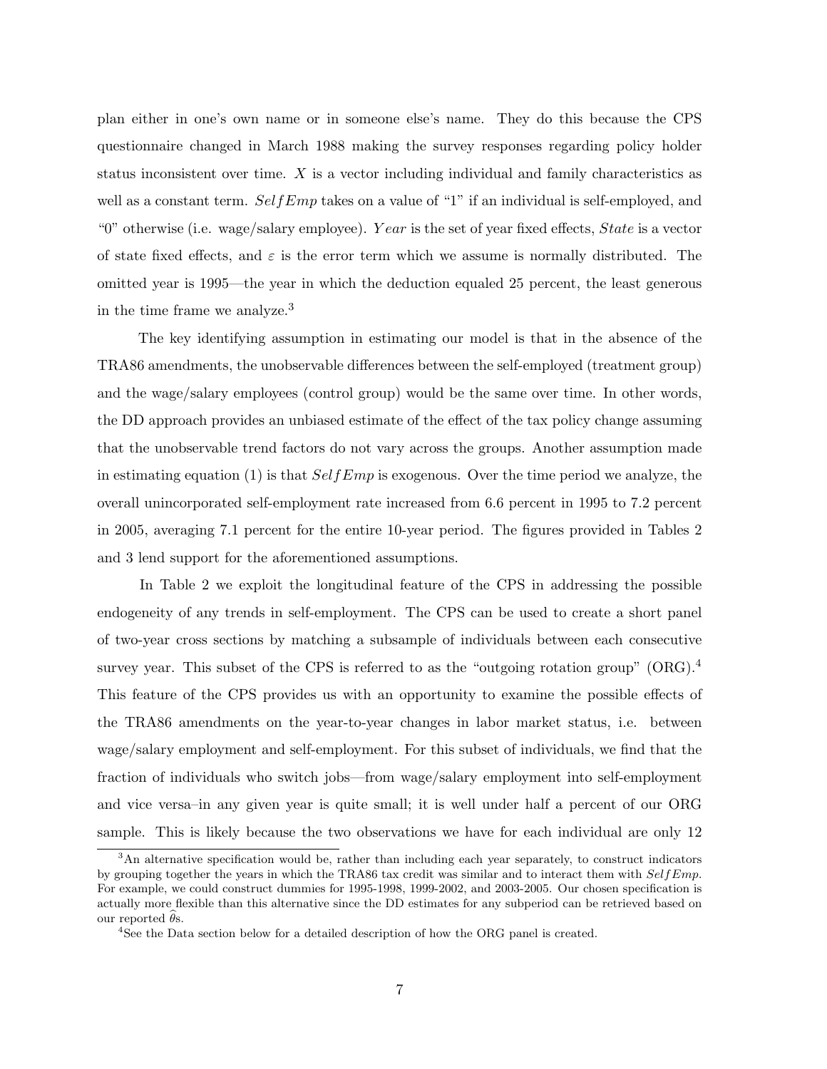plan either in one's own name or in someone else's name. They do this because the CPS questionnaire changed in March 1988 making the survey responses regarding policy holder status inconsistent over time. $X$ is a vector including individual and family characteristics as well as a constant term. $SelfEmp$ takes on a value of "1" if an individual is self-employed, and "0" otherwise (i.e. wage/salary employee). $Year$ is the set of year fixed effects, $State$ is a vector of state fixed effects, and $\varepsilon$ is the error term which we assume is normally distributed. The omitted year is 1995—the year in which the deduction equaled 25 percent, the least generous in the time frame we analyze.[3]

The key identifying assumption in estimating our model is that in the absence of the TRA86 amendments, the unobservable differences between the self-employed (treatment group) and the wage/salary employees (control group) would be the same over time. In other words, the DD approach provides an unbiased estimate of the effect of the tax policy change assuming that the unobservable trend factors do not vary across the groups. Another assumption made in estimating equation (1) is that $SelfEmp$ is exogenous. Over the time period we analyze, the overall unincorporated self-employment rate increased from 6.6 percent in 1995 to 7.2 percent in 2005, averaging 7.1 percent for the entire 10-year period. The figures provided in Tables 2 and 3 lend support for the aforementioned assumptions.

In Table 2 we exploit the longitudinal feature of the CPS in addressing the possible endogeneity of any trends in self-employment. The CPS can be used to create a short panel of two-year cross sections by matching a subsample of individuals between each consecutive survey year. This subset of the CPS is referred to as the "outgoing rotation group" (ORG).[4] This feature of the CPS provides us with an opportunity to examine the possible effects of the TRA86 amendments on the year-to-year changes in labor market status, i.e. between wage/salary employment and self-employment. For this subset of individuals, we find that the fraction of individuals who switch jobs—from wage/salary employment into self-employment and vice versa–in any given year is quite small; it is well under half a percent of our ORG sample. This is likely because the two observations we have for each individual are only 12

[3] An alternative specification would be, rather than including each year separately, to construct indicators by grouping together the years in which the TRA86 tax credit was similar and to interact them with $SelfEmp$. For example, we could construct dummies for 1995-1998, 1999-2002, and 2003-2005. Our chosen specification is actually more flexible than this alternative since the DD estimates for any subperiod can be retrieved based on our reported $\widehat{\theta}$s.

[4] See the Data section below for a detailed description of how the ORG panel is created.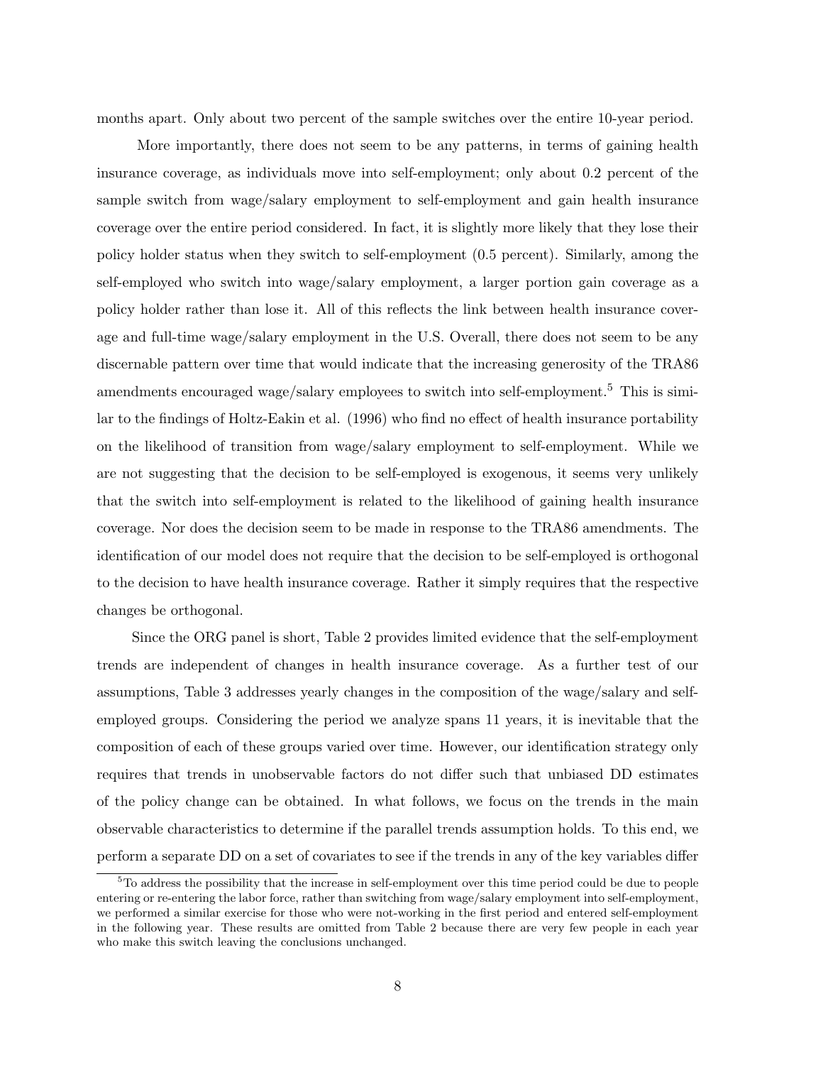months apart. Only about two percent of the sample switches over the entire 10-year period.

More importantly, there does not seem to be any patterns, in terms of gaining health insurance coverage, as individuals move into self-employment; only about 0.2 percent of the sample switch from wage/salary employment to self-employment and gain health insurance coverage over the entire period considered. In fact, it is slightly more likely that they lose their policy holder status when they switch to self-employment (0.5 percent). Similarly, among the self-employed who switch into wage/salary employment, a larger portion gain coverage as a policy holder rather than lose it. All of this reflects the link between health insurance coverage and full-time wage/salary employment in the U.S. Overall, there does not seem to be any discernable pattern over time that would indicate that the increasing generosity of the TRA86 amendments encouraged wage/salary employees to switch into self-employment.[5] This is similar to the findings of Holtz-Eakin et al. (1996) who find no effect of health insurance portability on the likelihood of transition from wage/salary employment to self-employment. While we are not suggesting that the decision to be self-employed is exogenous, it seems very unlikely that the switch into self-employment is related to the likelihood of gaining health insurance coverage. Nor does the decision seem to be made in response to the TRA86 amendments. The identification of our model does not require that the decision to be self-employed is orthogonal to the decision to have health insurance coverage. Rather it simply requires that the respective changes be orthogonal.

Since the ORG panel is short, Table 2 provides limited evidence that the self-employment trends are independent of changes in health insurance coverage. As a further test of our assumptions, Table 3 addresses yearly changes in the composition of the wage/salary and self-employed groups. Considering the period we analyze spans 11 years, it is inevitable that the composition of each of these groups varied over time. However, our identification strategy only requires that trends in unobservable factors do not differ such that unbiased DD estimates of the policy change can be obtained. In what follows, we focus on the trends in the main observable characteristics to determine if the parallel trends assumption holds. To this end, we perform a separate DD on a set of covariates to see if the trends in any of the key variables differ

[5] To address the possibility that the increase in self-employment over this time period could be due to people entering or re-entering the labor force, rather than switching from wage/salary employment into self-employment, we performed a similar exercise for those who were not-working in the first period and entered self-employment in the following year. These results are omitted from Table 2 because there are very few people in each year who make this switch leaving the conclusions unchanged.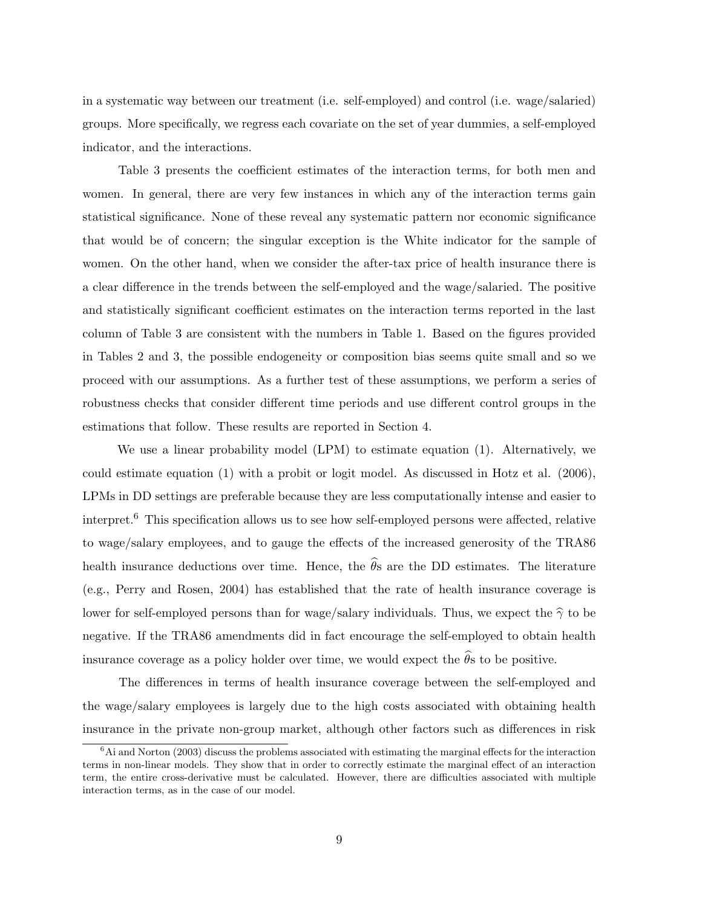in a systematic way between our treatment (i.e. self-employed) and control (i.e. wage/salaried) groups. More specifically, we regress each covariate on the set of year dummies, a self-employed indicator, and the interactions.

Table 3 presents the coefficient estimates of the interaction terms, for both men and women. In general, there are very few instances in which any of the interaction terms gain statistical significance. None of these reveal any systematic pattern nor economic significance that would be of concern; the singular exception is the White indicator for the sample of women. On the other hand, when we consider the after-tax price of health insurance there is a clear difference in the trends between the self-employed and the wage/salaried. The positive and statistically significant coefficient estimates on the interaction terms reported in the last column of Table 3 are consistent with the numbers in Table 1. Based on the figures provided in Tables 2 and 3, the possible endogeneity or composition bias seems quite small and so we proceed with our assumptions. As a further test of these assumptions, we perform a series of robustness checks that consider different time periods and use different control groups in the estimations that follow. These results are reported in Section 4.

We use a linear probability model (LPM) to estimate equation (1). Alternatively, we could estimate equation (1) with a probit or logit model. As discussed in Hotz et al. (2006), LPMs in DD settings are preferable because they are less computationally intense and easier to interpret.[6] This specification allows us to see how self-employed persons were affected, relative to wage/salary employees, and to gauge the effects of the increased generosity of the TRA86 health insurance deductions over time. Hence, the $\widehat{\theta}$s are the DD estimates. The literature (e.g., Perry and Rosen, 2004) has established that the rate of health insurance coverage is lower for self-employed persons than for wage/salary individuals. Thus, we expect the $\widehat{\gamma}$ to be negative. If the TRA86 amendments did in fact encourage the self-employed to obtain health insurance coverage as a policy holder over time, we would expect the $\widehat{\theta}$s to be positive.

The differences in terms of health insurance coverage between the self-employed and the wage/salary employees is largely due to the high costs associated with obtaining health insurance in the private non-group market, although other factors such as differences in risk

[6] Ai and Norton (2003) discuss the problems associated with estimating the marginal effects for the interaction terms in non-linear models. They show that in order to correctly estimate the marginal effect of an interaction term, the entire cross-derivative must be calculated. However, there are difficulties associated with multiple interaction terms, as in the case of our model.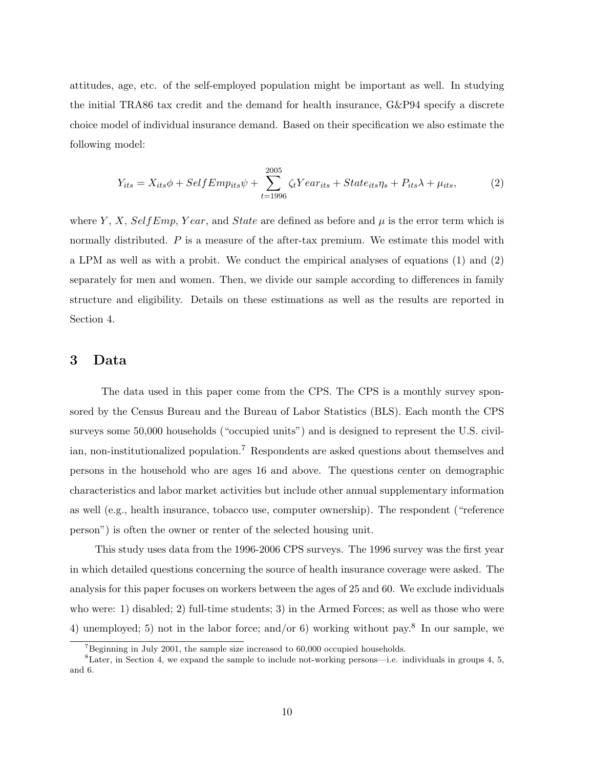attitudes, age, etc. of the self-employed population might be important as well. In studying the initial TRA86 tax credit and the demand for health insurance, G&P94 specify a discrete choice model of individual insurance demand. Based on their specification we also estimate the following model:

$$Y_{its} = X_{its}\phi + SelfEmp_{its}\psi + \sum_{t=1996}^{2005} \zeta_t Year_{its} + State_{its}\eta_s + P_{its}\lambda + \mu_{its}, \tag{2}$$

where $Y$, $X$, $SelfEmp$, $Year$, and $State$ are defined as before and $\mu$ is the error term which is normally distributed. $P$ is a measure of the after-tax premium. We estimate this model with a LPM as well as with a probit. We conduct the empirical analyses of equations (1) and (2) separately for men and women. Then, we divide our sample according to differences in family structure and eligibility. Details on these estimations as well as the results are reported in Section 4.

# 3 Data

The data used in this paper come from the CPS. The CPS is a monthly survey sponsored by the Census Bureau and the Bureau of Labor Statistics (BLS). Each month the CPS surveys some 50,000 households ("occupied units") and is designed to represent the U.S. civilian, non-institutionalized population.[7] Respondents are asked questions about themselves and persons in the household who are ages 16 and above. The questions center on demographic characteristics and labor market activities but include other annual supplementary information as well (e.g., health insurance, tobacco use, computer ownership). The respondent ("reference person") is often the owner or renter of the selected housing unit.

This study uses data from the 1996-2006 CPS surveys. The 1996 survey was the first year in which detailed questions concerning the source of health insurance coverage were asked. The analysis for this paper focuses on workers between the ages of 25 and 60. We exclude individuals who were: 1) disabled; 2) full-time students; 3) in the Armed Forces; as well as those who were 4) unemployed; 5) not in the labor force; and/or 6) working without pay.[8] In our sample, we

[7] Beginning in July 2001, the sample size increased to 60,000 occupied households.

[8] Later, in Section 4, we expand the sample to include not-working persons—i.e. individuals in groups 4, 5, and 6.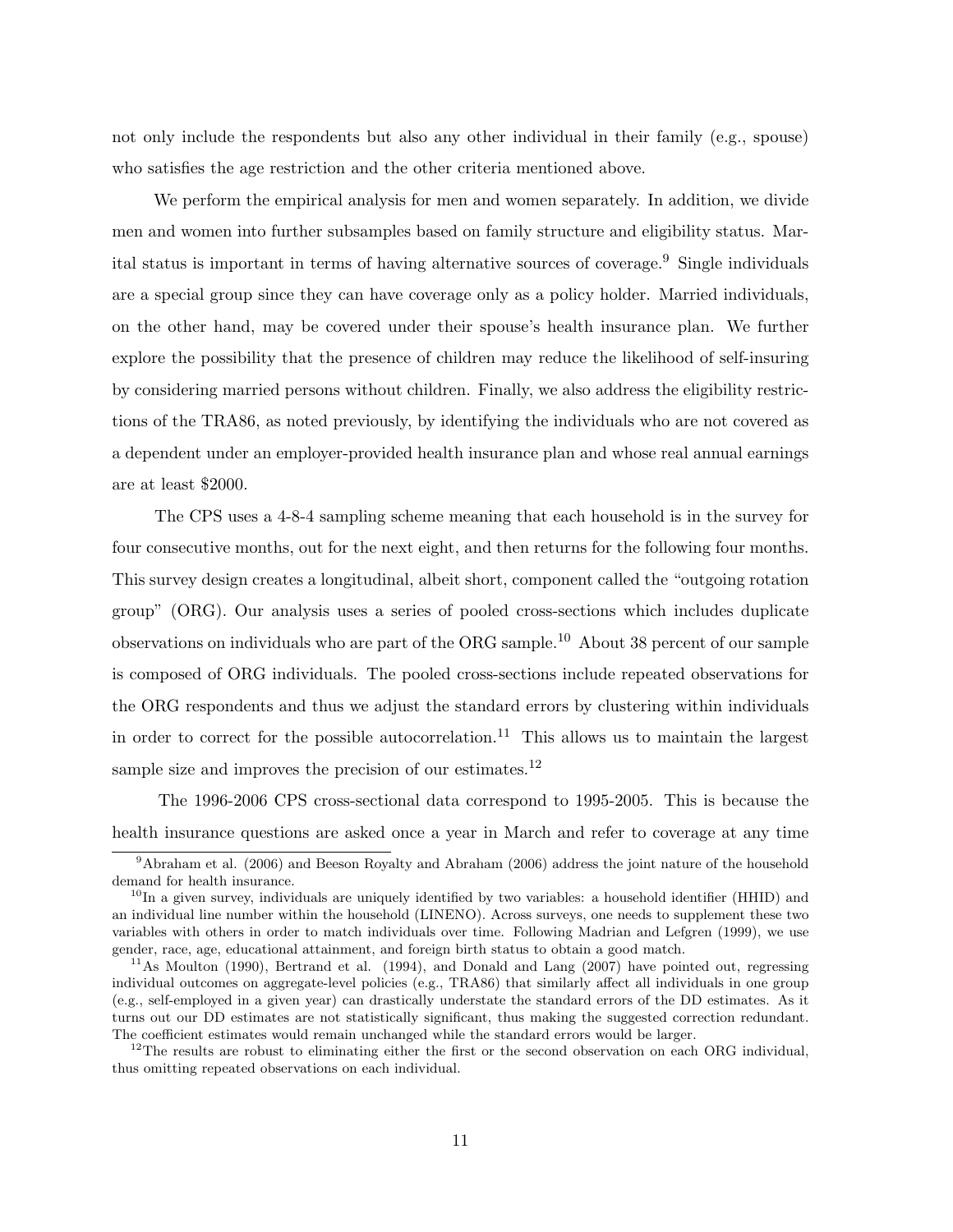not only include the respondents but also any other individual in their family (e.g., spouse) who satisfies the age restriction and the other criteria mentioned above.

We perform the empirical analysis for men and women separately. In addition, we divide men and women into further subsamples based on family structure and eligibility status. Marital status is important in terms of having alternative sources of coverage.[9] Single individuals are a special group since they can have coverage only as a policy holder. Married individuals, on the other hand, may be covered under their spouse's health insurance plan. We further explore the possibility that the presence of children may reduce the likelihood of self-insuring by considering married persons without children. Finally, we also address the eligibility restrictions of the TRA86, as noted previously, by identifying the individuals who are not covered as a dependent under an employer-provided health insurance plan and whose real annual earnings are at least $2000.

The CPS uses a 4-8-4 sampling scheme meaning that each household is in the survey for four consecutive months, out for the next eight, and then returns for the following four months. This survey design creates a longitudinal, albeit short, component called the "outgoing rotation group" (ORG). Our analysis uses a series of pooled cross-sections which includes duplicate observations on individuals who are part of the ORG sample.[10] About 38 percent of our sample is composed of ORG individuals. The pooled cross-sections include repeated observations for the ORG respondents and thus we adjust the standard errors by clustering within individuals in order to correct for the possible autocorrelation.[11] This allows us to maintain the largest sample size and improves the precision of our estimates.[12]

The 1996-2006 CPS cross-sectional data correspond to 1995-2005. This is because the health insurance questions are asked once a year in March and refer to coverage at any time

---

[9] Abraham et al. (2006) and Beeson Royalty and Abraham (2006) address the joint nature of the household demand for health insurance.

[10] In a given survey, individuals are uniquely identified by two variables: a household identifier (HHID) and an individual line number within the household (LINENO). Across surveys, one needs to supplement these two variables with others in order to match individuals over time. Following Madrian and Lefgren (1999), we use gender, race, age, educational attainment, and foreign birth status to obtain a good match.

[11] As Moulton (1990), Bertrand et al. (1994), and Donald and Lang (2007) have pointed out, regressing individual outcomes on aggregate-level policies (e.g., TRA86) that similarly affect all individuals in one group (e.g., self-employed in a given year) can drastically understate the standard errors of the DD estimates. As it turns out our DD estimates are not statistically significant, thus making the suggested correction redundant. The coefficient estimates would remain unchanged while the standard errors would be larger.

[12] The results are robust to eliminating either the first or the second observation on each ORG individual, thus omitting repeated observations on each individual.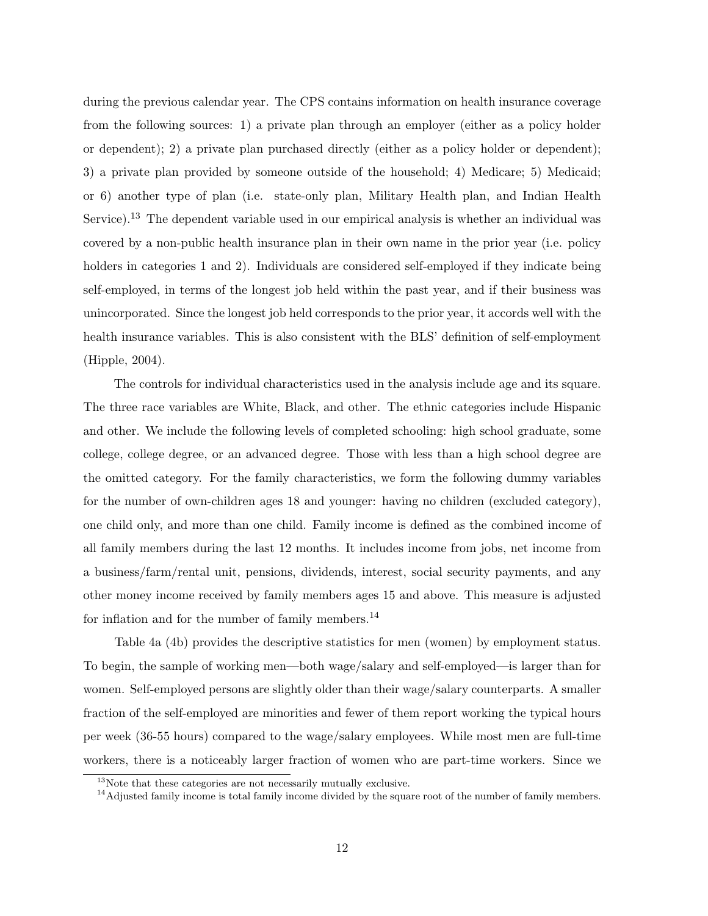during the previous calendar year. The CPS contains information on health insurance coverage from the following sources: 1) a private plan through an employer (either as a policy holder or dependent); 2) a private plan purchased directly (either as a policy holder or dependent); 3) a private plan provided by someone outside of the household; 4) Medicare; 5) Medicaid; or 6) another type of plan (i.e. state-only plan, Military Health plan, and Indian Health Service).[13] The dependent variable used in our empirical analysis is whether an individual was covered by a non-public health insurance plan in their own name in the prior year (i.e. policy holders in categories 1 and 2). Individuals are considered self-employed if they indicate being self-employed, in terms of the longest job held within the past year, and if their business was unincorporated. Since the longest job held corresponds to the prior year, it accords well with the health insurance variables. This is also consistent with the BLS' definition of self-employment (Hipple, 2004).

The controls for individual characteristics used in the analysis include age and its square. The three race variables are White, Black, and other. The ethnic categories include Hispanic and other. We include the following levels of completed schooling: high school graduate, some college, college degree, or an advanced degree. Those with less than a high school degree are the omitted category. For the family characteristics, we form the following dummy variables for the number of own-children ages 18 and younger: having no children (excluded category), one child only, and more than one child. Family income is defined as the combined income of all family members during the last 12 months. It includes income from jobs, net income from a business/farm/rental unit, pensions, dividends, interest, social security payments, and any other money income received by family members ages 15 and above. This measure is adjusted for inflation and for the number of family members.[14]

Table 4a (4b) provides the descriptive statistics for men (women) by employment status. To begin, the sample of working men—both wage/salary and self-employed—is larger than for women. Self-employed persons are slightly older than their wage/salary counterparts. A smaller fraction of the self-employed are minorities and fewer of them report working the typical hours per week (36-55 hours) compared to the wage/salary employees. While most men are full-time workers, there is a noticeably larger fraction of women who are part-time workers. Since we

[13] Note that these categories are not necessarily mutually exclusive.

[14] Adjusted family income is total family income divided by the square root of the number of family members.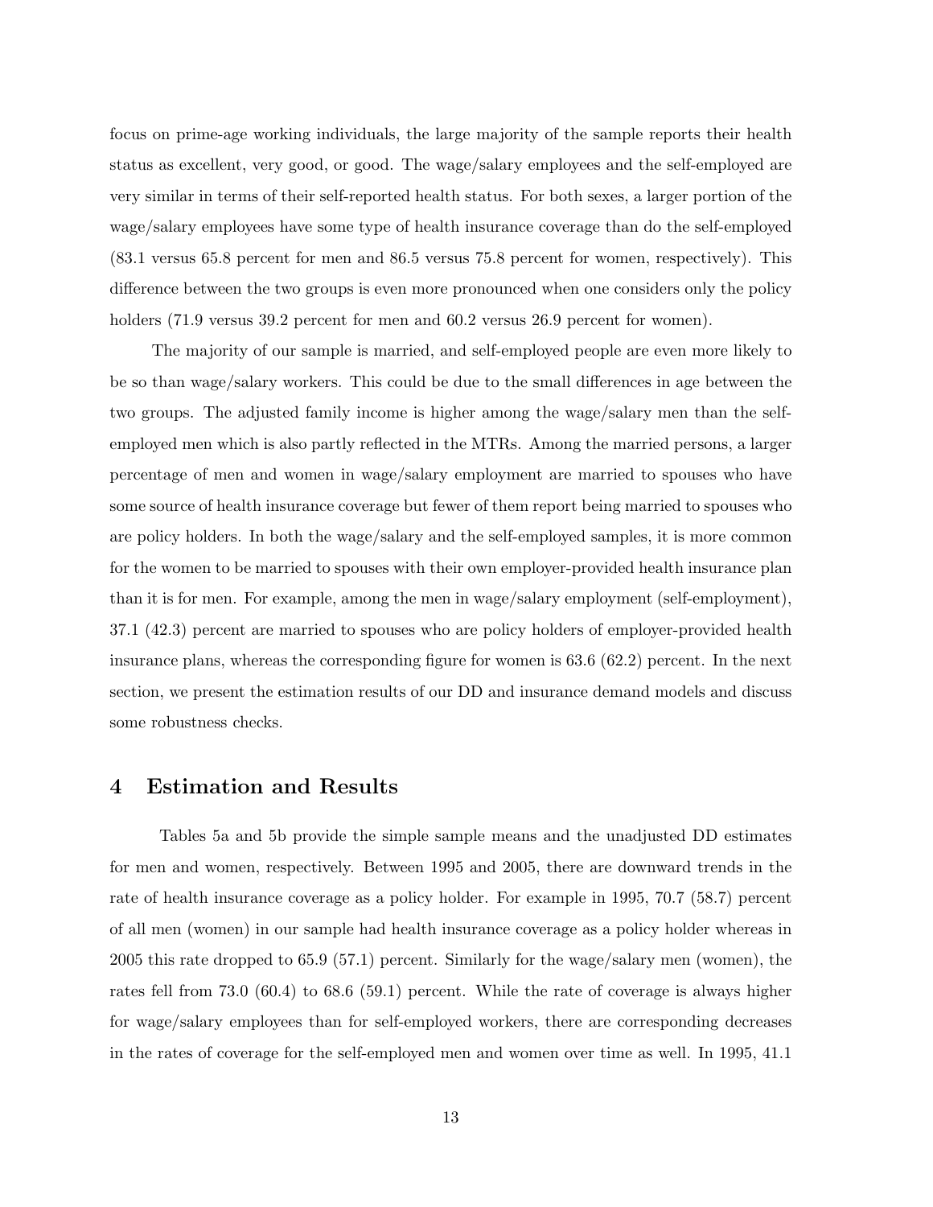focus on prime-age working individuals, the large majority of the sample reports their health status as excellent, very good, or good. The wage/salary employees and the self-employed are very similar in terms of their self-reported health status. For both sexes, a larger portion of the wage/salary employees have some type of health insurance coverage than do the self-employed (83.1 versus 65.8 percent for men and 86.5 versus 75.8 percent for women, respectively). This difference between the two groups is even more pronounced when one considers only the policy holders (71.9 versus 39.2 percent for men and 60.2 versus 26.9 percent for women).

The majority of our sample is married, and self-employed people are even more likely to be so than wage/salary workers. This could be due to the small differences in age between the two groups. The adjusted family income is higher among the wage/salary men than the self-employed men which is also partly reflected in the MTRs. Among the married persons, a larger percentage of men and women in wage/salary employment are married to spouses who have some source of health insurance coverage but fewer of them report being married to spouses who are policy holders. In both the wage/salary and the self-employed samples, it is more common for the women to be married to spouses with their own employer-provided health insurance plan than it is for men. For example, among the men in wage/salary employment (self-employment), 37.1 (42.3) percent are married to spouses who are policy holders of employer-provided health insurance plans, whereas the corresponding figure for women is 63.6 (62.2) percent. In the next section, we present the estimation results of our DD and insurance demand models and discuss some robustness checks.

# 4 Estimation and Results

Tables 5a and 5b provide the simple sample means and the unadjusted DD estimates for men and women, respectively. Between 1995 and 2005, there are downward trends in the rate of health insurance coverage as a policy holder. For example in 1995, 70.7 (58.7) percent of all men (women) in our sample had health insurance coverage as a policy holder whereas in 2005 this rate dropped to 65.9 (57.1) percent. Similarly for the wage/salary men (women), the rates fell from 73.0 (60.4) to 68.6 (59.1) percent. While the rate of coverage is always higher for wage/salary employees than for self-employed workers, there are corresponding decreases in the rates of coverage for the self-employed men and women over time as well. In 1995, 41.1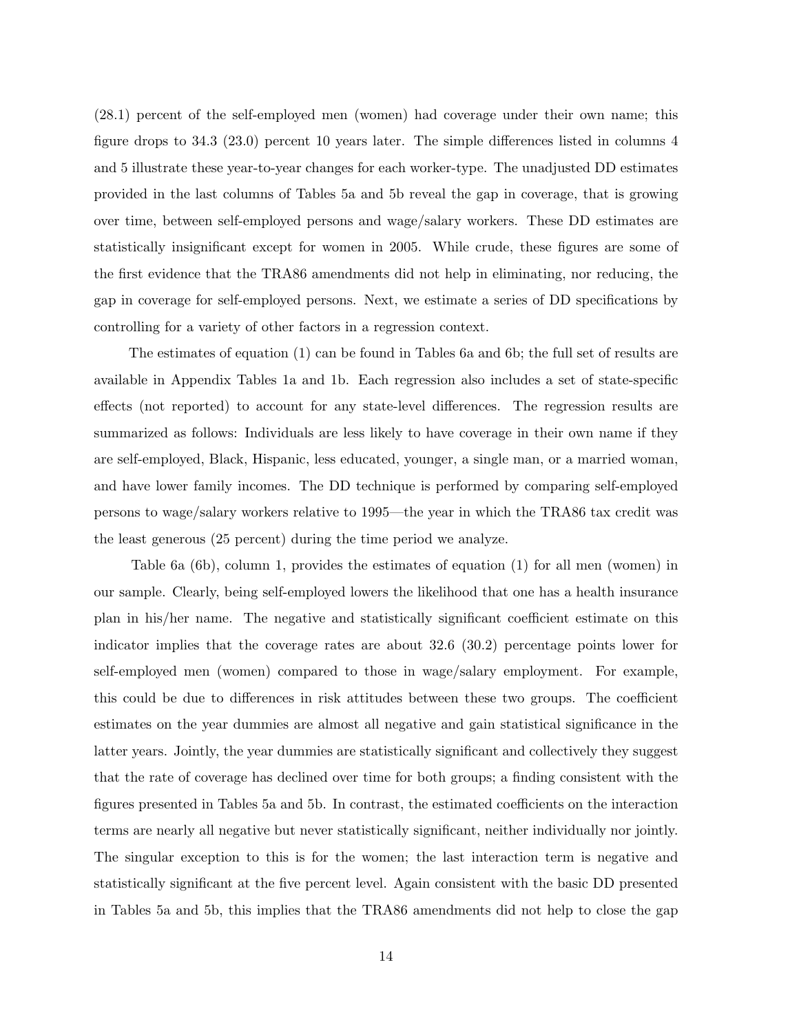(28.1) percent of the self-employed men (women) had coverage under their own name; this figure drops to 34.3 (23.0) percent 10 years later. The simple differences listed in columns 4 and 5 illustrate these year-to-year changes for each worker-type. The unadjusted DD estimates provided in the last columns of Tables 5a and 5b reveal the gap in coverage, that is growing over time, between self-employed persons and wage/salary workers. These DD estimates are statistically insignificant except for women in 2005. While crude, these figures are some of the first evidence that the TRA86 amendments did not help in eliminating, nor reducing, the gap in coverage for self-employed persons. Next, we estimate a series of DD specifications by controlling for a variety of other factors in a regression context.

The estimates of equation (1) can be found in Tables 6a and 6b; the full set of results are available in Appendix Tables 1a and 1b. Each regression also includes a set of state-specific effects (not reported) to account for any state-level differences. The regression results are summarized as follows: Individuals are less likely to have coverage in their own name if they are self-employed, Black, Hispanic, less educated, younger, a single man, or a married woman, and have lower family incomes. The DD technique is performed by comparing self-employed persons to wage/salary workers relative to 1995—the year in which the TRA86 tax credit was the least generous (25 percent) during the time period we analyze.

Table 6a (6b), column 1, provides the estimates of equation (1) for all men (women) in our sample. Clearly, being self-employed lowers the likelihood that one has a health insurance plan in his/her name. The negative and statistically significant coefficient estimate on this indicator implies that the coverage rates are about 32.6 (30.2) percentage points lower for self-employed men (women) compared to those in wage/salary employment. For example, this could be due to differences in risk attitudes between these two groups. The coefficient estimates on the year dummies are almost all negative and gain statistical significance in the latter years. Jointly, the year dummies are statistically significant and collectively they suggest that the rate of coverage has declined over time for both groups; a finding consistent with the figures presented in Tables 5a and 5b. In contrast, the estimated coefficients on the interaction terms are nearly all negative but never statistically significant, neither individually nor jointly. The singular exception to this is for the women; the last interaction term is negative and statistically significant at the five percent level. Again consistent with the basic DD presented in Tables 5a and 5b, this implies that the TRA86 amendments did not help to close the gap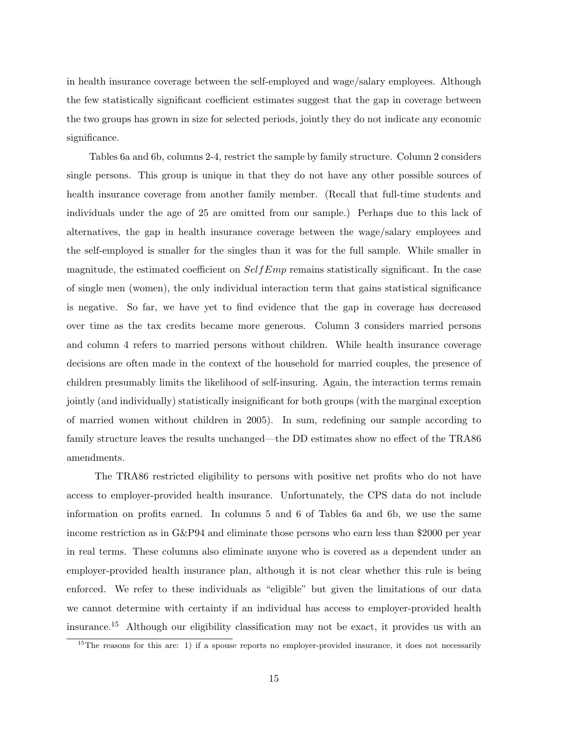in health insurance coverage between the self-employed and wage/salary employees. Although the few statistically significant coefficient estimates suggest that the gap in coverage between the two groups has grown in size for selected periods, jointly they do not indicate any economic significance.

Tables 6a and 6b, columns 2-4, restrict the sample by family structure. Column 2 considers single persons. This group is unique in that they do not have any other possible sources of health insurance coverage from another family member. (Recall that full-time students and individuals under the age of 25 are omitted from our sample.) Perhaps due to this lack of alternatives, the gap in health insurance coverage between the wage/salary employees and the self-employed is smaller for the singles than it was for the full sample. While smaller in magnitude, the estimated coefficient on $SelfEmp$ remains statistically significant. In the case of single men (women), the only individual interaction term that gains statistical significance is negative. So far, we have yet to find evidence that the gap in coverage has decreased over time as the tax credits became more generous. Column 3 considers married persons and column 4 refers to married persons without children. While health insurance coverage decisions are often made in the context of the household for married couples, the presence of children presumably limits the likelihood of self-insuring. Again, the interaction terms remain jointly (and individually) statistically insignificant for both groups (with the marginal exception of married women without children in 2005). In sum, redefining our sample according to family structure leaves the results unchanged—the DD estimates show no effect of the TRA86 amendments.

The TRA86 restricted eligibility to persons with positive net profits who do not have access to employer-provided health insurance. Unfortunately, the CPS data do not include information on profits earned. In columns 5 and 6 of Tables 6a and 6b, we use the same income restriction as in G&P94 and eliminate those persons who earn less than $2000 per year in real terms. These columns also eliminate anyone who is covered as a dependent under an employer-provided health insurance plan, although it is not clear whether this rule is being enforced. We refer to these individuals as "eligible" but given the limitations of our data we cannot determine with certainty if an individual has access to employer-provided health insurance.[15] Although our eligibility classification may not be exact, it provides us with an

[15] The reasons for this are: 1) if a spouse reports no employer-provided insurance, it does not necessarily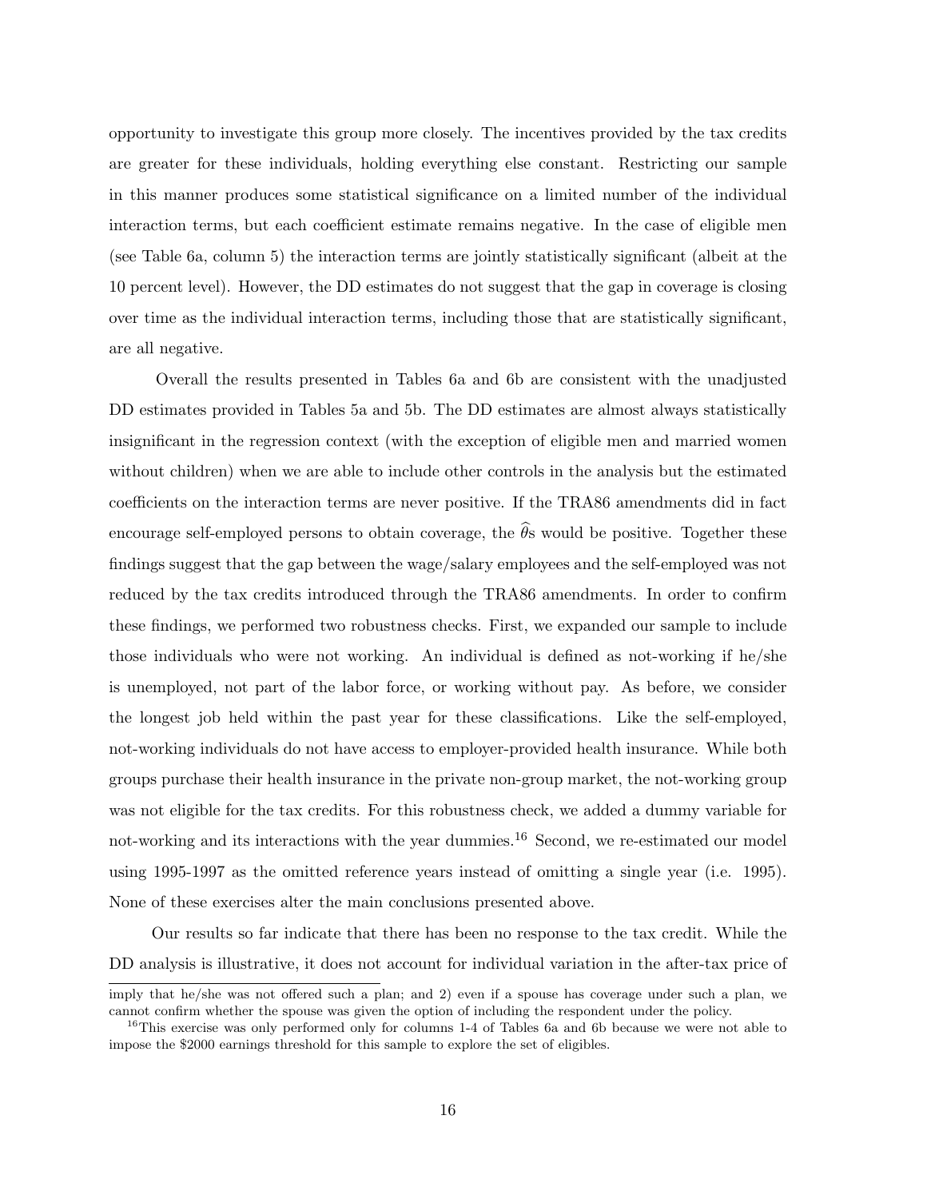opportunity to investigate this group more closely. The incentives provided by the tax credits are greater for these individuals, holding everything else constant. Restricting our sample in this manner produces some statistical significance on a limited number of the individual interaction terms, but each coefficient estimate remains negative. In the case of eligible men (see Table 6a, column 5) the interaction terms are jointly statistically significant (albeit at the 10 percent level). However, the DD estimates do not suggest that the gap in coverage is closing over time as the individual interaction terms, including those that are statistically significant, are all negative.

Overall the results presented in Tables 6a and 6b are consistent with the unadjusted DD estimates provided in Tables 5a and 5b. The DD estimates are almost always statistically insignificant in the regression context (with the exception of eligible men and married women without children) when we are able to include other controls in the analysis but the estimated coefficients on the interaction terms are never positive. If the TRA86 amendments did in fact encourage self-employed persons to obtain coverage, the $\widehat{\theta}$s would be positive. Together these findings suggest that the gap between the wage/salary employees and the self-employed was not reduced by the tax credits introduced through the TRA86 amendments. In order to confirm these findings, we performed two robustness checks. First, we expanded our sample to include those individuals who were not working. An individual is defined as not-working if he/she is unemployed, not part of the labor force, or working without pay. As before, we consider the longest job held within the past year for these classifications. Like the self-employed, not-working individuals do not have access to employer-provided health insurance. While both groups purchase their health insurance in the private non-group market, the not-working group was not eligible for the tax credits. For this robustness check, we added a dummy variable for not-working and its interactions with the year dummies.[16] Second, we re-estimated our model using 1995-1997 as the omitted reference years instead of omitting a single year (i.e. 1995). None of these exercises alter the main conclusions presented above.

Our results so far indicate that there has been no response to the tax credit. While the DD analysis is illustrative, it does not account for individual variation in the after-tax price of

imply that he/she was not offered such a plan; and 2) even if a spouse has coverage under such a plan, we cannot confirm whether the spouse was given the option of including the respondent under the policy.

[16] This exercise was only performed only for columns 1-4 of Tables 6a and 6b because we were not able to impose the $2000 earnings threshold for this sample to explore the set of eligibles.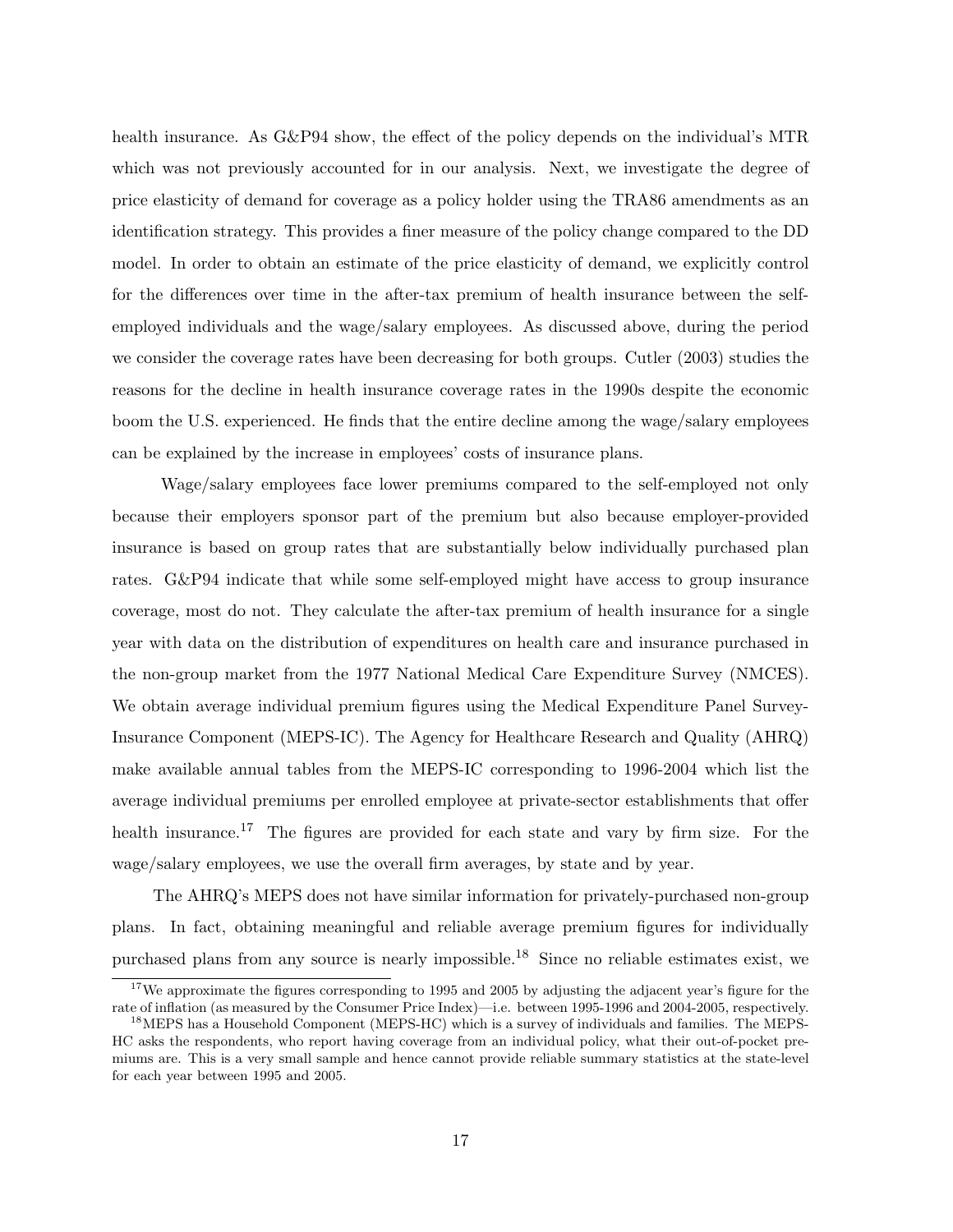health insurance. As G&P94 show, the effect of the policy depends on the individual's MTR which was not previously accounted for in our analysis. Next, we investigate the degree of price elasticity of demand for coverage as a policy holder using the TRA86 amendments as an identification strategy. This provides a finer measure of the policy change compared to the DD model. In order to obtain an estimate of the price elasticity of demand, we explicitly control for the differences over time in the after-tax premium of health insurance between the self-employed individuals and the wage/salary employees. As discussed above, during the period we consider the coverage rates have been decreasing for both groups. Cutler (2003) studies the reasons for the decline in health insurance coverage rates in the 1990s despite the economic boom the U.S. experienced. He finds that the entire decline among the wage/salary employees can be explained by the increase in employees' costs of insurance plans.

Wage/salary employees face lower premiums compared to the self-employed not only because their employers sponsor part of the premium but also because employer-provided insurance is based on group rates that are substantially below individually purchased plan rates. G&P94 indicate that while some self-employed might have access to group insurance coverage, most do not. They calculate the after-tax premium of health insurance for a single year with data on the distribution of expenditures on health care and insurance purchased in the non-group market from the 1977 National Medical Care Expenditure Survey (NMCES). We obtain average individual premium figures using the Medical Expenditure Panel Survey-Insurance Component (MEPS-IC). The Agency for Healthcare Research and Quality (AHRQ) make available annual tables from the MEPS-IC corresponding to 1996-2004 which list the average individual premiums per enrolled employee at private-sector establishments that offer health insurance.[17] The figures are provided for each state and vary by firm size. For the wage/salary employees, we use the overall firm averages, by state and by year.

The AHRQ's MEPS does not have similar information for privately-purchased non-group plans. In fact, obtaining meaningful and reliable average premium figures for individually purchased plans from any source is nearly impossible.[18] Since no reliable estimates exist, we

[17] We approximate the figures corresponding to 1995 and 2005 by adjusting the adjacent year's figure for the rate of inflation (as measured by the Consumer Price Index)—i.e. between 1995-1996 and 2004-2005, respectively.

[18] MEPS has a Household Component (MEPS-HC) which is a survey of individuals and families. The MEPS-HC asks the respondents, who report having coverage from an individual policy, what their out-of-pocket premiums are. This is a very small sample and hence cannot provide reliable summary statistics at the state-level for each year between 1995 and 2005.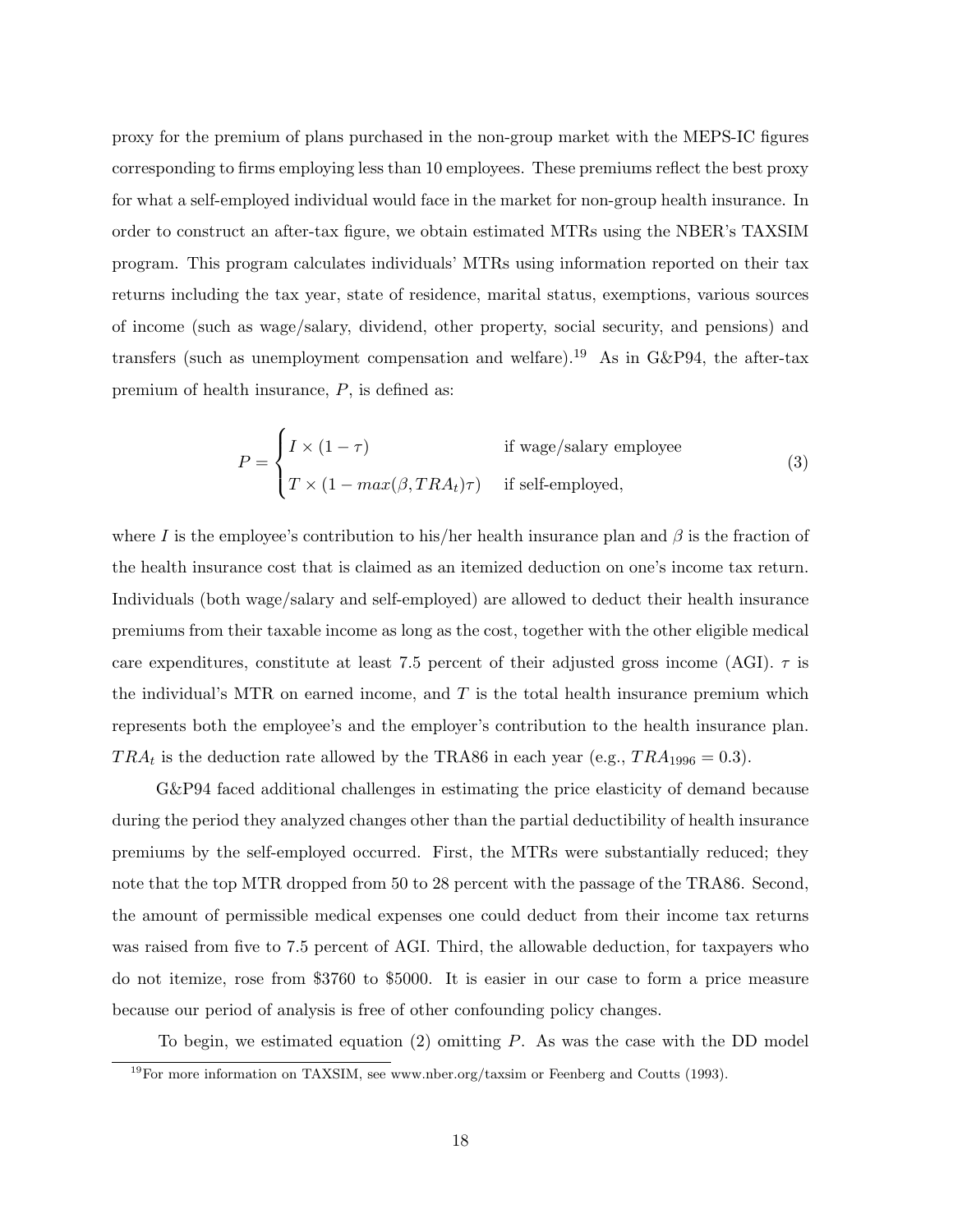proxy for the premium of plans purchased in the non-group market with the MEPS-IC figures corresponding to firms employing less than 10 employees. These premiums reflect the best proxy for what a self-employed individual would face in the market for non-group health insurance. In order to construct an after-tax figure, we obtain estimated MTRs using the NBER's TAXSIM program. This program calculates individuals' MTRs using information reported on their tax returns including the tax year, state of residence, marital status, exemptions, various sources of income (such as wage/salary, dividend, other property, social security, and pensions) and transfers (such as unemployment compensation and welfare).[19] As in G&P94, the after-tax premium of health insurance, $P$, is defined as:

$$P = \begin{cases} I \times (1 - \tau) & \text{if wage/salary employee} \\ T \times (1 - max(\beta, TRA_t)\tau) & \text{if self-employed,} \end{cases} \tag{3}$$

where $I$ is the employee's contribution to his/her health insurance plan and $\beta$ is the fraction of the health insurance cost that is claimed as an itemized deduction on one's income tax return. Individuals (both wage/salary and self-employed) are allowed to deduct their health insurance premiums from their taxable income as long as the cost, together with the other eligible medical care expenditures, constitute at least 7.5 percent of their adjusted gross income (AGI). $\tau$ is the individual's MTR on earned income, and $T$ is the total health insurance premium which represents both the employee's and the employer's contribution to the health insurance plan. $TRA_t$ is the deduction rate allowed by the TRA86 in each year (e.g., $TRA_{1996} = 0.3$).

G&P94 faced additional challenges in estimating the price elasticity of demand because during the period they analyzed changes other than the partial deductibility of health insurance premiums by the self-employed occurred. First, the MTRs were substantially reduced; they note that the top MTR dropped from 50 to 28 percent with the passage of the TRA86. Second, the amount of permissible medical expenses one could deduct from their income tax returns was raised from five to 7.5 percent of AGI. Third, the allowable deduction, for taxpayers who do not itemize, rose from \$3760 to \$5000. It is easier in our case to form a price measure because our period of analysis is free of other confounding policy changes.

To begin, we estimated equation (2) omitting $P$. As was the case with the DD model

[19] For more information on TAXSIM, see www.nber.org/taxsim or Feenberg and Coutts (1993).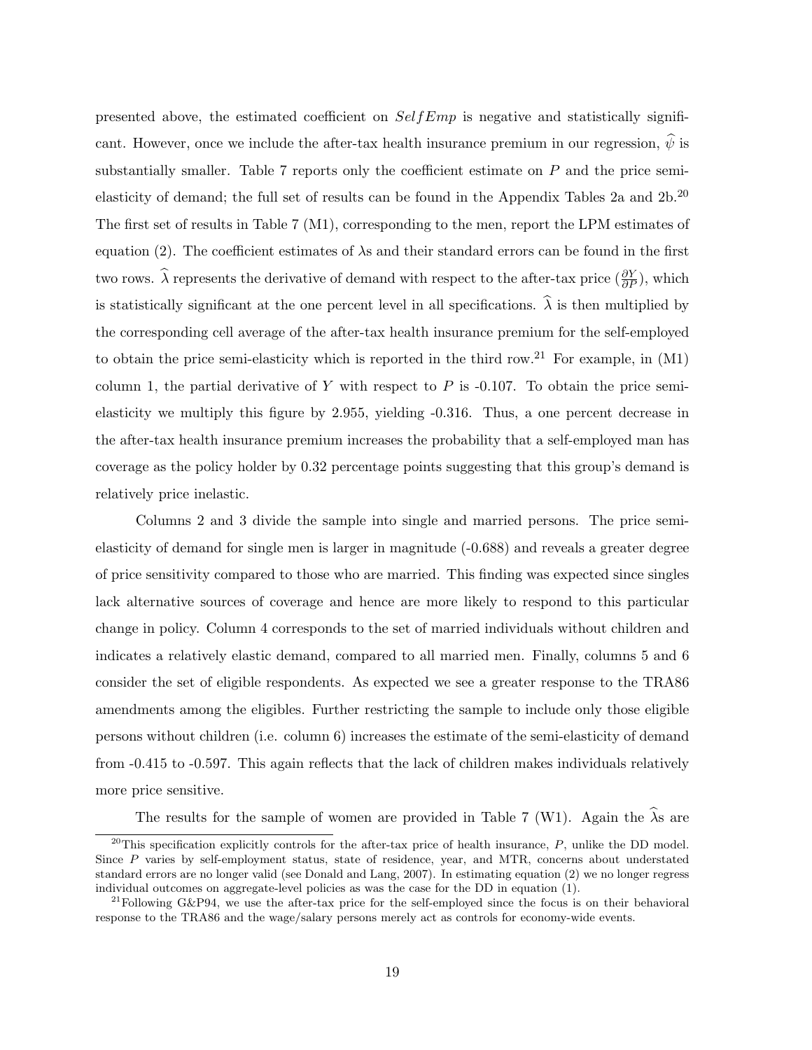presented above, the estimated coefficient on $SelfEmp$ is negative and statistically significant. However, once we include the after-tax health insurance premium in our regression, $\widehat{\psi}$ is substantially smaller. Table 7 reports only the coefficient estimate on $P$ and the price semi-elasticity of demand; the full set of results can be found in the Appendix Tables 2a and 2b.[20] The first set of results in Table 7 (M1), corresponding to the men, report the LPM estimates of equation (2). The coefficient estimates of $\lambda$s and their standard errors can be found in the first two rows. $\widehat{\lambda}$ represents the derivative of demand with respect to the after-tax price ($\frac{\partial Y}{\partial P}$), which is statistically significant at the one percent level in all specifications. $\widehat{\lambda}$ is then multiplied by the corresponding cell average of the after-tax health insurance premium for the self-employed to obtain the price semi-elasticity which is reported in the third row.[21] For example, in (M1) column 1, the partial derivative of $Y$ with respect to $P$ is -0.107. To obtain the price semi-elasticity we multiply this figure by 2.955, yielding -0.316. Thus, a one percent decrease in the after-tax health insurance premium increases the probability that a self-employed man has coverage as the policy holder by 0.32 percentage points suggesting that this group's demand is relatively price inelastic.

Columns 2 and 3 divide the sample into single and married persons. The price semi-elasticity of demand for single men is larger in magnitude (-0.688) and reveals a greater degree of price sensitivity compared to those who are married. This finding was expected since singles lack alternative sources of coverage and hence are more likely to respond to this particular change in policy. Column 4 corresponds to the set of married individuals without children and indicates a relatively elastic demand, compared to all married men. Finally, columns 5 and 6 consider the set of eligible respondents. As expected we see a greater response to the TRA86 amendments among the eligibles. Further restricting the sample to include only those eligible persons without children (i.e. column 6) increases the estimate of the semi-elasticity of demand from -0.415 to -0.597. This again reflects that the lack of children makes individuals relatively more price sensitive.

The results for the sample of women are provided in Table 7 (W1). Again the $\widehat{\lambda}$s are

---

[20] This specification explicitly controls for the after-tax price of health insurance, $P$, unlike the DD model. Since $P$ varies by self-employment status, state of residence, year, and MTR, concerns about understated standard errors are no longer valid (see Donald and Lang, 2007). In estimating equation (2) we no longer regress individual outcomes on aggregate-level policies as was the case for the DD in equation (1).

[21] Following G&P94, we use the after-tax price for the self-employed since the focus is on their behavioral response to the TRA86 and the wage/salary persons merely act as controls for economy-wide events.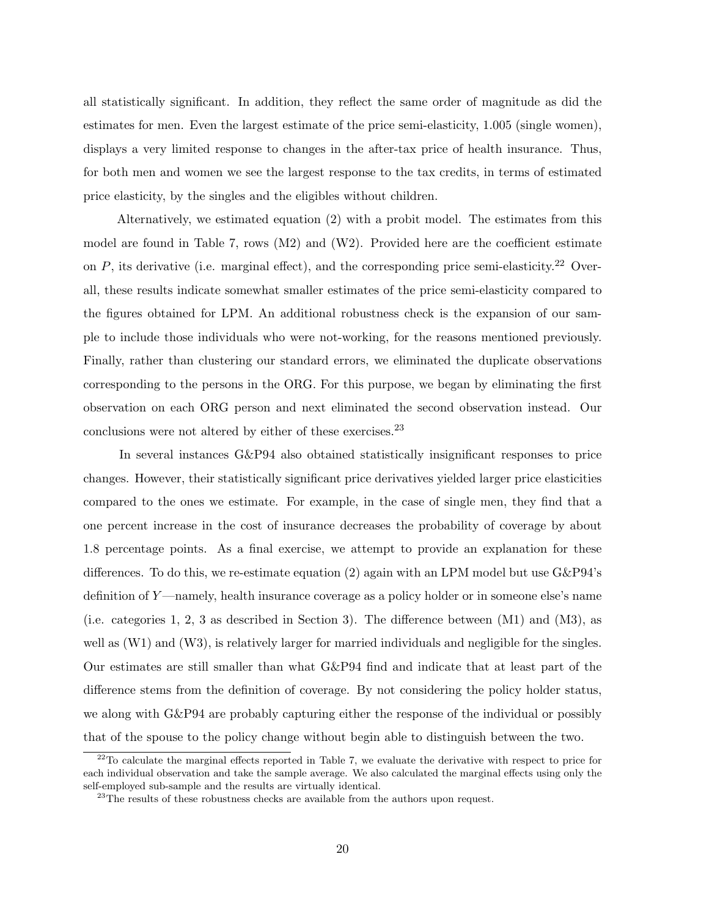all statistically significant. In addition, they reflect the same order of magnitude as did the estimates for men. Even the largest estimate of the price semi-elasticity, 1.005 (single women), displays a very limited response to changes in the after-tax price of health insurance. Thus, for both men and women we see the largest response to the tax credits, in terms of estimated price elasticity, by the singles and the eligibles without children.

Alternatively, we estimated equation (2) with a probit model. The estimates from this model are found in Table 7, rows (M2) and (W2). Provided here are the coefficient estimate on $P$, its derivative (i.e. marginal effect), and the corresponding price semi-elasticity.[22] Overall, these results indicate somewhat smaller estimates of the price semi-elasticity compared to the figures obtained for LPM. An additional robustness check is the expansion of our sample to include those individuals who were not-working, for the reasons mentioned previously. Finally, rather than clustering our standard errors, we eliminated the duplicate observations corresponding to the persons in the ORG. For this purpose, we began by eliminating the first observation on each ORG person and next eliminated the second observation instead. Our conclusions were not altered by either of these exercises.[23]

In several instances G&P94 also obtained statistically insignificant responses to price changes. However, their statistically significant price derivatives yielded larger price elasticities compared to the ones we estimate. For example, in the case of single men, they find that a one percent increase in the cost of insurance decreases the probability of coverage by about 1.8 percentage points. As a final exercise, we attempt to provide an explanation for these differences. To do this, we re-estimate equation (2) again with an LPM model but use G&P94's definition of $Y$—namely, health insurance coverage as a policy holder or in someone else's name (i.e. categories 1, 2, 3 as described in Section 3). The difference between (M1) and (M3), as well as (W1) and (W3), is relatively larger for married individuals and negligible for the singles. Our estimates are still smaller than what G&P94 find and indicate that at least part of the difference stems from the definition of coverage. By not considering the policy holder status, we along with G&P94 are probably capturing either the response of the individual or possibly that of the spouse to the policy change without begin able to distinguish between the two.

[22] To calculate the marginal effects reported in Table 7, we evaluate the derivative with respect to price for each individual observation and take the sample average. We also calculated the marginal effects using only the self-employed sub-sample and the results are virtually identical.

[23] The results of these robustness checks are available from the authors upon request.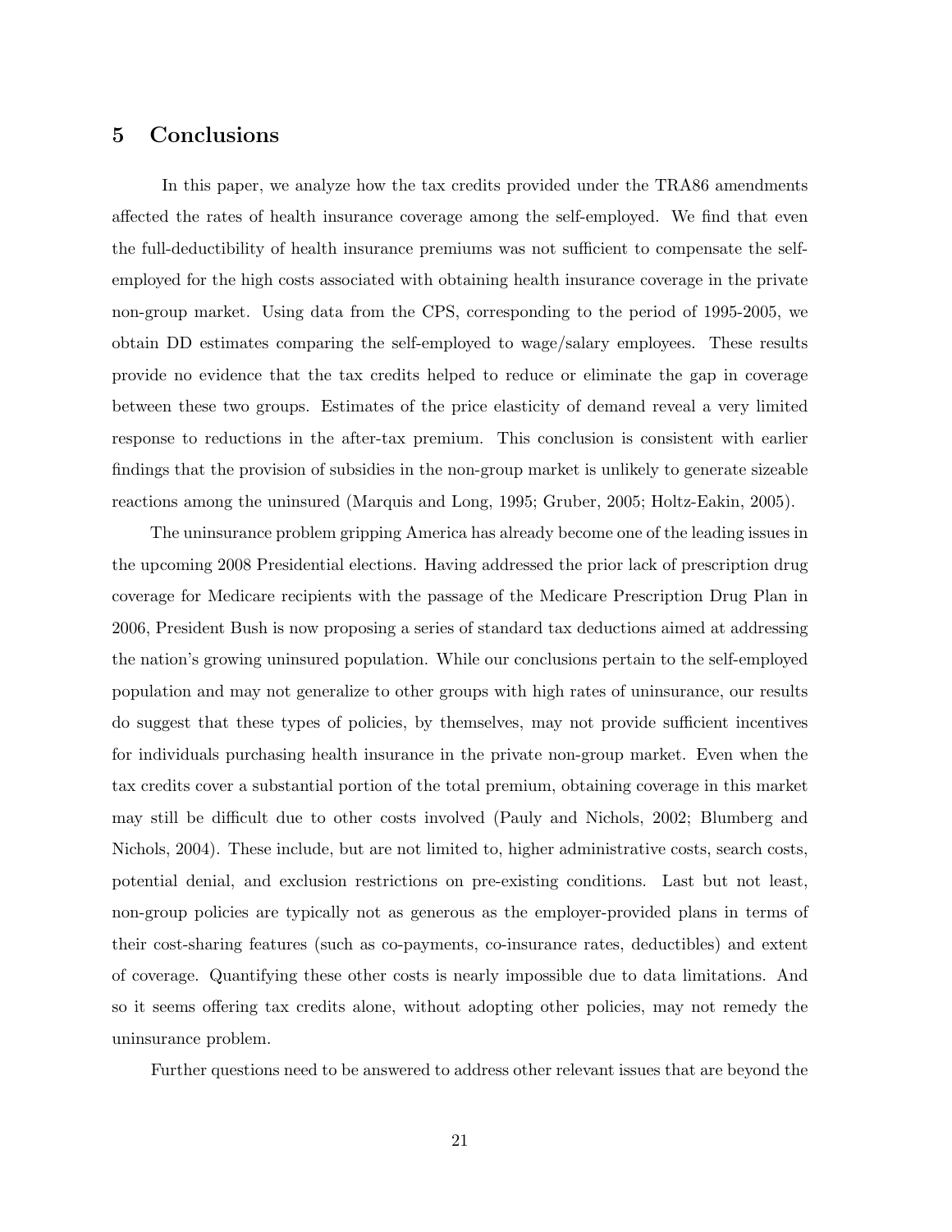## 5 Conclusions

In this paper, we analyze how the tax credits provided under the TRA86 amendments affected the rates of health insurance coverage among the self-employed. We find that even the full-deductibility of health insurance premiums was not sufficient to compensate the self-employed for the high costs associated with obtaining health insurance coverage in the private non-group market. Using data from the CPS, corresponding to the period of 1995-2005, we obtain DD estimates comparing the self-employed to wage/salary employees. These results provide no evidence that the tax credits helped to reduce or eliminate the gap in coverage between these two groups. Estimates of the price elasticity of demand reveal a very limited response to reductions in the after-tax premium. This conclusion is consistent with earlier findings that the provision of subsidies in the non-group market is unlikely to generate sizeable reactions among the uninsured (Marquis and Long, 1995; Gruber, 2005; Holtz-Eakin, 2005).

The uninsurance problem gripping America has already become one of the leading issues in the upcoming 2008 Presidential elections. Having addressed the prior lack of prescription drug coverage for Medicare recipients with the passage of the Medicare Prescription Drug Plan in 2006, President Bush is now proposing a series of standard tax deductions aimed at addressing the nation's growing uninsured population. While our conclusions pertain to the self-employed population and may not generalize to other groups with high rates of uninsurance, our results do suggest that these types of policies, by themselves, may not provide sufficient incentives for individuals purchasing health insurance in the private non-group market. Even when the tax credits cover a substantial portion of the total premium, obtaining coverage in this market may still be difficult due to other costs involved (Pauly and Nichols, 2002; Blumberg and Nichols, 2004). These include, but are not limited to, higher administrative costs, search costs, potential denial, and exclusion restrictions on pre-existing conditions. Last but not least, non-group policies are typically not as generous as the employer-provided plans in terms of their cost-sharing features (such as co-payments, co-insurance rates, deductibles) and extent of coverage. Quantifying these other costs is nearly impossible due to data limitations. And so it seems offering tax credits alone, without adopting other policies, may not remedy the uninsurance problem.

Further questions need to be answered to address other relevant issues that are beyond the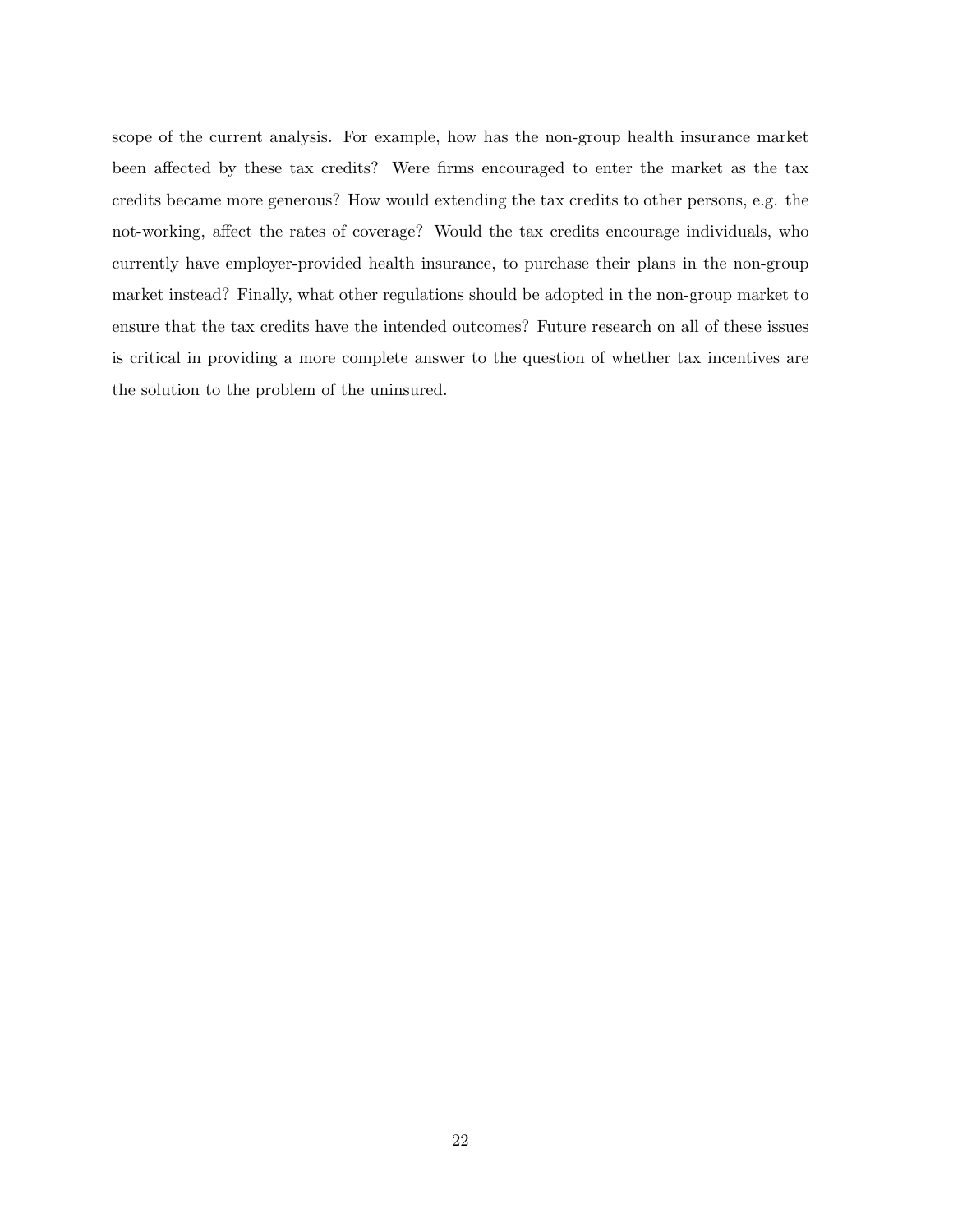scope of the current analysis. For example, how has the non-group health insurance market been affected by these tax credits? Were firms encouraged to enter the market as the tax credits became more generous? How would extending the tax credits to other persons, e.g. the not-working, affect the rates of coverage? Would the tax credits encourage individuals, who currently have employer-provided health insurance, to purchase their plans in the non-group market instead? Finally, what other regulations should be adopted in the non-group market to ensure that the tax credits have the intended outcomes? Future research on all of these issues is critical in providing a more complete answer to the question of whether tax incentives are the solution to the problem of the uninsured.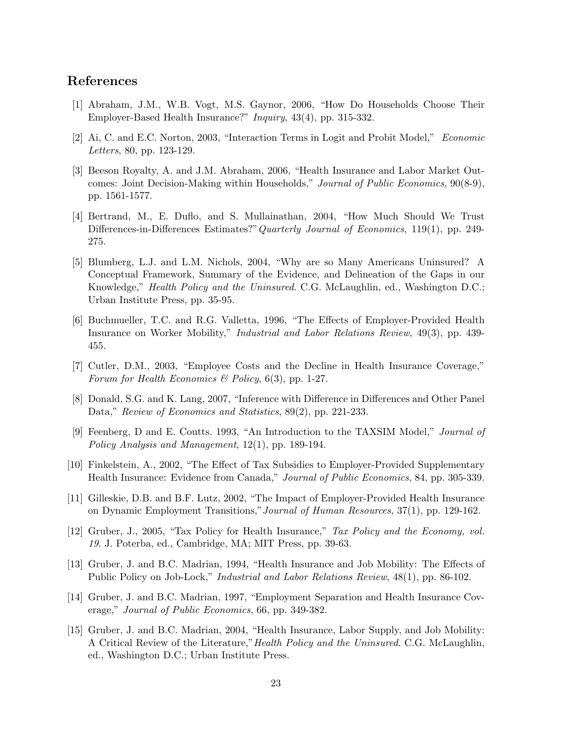## References

[1] Abraham, J.M., W.B. Vogt, M.S. Gaynor, 2006, "How Do Households Choose Their Employer-Based Health Insurance?" *Inquiry*, 43(4), pp. 315-332.

[2] Ai, C. and E.C. Norton, 2003, "Interaction Terms in Logit and Probit Model," *Economic Letters*, 80, pp. 123-129.

[3] Beeson Royalty, A. and J.M. Abraham, 2006, "Health Insurance and Labor Market Outcomes: Joint Decision-Making within Households," *Journal of Public Economics*, 90(8-9), pp. 1561-1577.

[4] Bertrand, M., E. Duflo, and S. Mullainathan, 2004, "How Much Should We Trust Differences-in-Differences Estimates?" *Quarterly Journal of Economics*, 119(1), pp. 249-275.

[5] Blumberg, L.J. and L.M. Nichols, 2004, "Why are so Many Americans Uninsured? A Conceptual Framework, Summary of the Evidence, and Delineation of the Gaps in our Knowledge," *Health Policy and the Uninsured*. C.G. McLaughlin, ed., Washington D.C.; Urban Institute Press, pp. 35-95.

[6] Buchmueller, T.C. and R.G. Valletta, 1996, "The Effects of Employer-Provided Health Insurance on Worker Mobility," *Industrial and Labor Relations Review*, 49(3), pp. 439-455.

[7] Cutler, D.M., 2003, "Employee Costs and the Decline in Health Insurance Coverage," *Forum for Health Economics & Policy*, 6(3), pp. 1-27.

[8] Donald, S.G. and K. Lang, 2007, "Inference with Difference in Differences and Other Panel Data," *Review of Economics and Statistics*, 89(2), pp. 221-233.

[9] Feenberg, D and E. Coutts. 1993, "An Introduction to the TAXSIM Model," *Journal of Policy Analysis and Management*, 12(1), pp. 189-194.

[10] Finkelstein, A., 2002, "The Effect of Tax Subsidies to Employer-Provided Supplementary Health Insurance: Evidence from Canada," *Journal of Public Economics*, 84, pp. 305-339.

[11] Gilleskie, D.B. and B.F. Lutz, 2002, "The Impact of Employer-Provided Health Insurance on Dynamic Employment Transitions," *Journal of Human Resources*, 37(1), pp. 129-162.

[12] Gruber, J., 2005, "Tax Policy for Health Insurance," *Tax Policy and the Economy, vol. 19*. J. Poterba, ed., Cambridge, MA; MIT Press, pp. 39-63.

[13] Gruber, J. and B.C. Madrian, 1994, "Health Insurance and Job Mobility: The Effects of Public Policy on Job-Lock," *Industrial and Labor Relations Review*, 48(1), pp. 86-102.

[14] Gruber, J. and B.C. Madrian, 1997, "Employment Separation and Health Insurance Coverage," *Journal of Public Economics*, 66, pp. 349-382.

[15] Gruber, J. and B.C. Madrian, 2004, "Health Insurance, Labor Supply, and Job Mobility: A Critical Review of the Literature," *Health Policy and the Uninsured*. C.G. McLaughlin, ed., Washington D.C.; Urban Institute Press.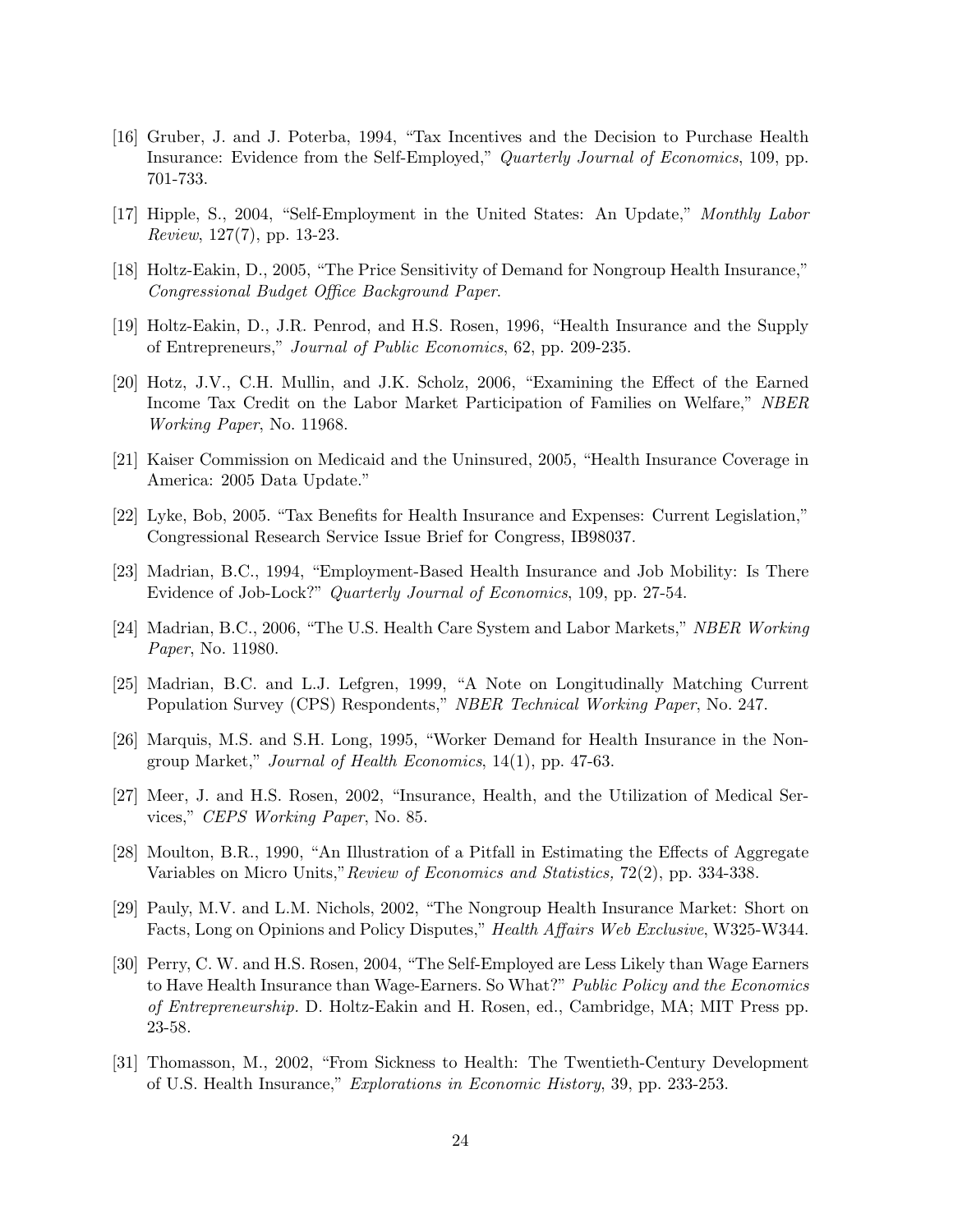[16] Gruber, J. and J. Poterba, 1994, "Tax Incentives and the Decision to Purchase Health Insurance: Evidence from the Self-Employed," *Quarterly Journal of Economics*, 109, pp. 701-733.

[17] Hipple, S., 2004, "Self-Employment in the United States: An Update," *Monthly Labor Review*, 127(7), pp. 13-23.

[18] Holtz-Eakin, D., 2005, "The Price Sensitivity of Demand for Nongroup Health Insurance," *Congressional Budget Office Background Paper*.

[19] Holtz-Eakin, D., J.R. Penrod, and H.S. Rosen, 1996, "Health Insurance and the Supply of Entrepreneurs," *Journal of Public Economics*, 62, pp. 209-235.

[20] Hotz, J.V., C.H. Mullin, and J.K. Scholz, 2006, "Examining the Effect of the Earned Income Tax Credit on the Labor Market Participation of Families on Welfare," *NBER Working Paper*, No. 11968.

[21] Kaiser Commission on Medicaid and the Uninsured, 2005, "Health Insurance Coverage in America: 2005 Data Update."

[22] Lyke, Bob, 2005. "Tax Benefits for Health Insurance and Expenses: Current Legislation," Congressional Research Service Issue Brief for Congress, IB98037.

[23] Madrian, B.C., 1994, "Employment-Based Health Insurance and Job Mobility: Is There Evidence of Job-Lock?" *Quarterly Journal of Economics*, 109, pp. 27-54.

[24] Madrian, B.C., 2006, "The U.S. Health Care System and Labor Markets," *NBER Working Paper*, No. 11980.

[25] Madrian, B.C. and L.J. Lefgren, 1999, "A Note on Longitudinally Matching Current Population Survey (CPS) Respondents," *NBER Technical Working Paper*, No. 247.

[26] Marquis, M.S. and S.H. Long, 1995, "Worker Demand for Health Insurance in the Non-group Market," *Journal of Health Economics*, 14(1), pp. 47-63.

[27] Meer, J. and H.S. Rosen, 2002, "Insurance, Health, and the Utilization of Medical Services," *CEPS Working Paper*, No. 85.

[28] Moulton, B.R., 1990, "An Illustration of a Pitfall in Estimating the Effects of Aggregate Variables on Micro Units,"*Review of Economics and Statistics,* 72(2), pp. 334-338.

[29] Pauly, M.V. and L.M. Nichols, 2002, "The Nongroup Health Insurance Market: Short on Facts, Long on Opinions and Policy Disputes," *Health Affairs Web Exclusive*, W325-W344.

[30] Perry, C. W. and H.S. Rosen, 2004, "The Self-Employed are Less Likely than Wage Earners to Have Health Insurance than Wage-Earners. So What?" *Public Policy and the Economics of Entrepreneurship*. D. Holtz-Eakin and H. Rosen, ed., Cambridge, MA; MIT Press pp. 23-58.

[31] Thomasson, M., 2002, "From Sickness to Health: The Twentieth-Century Development of U.S. Health Insurance," *Explorations in Economic History*, 39, pp. 233-253.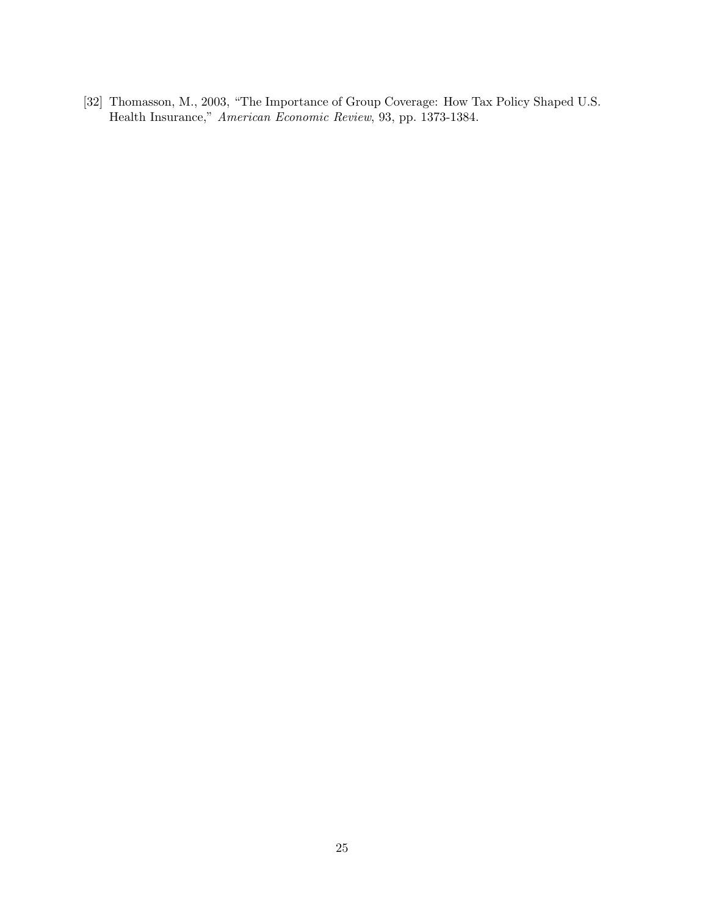[32] Thomasson, M., 2003, "The Importance of Group Coverage: How Tax Policy Shaped U.S. Health Insurance," *American Economic Review*, 93, pp. 1373-1384.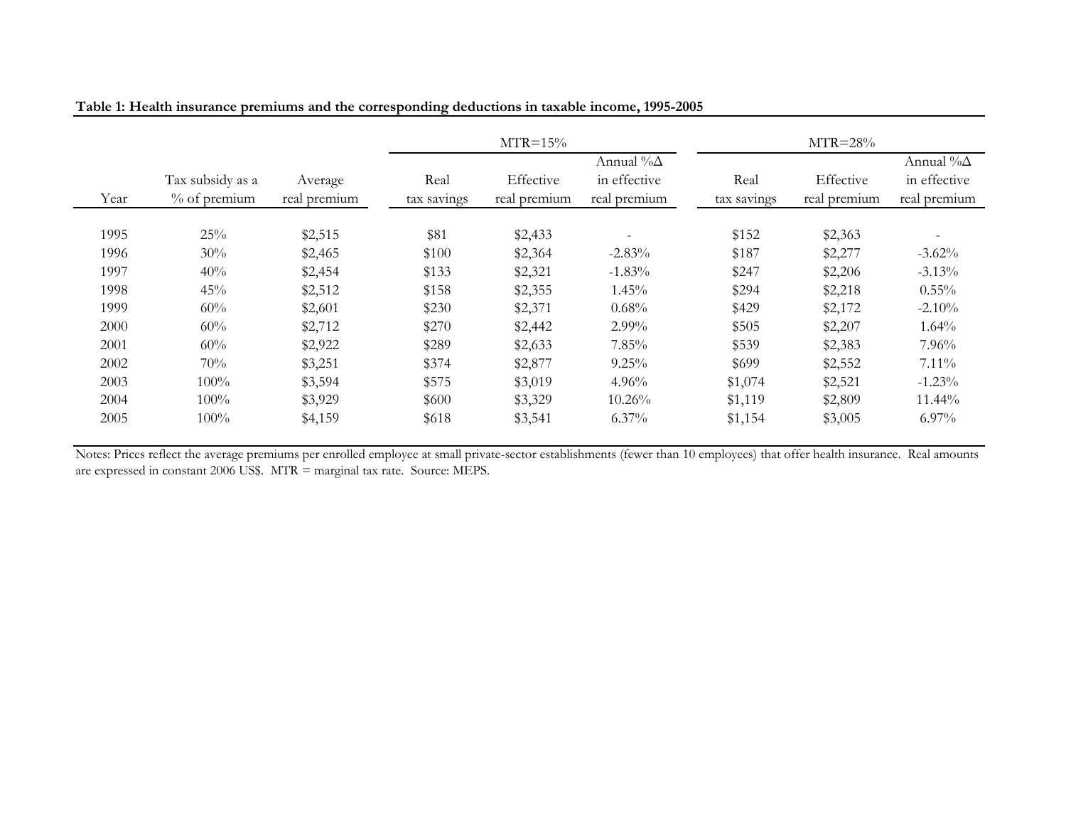**Table 1: Health insurance premiums and the corresponding deductions in taxable income, 1995-2005**

| | | | MTR=15% | | | MTR=28% | | |
|---|---|---|---|---|---|---|---|---|
| Year | Tax subsidy as a % of premium | Average real premium | Real tax savings | Effective real premium | Annual %Δ in effective real premium | Real tax savings | Effective real premium | Annual %Δ in effective real premium |
| 1995 | 25% | $2,515 | $81 | $2,433 | - | $152 | $2,363 | - |
| 1996 | 30% | $2,465 | $100 | $2,364 | -2.83% | $187 | $2,277 | -3.62% |
| 1997 | 40% | $2,454 | $133 | $2,321 | -1.83% | $247 | $2,206 | -3.13% |
| 1998 | 45% | $2,512 | $158 | $2,355 | 1.45% | $294 | $2,218 | 0.55% |
| 1999 | 60% | $2,601 | $230 | $2,371 | 0.68% | $429 | $2,172 | -2.10% |
| 2000 | 60% | $2,712 | $270 | $2,442 | 2.99% | $505 | $2,207 | 1.64% |
| 2001 | 60% | $2,922 | $289 | $2,633 | 7.85% | $539 | $2,383 | 7.96% |
| 2002 | 70% | $3,251 | $374 | $2,877 | 9.25% | $699 | $2,552 | 7.11% |
| 2003 | 100% | $3,594 | $575 | $3,019 | 4.96% | $1,074 | $2,521 | -1.23% |
| 2004 | 100% | $3,929 | $600 | $3,329 | 10.26% | $1,119 | $2,809 | 11.44% |
| 2005 | 100% | $4,159 | $618 | $3,541 | 6.37% | $1,154 | $3,005 | 6.97% |

Notes: Prices reflect the average premiums per enrolled employee at small private-sector establishments (fewer than 10 employees) that offer health insurance. Real amounts are expressed in constant 2006 US$. MTR = marginal tax rate. Source: MEPS.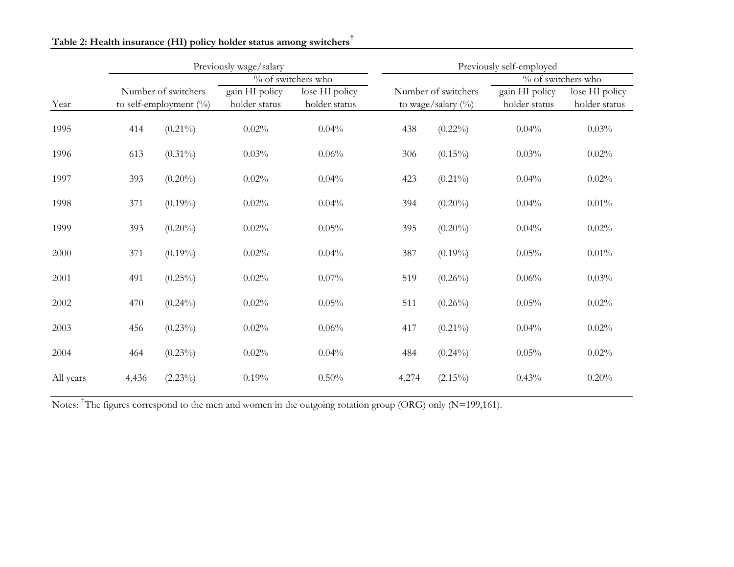**Table 2: Health insurance (HI) policy holder status among switchers†**

| | Previously wage/salary | | | | Previously self-employed | | | |
|---|---|---|---|---|---|---|---|---|
| | | | % of switchers who | | | | % of switchers who | |
| Year | Number of switchers to self-employment (%) | | gain HI policy holder status | lose HI policy holder status | Number of switchers to wage/salary (%) | | gain HI policy holder status | lose HI policy holder status |
| 1995 | 414 | (0.21%) | 0.02% | 0.04% | 438 | (0.22%) | 0.04% | 0.03% |
| 1996 | 613 | (0.31%) | 0.03% | 0.06% | 306 | (0.15%) | 0.03% | 0.02% |
| 1997 | 393 | (0.20%) | 0.02% | 0.04% | 423 | (0.21%) | 0.04% | 0.02% |
| 1998 | 371 | (0.19%) | 0.02% | 0.04% | 394 | (0.20%) | 0.04% | 0.01% |
| 1999 | 393 | (0.20%) | 0.02% | 0.05% | 395 | (0.20%) | 0.04% | 0.02% |
| 2000 | 371 | (0.19%) | 0.02% | 0.04% | 387 | (0.19%) | 0.05% | 0.01% |
| 2001 | 491 | (0.25%) | 0.02% | 0.07% | 519 | (0.26%) | 0.06% | 0.03% |
| 2002 | 470 | (0.24%) | 0.02% | 0.05% | 511 | (0.26%) | 0.05% | 0.02% |
| 2003 | 456 | (0.23%) | 0.02% | 0.06% | 417 | (0.21%) | 0.04% | 0.02% |
| 2004 | 464 | (0.23%) | 0.02% | 0.04% | 484 | (0.24%) | 0.05% | 0.02% |
| All years | 4,436 | (2.23%) | 0.19% | 0.50% | 4,274 | (2.15%) | 0.43% | 0.20% |

Notes: †The figures correspond to the men and women in the outgoing rotation group (ORG) only (N=199,161).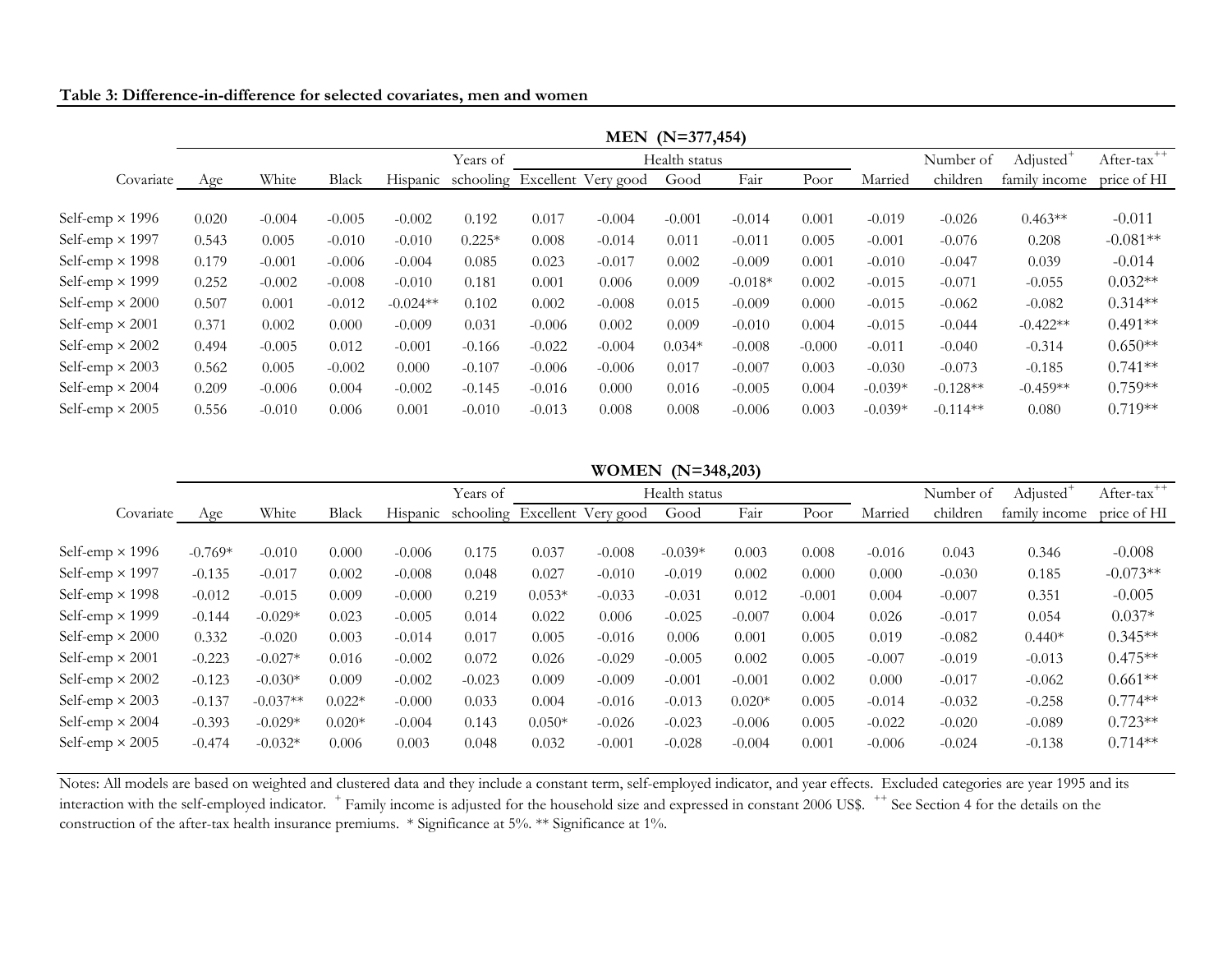**Table 3: Difference-in-difference for selected covariates, men and women**

| | MEN (N=377,454) | | | | | | | | | | | | | |
|---|---|---|---|---|---|---|---|---|---|---|---|---|---|---|
| | | | | | Years of | Health status | | | | | | Number of | Adjusted[+] | After-tax[++] |
| Covariate | Age | White | Black | Hispanic | schooling | Excellent | Very good | Good | Fair | Poor | Married | children | family income | price of HI |
| Self-emp × 1996 | 0.020 | -0.004 | -0.005 | -0.002 | 0.192 | 0.017 | -0.004 | -0.001 | -0.014 | 0.001 | -0.019 | -0.026 | 0.463** | -0.011 |
| Self-emp × 1997 | 0.543 | 0.005 | -0.010 | -0.010 | 0.225* | 0.008 | -0.014 | 0.011 | -0.011 | 0.005 | -0.001 | -0.076 | 0.208 | -0.081** |
| Self-emp × 1998 | 0.179 | -0.001 | -0.006 | -0.004 | 0.085 | 0.023 | -0.017 | 0.002 | -0.009 | 0.001 | -0.010 | -0.047 | 0.039 | -0.014 |
| Self-emp × 1999 | 0.252 | -0.002 | -0.008 | -0.010 | 0.181 | 0.001 | 0.006 | 0.009 | -0.018* | 0.002 | -0.015 | -0.071 | -0.055 | 0.032** |
| Self-emp × 2000 | 0.507 | 0.001 | -0.012 | -0.024** | 0.102 | 0.002 | -0.008 | 0.015 | -0.009 | 0.000 | -0.015 | -0.062 | -0.082 | 0.314** |
| Self-emp × 2001 | 0.371 | 0.002 | 0.000 | -0.009 | 0.031 | -0.006 | 0.002 | 0.009 | -0.010 | 0.004 | -0.015 | -0.044 | -0.422** | 0.491** |
| Self-emp × 2002 | 0.494 | -0.005 | 0.012 | -0.001 | -0.166 | -0.022 | -0.004 | 0.034* | -0.008 | -0.000 | -0.011 | -0.040 | -0.314 | 0.650** |
| Self-emp × 2003 | 0.562 | 0.005 | -0.002 | 0.000 | -0.107 | -0.006 | -0.006 | 0.017 | -0.007 | 0.003 | -0.030 | -0.073 | -0.185 | 0.741** |
| Self-emp × 2004 | 0.209 | -0.006 | 0.004 | -0.002 | -0.145 | -0.016 | 0.000 | 0.016 | -0.005 | 0.004 | -0.039* | -0.128** | -0.459** | 0.759** |
| Self-emp × 2005 | 0.556 | -0.010 | 0.006 | 0.001 | -0.010 | -0.013 | 0.008 | 0.008 | -0.006 | 0.003 | -0.039* | -0.114** | 0.080 | 0.719** |

| | WOMEN (N=348,203) | | | | | | | | | | | | | |
|---|---|---|---|---|---|---|---|---|---|---|---|---|---|---|
| | | | | | Years of | Health status | | | | | | Number of | Adjusted[+] | After-tax[++] |
| Covariate | Age | White | Black | Hispanic | schooling | Excellent | Very good | Good | Fair | Poor | Married | children | family income | price of HI |
| Self-emp × 1996 | -0.769* | -0.010 | 0.000 | -0.006 | 0.175 | 0.037 | -0.008 | -0.039* | 0.003 | 0.008 | -0.016 | 0.043 | 0.346 | -0.008 |
| Self-emp × 1997 | -0.135 | -0.017 | 0.002 | -0.008 | 0.048 | 0.027 | -0.010 | -0.019 | 0.002 | 0.000 | 0.000 | -0.030 | 0.185 | -0.073** |
| Self-emp × 1998 | -0.012 | -0.015 | 0.009 | -0.000 | 0.219 | 0.053* | -0.033 | -0.031 | 0.012 | -0.001 | 0.004 | -0.007 | 0.351 | -0.005 |
| Self-emp × 1999 | -0.144 | -0.029* | 0.023 | -0.005 | 0.014 | 0.022 | 0.006 | -0.025 | -0.007 | 0.004 | 0.026 | -0.017 | 0.054 | 0.037* |
| Self-emp × 2000 | 0.332 | -0.020 | 0.003 | -0.014 | 0.017 | 0.005 | -0.016 | 0.006 | 0.001 | 0.005 | 0.019 | -0.082 | 0.440* | 0.345** |
| Self-emp × 2001 | -0.223 | -0.027* | 0.016 | -0.002 | 0.072 | 0.026 | -0.029 | -0.005 | 0.002 | 0.005 | -0.007 | -0.019 | -0.013 | 0.475** |
| Self-emp × 2002 | -0.123 | -0.030* | 0.009 | -0.002 | -0.023 | 0.009 | -0.009 | -0.001 | -0.001 | 0.002 | 0.000 | -0.017 | -0.062 | 0.661** |
| Self-emp × 2003 | -0.137 | -0.037** | 0.022* | -0.000 | 0.033 | 0.004 | -0.016 | -0.013 | 0.020* | 0.005 | -0.014 | -0.032 | -0.258 | 0.774** |
| Self-emp × 2004 | -0.393 | -0.029* | 0.020* | -0.004 | 0.143 | 0.050* | -0.026 | -0.023 | -0.006 | 0.005 | -0.022 | -0.020 | -0.089 | 0.723** |
| Self-emp × 2005 | -0.474 | -0.032* | 0.006 | 0.003 | 0.048 | 0.032 | -0.001 | -0.028 | -0.004 | 0.001 | -0.006 | -0.024 | -0.138 | 0.714** |

Notes: All models are based on weighted and clustered data and they include a constant term, self-employed indicator, and year effects. Excluded categories are year 1995 and its interaction with the self-employed indicator. [+] Family income is adjusted for the household size and expressed in constant 2006 US$. [++] See Section 4 for the details on the construction of the after-tax health insurance premiums. * Significance at 5%. ** Significance at 1%.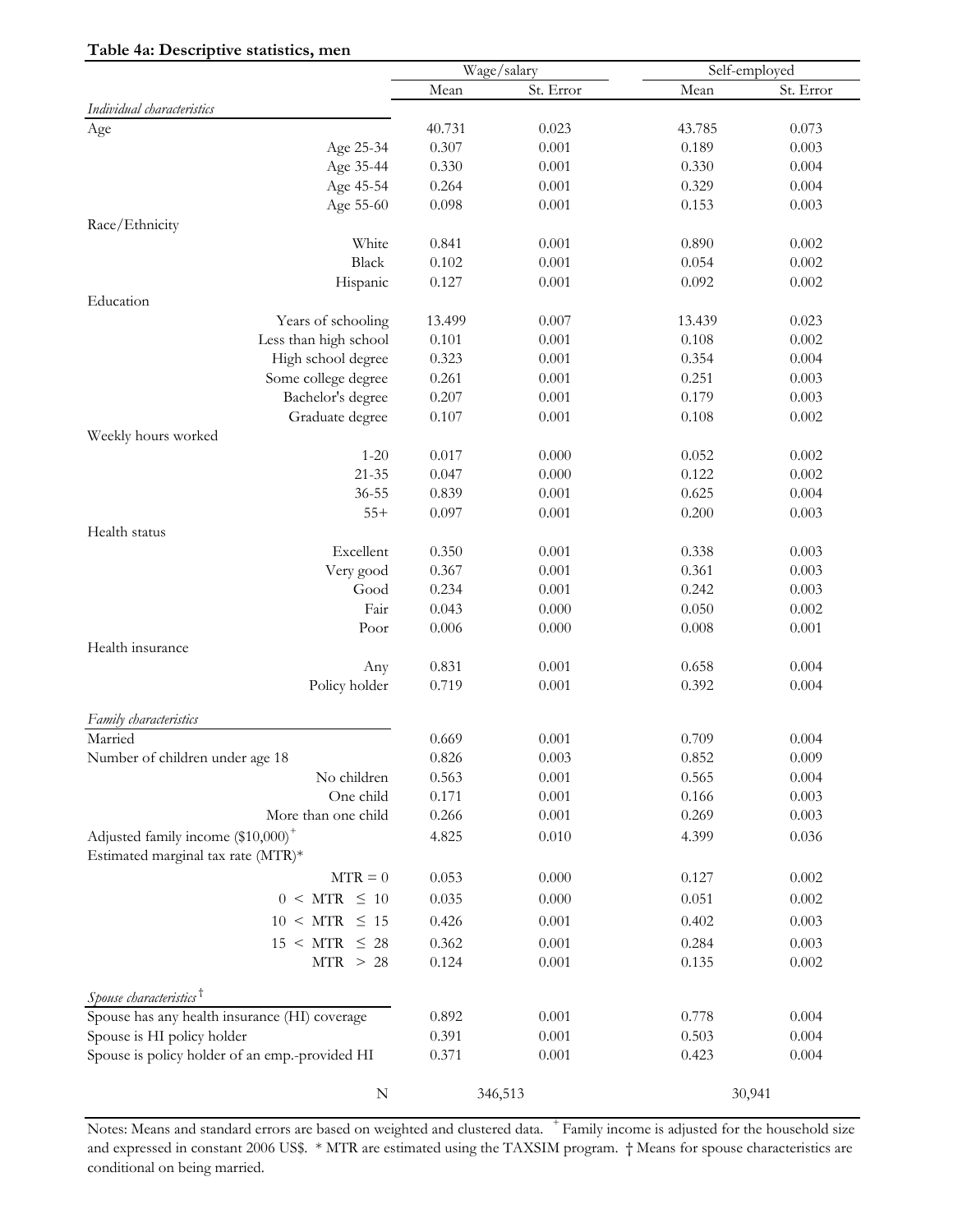**Table 4a: Descriptive statistics, men**

| | Wage/salary | | Self-employed | |
|---|---|---|---|---|
| | Mean | St. Error | Mean | St. Error |
| *Individual characteristics* | | | | |
| Age | 40.731 | 0.023 | 43.785 | 0.073 |
| Age 25-34 | 0.307 | 0.001 | 0.189 | 0.003 |
| Age 35-44 | 0.330 | 0.001 | 0.330 | 0.004 |
| Age 45-54 | 0.264 | 0.001 | 0.329 | 0.004 |
| Age 55-60 | 0.098 | 0.001 | 0.153 | 0.003 |
| Race/Ethnicity | | | | |
| White | 0.841 | 0.001 | 0.890 | 0.002 |
| Black | 0.102 | 0.001 | 0.054 | 0.002 |
| Hispanic | 0.127 | 0.001 | 0.092 | 0.002 |
| Education | | | | |
| Years of schooling | 13.499 | 0.007 | 13.439 | 0.023 |
| Less than high school | 0.101 | 0.001 | 0.108 | 0.002 |
| High school degree | 0.323 | 0.001 | 0.354 | 0.004 |
| Some college degree | 0.261 | 0.001 | 0.251 | 0.003 |
| Bachelor's degree | 0.207 | 0.001 | 0.179 | 0.003 |
| Graduate degree | 0.107 | 0.001 | 0.108 | 0.002 |
| Weekly hours worked | | | | |
| 1-20 | 0.017 | 0.000 | 0.052 | 0.002 |
| 21-35 | 0.047 | 0.000 | 0.122 | 0.002 |
| 36-55 | 0.839 | 0.001 | 0.625 | 0.004 |
| 55+ | 0.097 | 0.001 | 0.200 | 0.003 |
| Health status | | | | |
| Excellent | 0.350 | 0.001 | 0.338 | 0.003 |
| Very good | 0.367 | 0.001 | 0.361 | 0.003 |
| Good | 0.234 | 0.001 | 0.242 | 0.003 |
| Fair | 0.043 | 0.000 | 0.050 | 0.002 |
| Poor | 0.006 | 0.000 | 0.008 | 0.001 |
| Health insurance | | | | |
| Any | 0.831 | 0.001 | 0.658 | 0.004 |
| Policy holder | 0.719 | 0.001 | 0.392 | 0.004 |
| *Family characteristics* | | | | |
| Married | 0.669 | 0.001 | 0.709 | 0.004 |
| Number of children under age 18 | 0.826 | 0.003 | 0.852 | 0.009 |
| No children | 0.563 | 0.001 | 0.565 | 0.004 |
| One child | 0.171 | 0.001 | 0.166 | 0.003 |
| More than one child | 0.266 | 0.001 | 0.269 | 0.003 |
| Adjusted family income ($10,000)$^{+}$ | 4.825 | 0.010 | 4.399 | 0.036 |
| Estimated marginal tax rate (MTR)* | | | | |
| MTR = 0 | 0.053 | 0.000 | 0.127 | 0.002 |
| 0 < MTR ≤ 10 | 0.035 | 0.000 | 0.051 | 0.002 |
| 10 < MTR ≤ 15 | 0.426 | 0.001 | 0.402 | 0.003 |
| 15 < MTR ≤ 28 | 0.362 | 0.001 | 0.284 | 0.003 |
| MTR > 28 | 0.124 | 0.001 | 0.135 | 0.002 |
| *Spouse characteristics* † | | | | |
| Spouse has any health insurance (HI) coverage | 0.892 | 0.001 | 0.778 | 0.004 |
| Spouse is HI policy holder | 0.391 | 0.001 | 0.503 | 0.004 |
| Spouse is policy holder of an emp.-provided HI | 0.371 | 0.001 | 0.423 | 0.004 |
| N | 346,513 | | 30,941 | |

Notes: Means and standard errors are based on weighted and clustered data. $^{+}$ Family income is adjusted for the household size and expressed in constant 2006 US$. * MTR are estimated using the TAXSIM program. † Means for spouse characteristics are conditional on being married.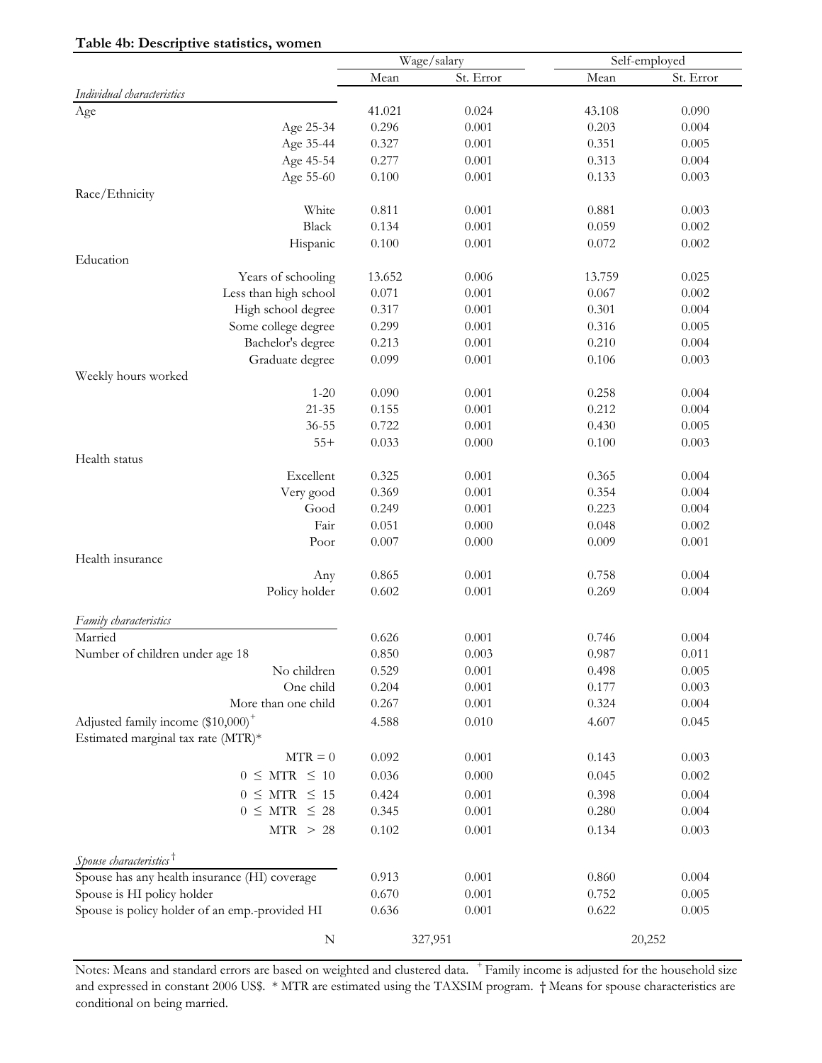**Table 4b: Descriptive statistics, women**

| | Wage/salary | | Self-employed | |
|---|---|---|---|---|
| | Mean | St. Error | Mean | St. Error |
| *Individual characteristics* | | | | |
| Age | 41.021 | 0.024 | 43.108 | 0.090 |
| Age 25-34 | 0.296 | 0.001 | 0.203 | 0.004 |
| Age 35-44 | 0.327 | 0.001 | 0.351 | 0.005 |
| Age 45-54 | 0.277 | 0.001 | 0.313 | 0.004 |
| Age 55-60 | 0.100 | 0.001 | 0.133 | 0.003 |
| Race/Ethnicity | | | | |
| White | 0.811 | 0.001 | 0.881 | 0.003 |
| Black | 0.134 | 0.001 | 0.059 | 0.002 |
| Hispanic | 0.100 | 0.001 | 0.072 | 0.002 |
| Education | | | | |
| Years of schooling | 13.652 | 0.006 | 13.759 | 0.025 |
| Less than high school | 0.071 | 0.001 | 0.067 | 0.002 |
| High school degree | 0.317 | 0.001 | 0.301 | 0.004 |
| Some college degree | 0.299 | 0.001 | 0.316 | 0.005 |
| Bachelor's degree | 0.213 | 0.001 | 0.210 | 0.004 |
| Graduate degree | 0.099 | 0.001 | 0.106 | 0.003 |
| Weekly hours worked | | | | |
| 1-20 | 0.090 | 0.001 | 0.258 | 0.004 |
| 21-35 | 0.155 | 0.001 | 0.212 | 0.004 |
| 36-55 | 0.722 | 0.001 | 0.430 | 0.005 |
| 55+ | 0.033 | 0.000 | 0.100 | 0.003 |
| Health status | | | | |
| Excellent | 0.325 | 0.001 | 0.365 | 0.004 |
| Very good | 0.369 | 0.001 | 0.354 | 0.004 |
| Good | 0.249 | 0.001 | 0.223 | 0.004 |
| Fair | 0.051 | 0.000 | 0.048 | 0.002 |
| Poor | 0.007 | 0.000 | 0.009 | 0.001 |
| Health insurance | | | | |
| Any | 0.865 | 0.001 | 0.758 | 0.004 |
| Policy holder | 0.602 | 0.001 | 0.269 | 0.004 |
| *Family characteristics* | | | | |
| Married | 0.626 | 0.001 | 0.746 | 0.004 |
| Number of children under age 18 | 0.850 | 0.003 | 0.987 | 0.011 |
| No children | 0.529 | 0.001 | 0.498 | 0.005 |
| One child | 0.204 | 0.001 | 0.177 | 0.003 |
| More than one child | 0.267 | 0.001 | 0.324 | 0.004 |
| Adjusted family income ($10,000)+ | 4.588 | 0.010 | 4.607 | 0.045 |
| Estimated marginal tax rate (MTR)* | | | | |
| MTR = 0 | 0.092 | 0.001 | 0.143 | 0.003 |
| $0 \leq$ MTR $\leq 10$ | 0.036 | 0.000 | 0.045 | 0.002 |
| $0 \leq$ MTR $\leq 15$ | 0.424 | 0.001 | 0.398 | 0.004 |
| $0 \leq$ MTR $\leq 28$ | 0.345 | 0.001 | 0.280 | 0.004 |
| MTR $> 28$ | 0.102 | 0.001 | 0.134 | 0.003 |
| *Spouse characteristics* † | | | | |
| Spouse has any health insurance (HI) coverage | 0.913 | 0.001 | 0.860 | 0.004 |
| Spouse is HI policy holder | 0.670 | 0.001 | 0.752 | 0.005 |
| Spouse is policy holder of an emp.-provided HI | 0.636 | 0.001 | 0.622 | 0.005 |
| N | 327,951 | | 20,252 | |

Notes: Means and standard errors are based on weighted and clustered data. + Family income is adjusted for the household size and expressed in constant 2006 US$. * MTR are estimated using the TAXSIM program. † Means for spouse characteristics are conditional on being married.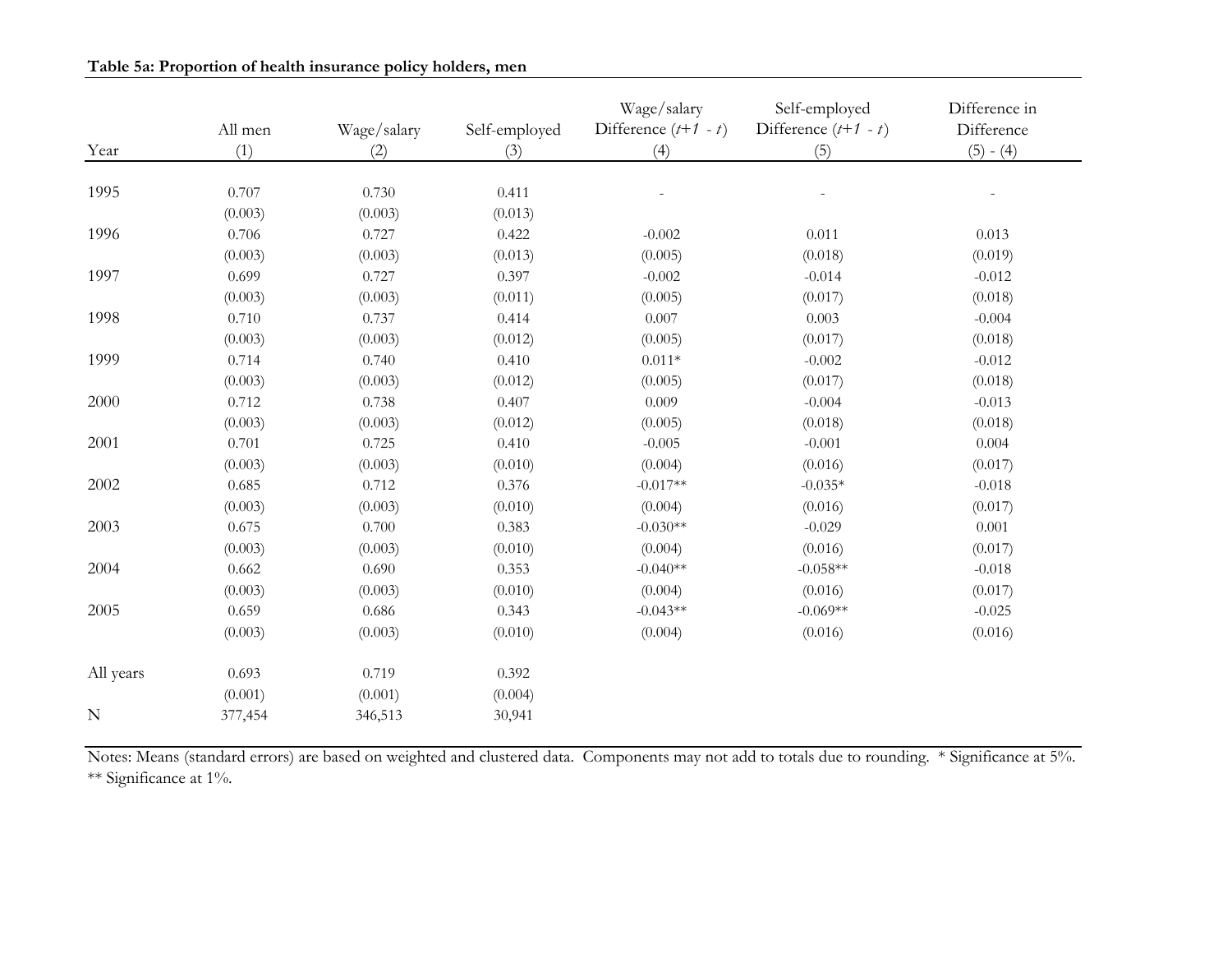**Table 5a: Proportion of health insurance policy holders, men**

| Year | All men<br>(1) | Wage/salary<br>(2) | Self-employed<br>(3) | Wage/salary Difference ($t$+$1$ - $t$)<br>(4) | Self-employed Difference ($t$+$1$ - $t$)<br>(5) | Difference in Difference<br>(5) - (4) |
|---|---|---|---|---|---|---|
| 1995 | 0.707 | 0.730 | 0.411 | - | - | - |
| | (0.003) | (0.003) | (0.013) | | | |
| 1996 | 0.706 | 0.727 | 0.422 | -0.002 | 0.011 | 0.013 |
| | (0.003) | (0.003) | (0.013) | (0.005) | (0.018) | (0.019) |
| 1997 | 0.699 | 0.727 | 0.397 | -0.002 | -0.014 | -0.012 |
| | (0.003) | (0.003) | (0.011) | (0.005) | (0.017) | (0.018) |
| 1998 | 0.710 | 0.737 | 0.414 | 0.007 | 0.003 | -0.004 |
| | (0.003) | (0.003) | (0.012) | (0.005) | (0.017) | (0.018) |
| 1999 | 0.714 | 0.740 | 0.410 | 0.011* | -0.002 | -0.012 |
| | (0.003) | (0.003) | (0.012) | (0.005) | (0.017) | (0.018) |
| 2000 | 0.712 | 0.738 | 0.407 | 0.009 | -0.004 | -0.013 |
| | (0.003) | (0.003) | (0.012) | (0.005) | (0.018) | (0.018) |
| 2001 | 0.701 | 0.725 | 0.410 | -0.005 | -0.001 | 0.004 |
| | (0.003) | (0.003) | (0.010) | (0.004) | (0.016) | (0.017) |
| 2002 | 0.685 | 0.712 | 0.376 | -0.017** | -0.035* | -0.018 |
| | (0.003) | (0.003) | (0.010) | (0.004) | (0.016) | (0.017) |
| 2003 | 0.675 | 0.700 | 0.383 | -0.030** | -0.029 | 0.001 |
| | (0.003) | (0.003) | (0.010) | (0.004) | (0.016) | (0.017) |
| 2004 | 0.662 | 0.690 | 0.353 | -0.040** | -0.058** | -0.018 |
| | (0.003) | (0.003) | (0.010) | (0.004) | (0.016) | (0.017) |
| 2005 | 0.659 | 0.686 | 0.343 | -0.043** | -0.069** | -0.025 |
| | (0.003) | (0.003) | (0.010) | (0.004) | (0.016) | (0.016) |
| All years | 0.693 | 0.719 | 0.392 | | | |
| | (0.001) | (0.001) | (0.004) | | | |
| N | 377,454 | 346,513 | 30,941 | | | |

Notes: Means (standard errors) are based on weighted and clustered data. Components may not add to totals due to rounding. * Significance at 5%. ** Significance at 1%.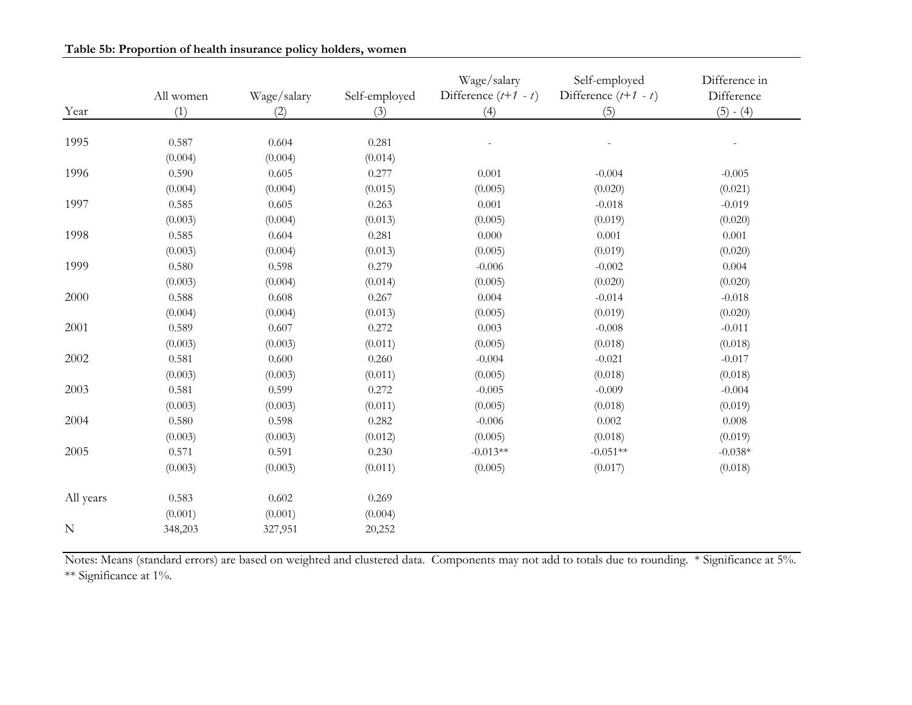**Table 5b: Proportion of health insurance policy holders, women**

| Year | All women (1) | Wage/salary (2) | Self-employed (3) | Wage/salary Difference ($t$+$1$ - $t$) (4) | Self-employed Difference ($t$+$1$ - $t$) (5) | Difference in Difference (5) - (4) |
|---|---|---|---|---|---|---|
| 1995 | 0.587 | 0.604 | 0.281 | - | - | - |
| | (0.004) | (0.004) | (0.014) | | | |
| 1996 | 0.590 | 0.605 | 0.277 | 0.001 | -0.004 | -0.005 |
| | (0.004) | (0.004) | (0.015) | (0.005) | (0.020) | (0.021) |
| 1997 | 0.585 | 0.605 | 0.263 | 0.001 | -0.018 | -0.019 |
| | (0.003) | (0.004) | (0.013) | (0.005) | (0.019) | (0.020) |
| 1998 | 0.585 | 0.604 | 0.281 | 0.000 | 0.001 | 0.001 |
| | (0.003) | (0.004) | (0.013) | (0.005) | (0.019) | (0.020) |
| 1999 | 0.580 | 0.598 | 0.279 | -0.006 | -0.002 | 0.004 |
| | (0.003) | (0.004) | (0.014) | (0.005) | (0.020) | (0.020) |
| 2000 | 0.588 | 0.608 | 0.267 | 0.004 | -0.014 | -0.018 |
| | (0.004) | (0.004) | (0.013) | (0.005) | (0.019) | (0.020) |
| 2001 | 0.589 | 0.607 | 0.272 | 0.003 | -0.008 | -0.011 |
| | (0.003) | (0.003) | (0.011) | (0.005) | (0.018) | (0.018) |
| 2002 | 0.581 | 0.600 | 0.260 | -0.004 | -0.021 | -0.017 |
| | (0.003) | (0.003) | (0.011) | (0.005) | (0.018) | (0.018) |
| 2003 | 0.581 | 0.599 | 0.272 | -0.005 | -0.009 | -0.004 |
| | (0.003) | (0.003) | (0.011) | (0.005) | (0.018) | (0.019) |
| 2004 | 0.580 | 0.598 | 0.282 | -0.006 | 0.002 | 0.008 |
| | (0.003) | (0.003) | (0.012) | (0.005) | (0.018) | (0.019) |
| 2005 | 0.571 | 0.591 | 0.230 | -0.013** | -0.051** | -0.038* |
| | (0.003) | (0.003) | (0.011) | (0.005) | (0.017) | (0.018) |
| All years | 0.583 | 0.602 | 0.269 | | | |
| | (0.001) | (0.001) | (0.004) | | | |
| N | 348,203 | 327,951 | 20,252 | | | |

Notes: Means (standard errors) are based on weighted and clustered data. Components may not add to totals due to rounding. * Significance at 5%. ** Significance at 1%.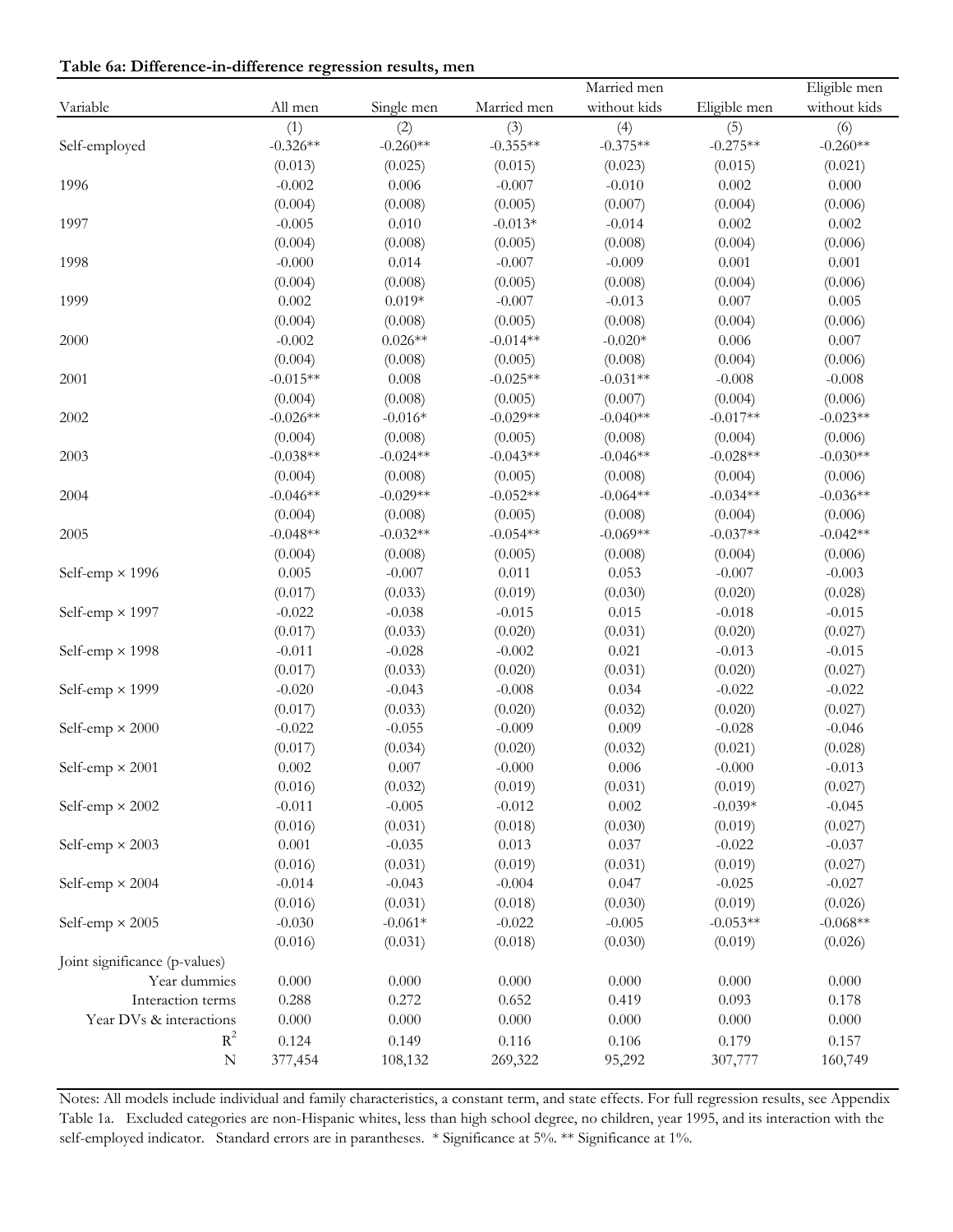**Table 6a: Difference-in-difference regression results, men**

| Variable | All men | Single men | Married men | Married men without kids | Eligible men | Eligible men without kids |
|---|---|---|---|---|---|---|
| | (1) | (2) | (3) | (4) | (5) | (6) |
| Self-employed | -0.326** | -0.260** | -0.355** | -0.375** | -0.275** | -0.260** |
| | (0.013) | (0.025) | (0.015) | (0.023) | (0.015) | (0.021) |
| 1996 | -0.002 | 0.006 | -0.007 | -0.010 | 0.002 | 0.000 |
| | (0.004) | (0.008) | (0.005) | (0.007) | (0.004) | (0.006) |
| 1997 | -0.005 | 0.010 | -0.013* | -0.014 | 0.002 | 0.002 |
| | (0.004) | (0.008) | (0.005) | (0.008) | (0.004) | (0.006) |
| 1998 | -0.000 | 0.014 | -0.007 | -0.009 | 0.001 | 0.001 |
| | (0.004) | (0.008) | (0.005) | (0.008) | (0.004) | (0.006) |
| 1999 | 0.002 | 0.019* | -0.007 | -0.013 | 0.007 | 0.005 |
| | (0.004) | (0.008) | (0.005) | (0.008) | (0.004) | (0.006) |
| 2000 | -0.002 | 0.026** | -0.014** | -0.020* | 0.006 | 0.007 |
| | (0.004) | (0.008) | (0.005) | (0.008) | (0.004) | (0.006) |
| 2001 | -0.015** | 0.008 | -0.025** | -0.031** | -0.008 | -0.008 |
| | (0.004) | (0.008) | (0.005) | (0.007) | (0.004) | (0.006) |
| 2002 | -0.026** | -0.016* | -0.029** | -0.040** | -0.017** | -0.023** |
| | (0.004) | (0.008) | (0.005) | (0.008) | (0.004) | (0.006) |
| 2003 | -0.038** | -0.024** | -0.043** | -0.046** | -0.028** | -0.030** |
| | (0.004) | (0.008) | (0.005) | (0.008) | (0.004) | (0.006) |
| 2004 | -0.046** | -0.029** | -0.052** | -0.064** | -0.034** | -0.036** |
| | (0.004) | (0.008) | (0.005) | (0.008) | (0.004) | (0.006) |
| 2005 | -0.048** | -0.032** | -0.054** | -0.069** | -0.037** | -0.042** |
| | (0.004) | (0.008) | (0.005) | (0.008) | (0.004) | (0.006) |
| Self-emp × 1996 | 0.005 | -0.007 | 0.011 | 0.053 | -0.007 | -0.003 |
| | (0.017) | (0.033) | (0.019) | (0.030) | (0.020) | (0.028) |
| Self-emp × 1997 | -0.022 | -0.038 | -0.015 | 0.015 | -0.018 | -0.015 |
| | (0.017) | (0.033) | (0.020) | (0.031) | (0.020) | (0.027) |
| Self-emp × 1998 | -0.011 | -0.028 | -0.002 | 0.021 | -0.013 | -0.015 |
| | (0.017) | (0.033) | (0.020) | (0.031) | (0.020) | (0.027) |
| Self-emp × 1999 | -0.020 | -0.043 | -0.008 | 0.034 | -0.022 | -0.022 |
| | (0.017) | (0.033) | (0.020) | (0.032) | (0.020) | (0.027) |
| Self-emp × 2000 | -0.022 | -0.055 | -0.009 | 0.009 | -0.028 | -0.046 |
| | (0.017) | (0.034) | (0.020) | (0.032) | (0.021) | (0.028) |
| Self-emp × 2001 | 0.002 | 0.007 | -0.000 | 0.006 | -0.000 | -0.013 |
| | (0.016) | (0.032) | (0.019) | (0.031) | (0.019) | (0.027) |
| Self-emp × 2002 | -0.011 | -0.005 | -0.012 | 0.002 | -0.039* | -0.045 |
| | (0.016) | (0.031) | (0.018) | (0.030) | (0.019) | (0.027) |
| Self-emp × 2003 | 0.001 | -0.035 | 0.013 | 0.037 | -0.022 | -0.037 |
| | (0.016) | (0.031) | (0.019) | (0.031) | (0.019) | (0.027) |
| Self-emp × 2004 | -0.014 | -0.043 | -0.004 | 0.047 | -0.025 | -0.027 |
| | (0.016) | (0.031) | (0.018) | (0.030) | (0.019) | (0.026) |
| Self-emp × 2005 | -0.030 | -0.061* | -0.022 | -0.005 | -0.053** | -0.068** |
| | (0.016) | (0.031) | (0.018) | (0.030) | (0.019) | (0.026) |
| Joint significance (p-values) | | | | | | |
| Year dummies | 0.000 | 0.000 | 0.000 | 0.000 | 0.000 | 0.000 |
| Interaction terms | 0.288 | 0.272 | 0.652 | 0.419 | 0.093 | 0.178 |
| Year DVs & interactions | 0.000 | 0.000 | 0.000 | 0.000 | 0.000 | 0.000 |
| $R^2$ | 0.124 | 0.149 | 0.116 | 0.106 | 0.179 | 0.157 |
| N | 377,454 | 108,132 | 269,322 | 95,292 | 307,777 | 160,749 |

Notes: All models include individual and family characteristics, a constant term, and state effects. For full regression results, see Appendix Table 1a. Excluded categories are non-Hispanic whites, less than high school degree, no children, year 1995, and its interaction with the self-employed indicator. Standard errors are in parantheses. * Significance at 5%. ** Significance at 1%.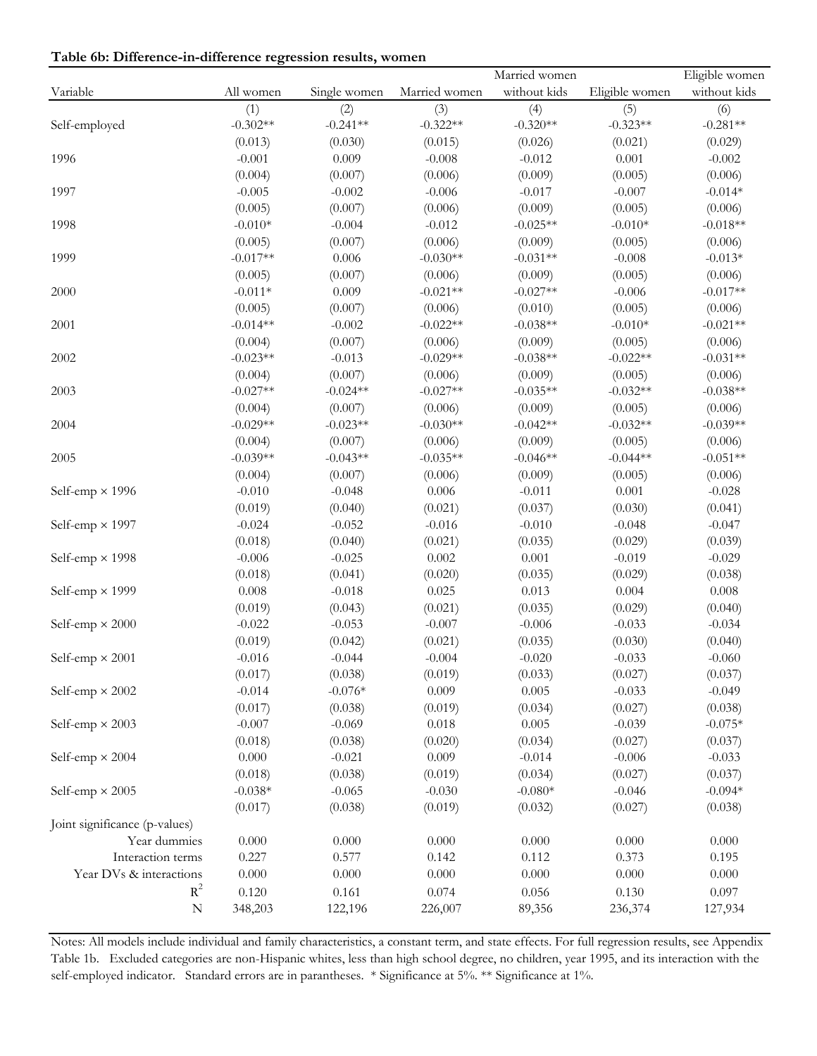**Table 6b: Difference-in-difference regression results, women**

| Variable | All women | Single women | Married women | Married women without kids | Eligible women | Eligible women without kids |
|---|---|---|---|---|---|---|
| | (1) | (2) | (3) | (4) | (5) | (6) |
| Self-employed | -0.302** | -0.241** | -0.322** | -0.320** | -0.323** | -0.281** |
| | (0.013) | (0.030) | (0.015) | (0.026) | (0.021) | (0.029) |
| 1996 | -0.001 | 0.009 | -0.008 | -0.012 | 0.001 | -0.002 |
| | (0.004) | (0.007) | (0.006) | (0.009) | (0.005) | (0.006) |
| 1997 | -0.005 | -0.002 | -0.006 | -0.017 | -0.007 | -0.014* |
| | (0.005) | (0.007) | (0.006) | (0.009) | (0.005) | (0.006) |
| 1998 | -0.010* | -0.004 | -0.012 | -0.025** | -0.010* | -0.018** |
| | (0.005) | (0.007) | (0.006) | (0.009) | (0.005) | (0.006) |
| 1999 | -0.017** | 0.006 | -0.030** | -0.031** | -0.008 | -0.013* |
| | (0.005) | (0.007) | (0.006) | (0.009) | (0.005) | (0.006) |
| 2000 | -0.011* | 0.009 | -0.021** | -0.027** | -0.006 | -0.017** |
| | (0.005) | (0.007) | (0.006) | (0.010) | (0.005) | (0.006) |
| 2001 | -0.014** | -0.002 | -0.022** | -0.038** | -0.010* | -0.021** |
| | (0.004) | (0.007) | (0.006) | (0.009) | (0.005) | (0.006) |
| 2002 | -0.023** | -0.013 | -0.029** | -0.038** | -0.022** | -0.031** |
| | (0.004) | (0.007) | (0.006) | (0.009) | (0.005) | (0.006) |
| 2003 | -0.027** | -0.024** | -0.027** | -0.035** | -0.032** | -0.038** |
| | (0.004) | (0.007) | (0.006) | (0.009) | (0.005) | (0.006) |
| 2004 | -0.029** | -0.023** | -0.030** | -0.042** | -0.032** | -0.039** |
| | (0.004) | (0.007) | (0.006) | (0.009) | (0.005) | (0.006) |
| 2005 | -0.039** | -0.043** | -0.035** | -0.046** | -0.044** | -0.051** |
| | (0.004) | (0.007) | (0.006) | (0.009) | (0.005) | (0.006) |
| Self-emp × 1996 | -0.010 | -0.048 | 0.006 | -0.011 | 0.001 | -0.028 |
| | (0.019) | (0.040) | (0.021) | (0.037) | (0.030) | (0.041) |
| Self-emp × 1997 | -0.024 | -0.052 | -0.016 | -0.010 | -0.048 | -0.047 |
| | (0.018) | (0.040) | (0.021) | (0.035) | (0.029) | (0.039) |
| Self-emp × 1998 | -0.006 | -0.025 | 0.002 | 0.001 | -0.019 | -0.029 |
| | (0.018) | (0.041) | (0.020) | (0.035) | (0.029) | (0.038) |
| Self-emp × 1999 | 0.008 | -0.018 | 0.025 | 0.013 | 0.004 | 0.008 |
| | (0.019) | (0.043) | (0.021) | (0.035) | (0.029) | (0.040) |
| Self-emp × 2000 | -0.022 | -0.053 | -0.007 | -0.006 | -0.033 | -0.034 |
| | (0.019) | (0.042) | (0.021) | (0.035) | (0.030) | (0.040) |
| Self-emp × 2001 | -0.016 | -0.044 | -0.004 | -0.020 | -0.033 | -0.060 |
| | (0.017) | (0.038) | (0.019) | (0.033) | (0.027) | (0.037) |
| Self-emp × 2002 | -0.014 | -0.076* | 0.009 | 0.005 | -0.033 | -0.049 |
| | (0.017) | (0.038) | (0.019) | (0.034) | (0.027) | (0.038) |
| Self-emp × 2003 | -0.007 | -0.069 | 0.018 | 0.005 | -0.039 | -0.075* |
| | (0.018) | (0.038) | (0.020) | (0.034) | (0.027) | (0.037) |
| Self-emp × 2004 | 0.000 | -0.021 | 0.009 | -0.014 | -0.006 | -0.033 |
| | (0.018) | (0.038) | (0.019) | (0.034) | (0.027) | (0.037) |
| Self-emp × 2005 | -0.038* | -0.065 | -0.030 | -0.080* | -0.046 | -0.094* |
| | (0.017) | (0.038) | (0.019) | (0.032) | (0.027) | (0.038) |
| Joint significance (p-values) | | | | | | |
| Year dummies | 0.000 | 0.000 | 0.000 | 0.000 | 0.000 | 0.000 |
| Interaction terms | 0.227 | 0.577 | 0.142 | 0.112 | 0.373 | 0.195 |
| Year DVs & interactions | 0.000 | 0.000 | 0.000 | 0.000 | 0.000 | 0.000 |
| $R^2$ | 0.120 | 0.161 | 0.074 | 0.056 | 0.130 | 0.097 |
| N | 348,203 | 122,196 | 226,007 | 89,356 | 236,374 | 127,934 |

Notes: All models include individual and family characteristics, a constant term, and state effects. For full regression results, see Appendix Table 1b. Excluded categories are non-Hispanic whites, less than high school degree, no children, year 1995, and its interaction with the self-employed indicator. Standard errors are in parantheses. * Significance at 5%. ** Significance at 1%.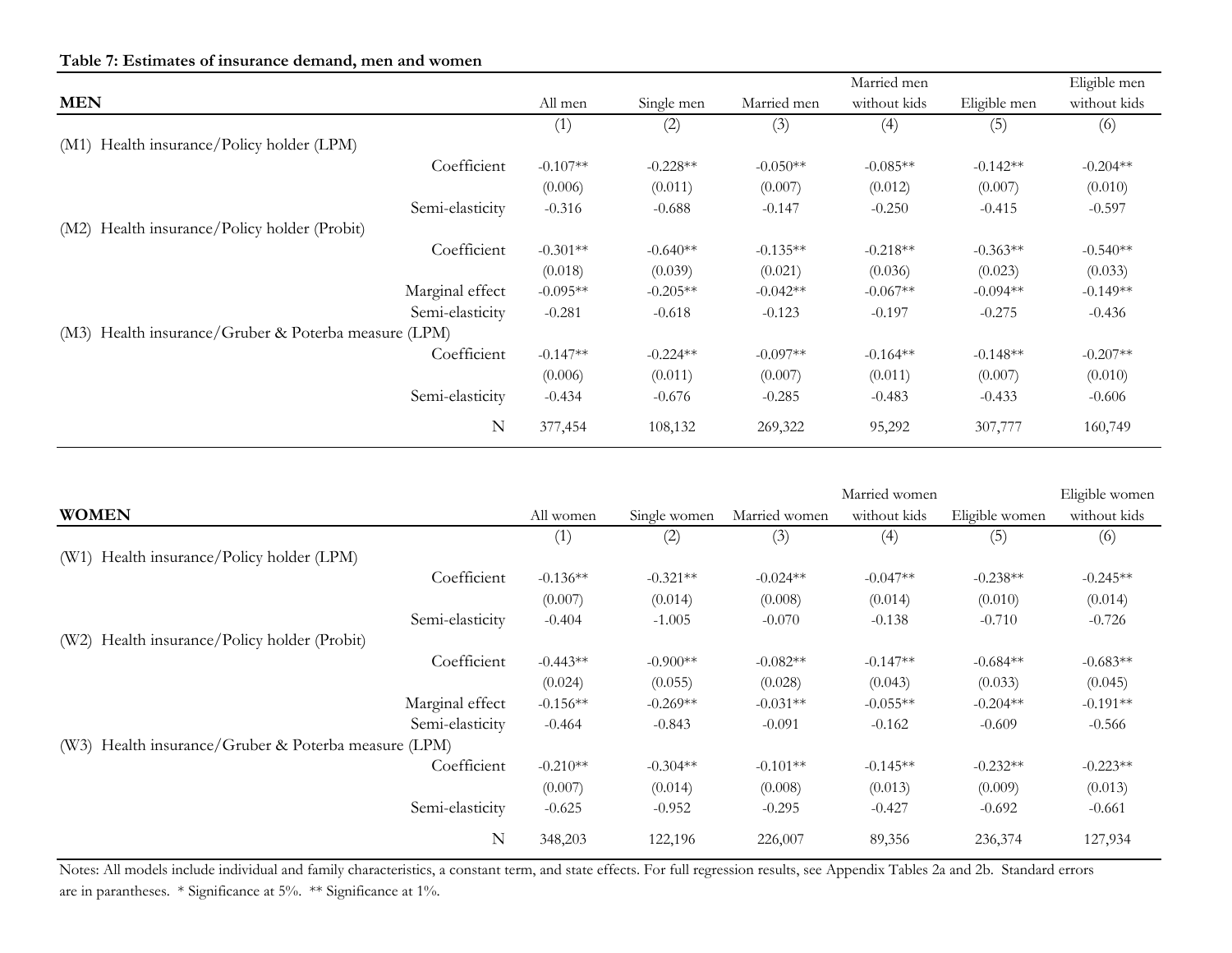**Table 7: Estimates of insurance demand, men and women**

| MEN | All men | Single men | Married men | Married men without kids | Eligible men | Eligible men without kids |
|---|---|---|---|---|---|---|
| | (1) | (2) | (3) | (4) | (5) | (6) |
| (M1) Health insurance/Policy holder (LPM) | | | | | | |
| Coefficient | -0.107** | -0.228** | -0.050** | -0.085** | -0.142** | -0.204** |
| | (0.006) | (0.011) | (0.007) | (0.012) | (0.007) | (0.010) |
| Semi-elasticity | -0.316 | -0.688 | -0.147 | -0.250 | -0.415 | -0.597 |
| (M2) Health insurance/Policy holder (Probit) | | | | | | |
| Coefficient | -0.301** | -0.640** | -0.135** | -0.218** | -0.363** | -0.540** |
| | (0.018) | (0.039) | (0.021) | (0.036) | (0.023) | (0.033) |
| Marginal effect | -0.095** | -0.205** | -0.042** | -0.067** | -0.094** | -0.149** |
| Semi-elasticity | -0.281 | -0.618 | -0.123 | -0.197 | -0.275 | -0.436 |
| (M3) Health insurance/Gruber & Poterba measure (LPM) | | | | | | |
| Coefficient | -0.147** | -0.224** | -0.097** | -0.164** | -0.148** | -0.207** |
| | (0.006) | (0.011) | (0.007) | (0.011) | (0.007) | (0.010) |
| Semi-elasticity | -0.434 | -0.676 | -0.285 | -0.483 | -0.433 | -0.606 |
| N | 377,454 | 108,132 | 269,322 | 95,292 | 307,777 | 160,749 |

| WOMEN | All women | Single women | Married women | Married women without kids | Eligible women | Eligible women without kids |
|---|---|---|---|---|---|---|
| | (1) | (2) | (3) | (4) | (5) | (6) |
| (W1) Health insurance/Policy holder (LPM) | | | | | | |
| Coefficient | -0.136** | -0.321** | -0.024** | -0.047** | -0.238** | -0.245** |
| | (0.007) | (0.014) | (0.008) | (0.014) | (0.010) | (0.014) |
| Semi-elasticity | -0.404 | -1.005 | -0.070 | -0.138 | -0.710 | -0.726 |
| (W2) Health insurance/Policy holder (Probit) | | | | | | |
| Coefficient | -0.443** | -0.900** | -0.082** | -0.147** | -0.684** | -0.683** |
| | (0.024) | (0.055) | (0.028) | (0.043) | (0.033) | (0.045) |
| Marginal effect | -0.156** | -0.269** | -0.031** | -0.055** | -0.204** | -0.191** |
| Semi-elasticity | -0.464 | -0.843 | -0.091 | -0.162 | -0.609 | -0.566 |
| (W3) Health insurance/Gruber & Poterba measure (LPM) | | | | | | |
| Coefficient | -0.210** | -0.304** | -0.101** | -0.145** | -0.232** | -0.223** |
| | (0.007) | (0.014) | (0.008) | (0.013) | (0.009) | (0.013) |
| Semi-elasticity | -0.625 | -0.952 | -0.295 | -0.427 | -0.692 | -0.661 |
| N | 348,203 | 122,196 | 226,007 | 89,356 | 236,374 | 127,934 |

Notes: All models include individual and family characteristics, a constant term, and state effects. For full regression results, see Appendix Tables 2a and 2b. Standard errors are in parantheses. * Significance at 5%. ** Significance at 1%.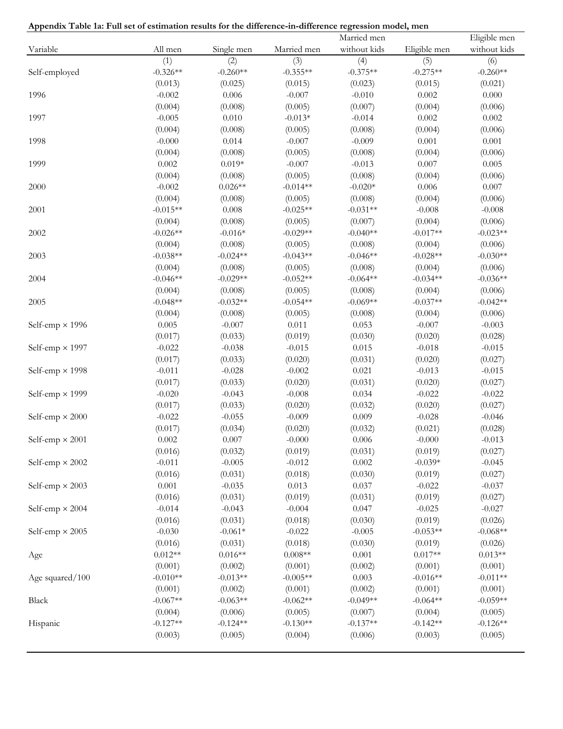**Appendix Table 1a: Full set of estimation results for the difference-in-difference regression model, men**

| Variable | All men | Single men | Married men | Married men without kids | Eligible men | Eligible men without kids |
|---|---|---|---|---|---|---|
| | (1) | (2) | (3) | (4) | (5) | (6) |
| Self-employed | -0.326** | -0.260** | -0.355** | -0.375** | -0.275** | -0.260** |
| | (0.013) | (0.025) | (0.015) | (0.023) | (0.015) | (0.021) |
| 1996 | -0.002 | 0.006 | -0.007 | -0.010 | 0.002 | 0.000 |
| | (0.004) | (0.008) | (0.005) | (0.007) | (0.004) | (0.006) |
| 1997 | -0.005 | 0.010 | -0.013* | -0.014 | 0.002 | 0.002 |
| | (0.004) | (0.008) | (0.005) | (0.008) | (0.004) | (0.006) |
| 1998 | -0.000 | 0.014 | -0.007 | -0.009 | 0.001 | 0.001 |
| | (0.004) | (0.008) | (0.005) | (0.008) | (0.004) | (0.006) |
| 1999 | 0.002 | 0.019* | -0.007 | -0.013 | 0.007 | 0.005 |
| | (0.004) | (0.008) | (0.005) | (0.008) | (0.004) | (0.006) |
| 2000 | -0.002 | 0.026** | -0.014** | -0.020* | 0.006 | 0.007 |
| | (0.004) | (0.008) | (0.005) | (0.008) | (0.004) | (0.006) |
| 2001 | -0.015** | 0.008 | -0.025** | -0.031** | -0.008 | -0.008 |
| | (0.004) | (0.008) | (0.005) | (0.007) | (0.004) | (0.006) |
| 2002 | -0.026** | -0.016* | -0.029** | -0.040** | -0.017** | -0.023** |
| | (0.004) | (0.008) | (0.005) | (0.008) | (0.004) | (0.006) |
| 2003 | -0.038** | -0.024** | -0.043** | -0.046** | -0.028** | -0.030** |
| | (0.004) | (0.008) | (0.005) | (0.008) | (0.004) | (0.006) |
| 2004 | -0.046** | -0.029** | -0.052** | -0.064** | -0.034** | -0.036** |
| | (0.004) | (0.008) | (0.005) | (0.008) | (0.004) | (0.006) |
| 2005 | -0.048** | -0.032** | -0.054** | -0.069** | -0.037** | -0.042** |
| | (0.004) | (0.008) | (0.005) | (0.008) | (0.004) | (0.006) |
| Self-emp × 1996 | 0.005 | -0.007 | 0.011 | 0.053 | -0.007 | -0.003 |
| | (0.017) | (0.033) | (0.019) | (0.030) | (0.020) | (0.028) |
| Self-emp × 1997 | -0.022 | -0.038 | -0.015 | 0.015 | -0.018 | -0.015 |
| | (0.017) | (0.033) | (0.020) | (0.031) | (0.020) | (0.027) |
| Self-emp × 1998 | -0.011 | -0.028 | -0.002 | 0.021 | -0.013 | -0.015 |
| | (0.017) | (0.033) | (0.020) | (0.031) | (0.020) | (0.027) |
| Self-emp × 1999 | -0.020 | -0.043 | -0.008 | 0.034 | -0.022 | -0.022 |
| | (0.017) | (0.033) | (0.020) | (0.032) | (0.020) | (0.027) |
| Self-emp × 2000 | -0.022 | -0.055 | -0.009 | 0.009 | -0.028 | -0.046 |
| | (0.017) | (0.034) | (0.020) | (0.032) | (0.021) | (0.028) |
| Self-emp × 2001 | 0.002 | 0.007 | -0.000 | 0.006 | -0.000 | -0.013 |
| | (0.016) | (0.032) | (0.019) | (0.031) | (0.019) | (0.027) |
| Self-emp × 2002 | -0.011 | -0.005 | -0.012 | 0.002 | -0.039* | -0.045 |
| | (0.016) | (0.031) | (0.018) | (0.030) | (0.019) | (0.027) |
| Self-emp × 2003 | 0.001 | -0.035 | 0.013 | 0.037 | -0.022 | -0.037 |
| | (0.016) | (0.031) | (0.019) | (0.031) | (0.019) | (0.027) |
| Self-emp × 2004 | -0.014 | -0.043 | -0.004 | 0.047 | -0.025 | -0.027 |
| | (0.016) | (0.031) | (0.018) | (0.030) | (0.019) | (0.026) |
| Self-emp × 2005 | -0.030 | -0.061* | -0.022 | -0.005 | -0.053** | -0.068** |
| | (0.016) | (0.031) | (0.018) | (0.030) | (0.019) | (0.026) |
| Age | 0.012** | 0.016** | 0.008** | 0.001 | 0.017** | 0.013** |
| | (0.001) | (0.002) | (0.001) | (0.002) | (0.001) | (0.001) |
| Age squared/100 | -0.010** | -0.013** | -0.005** | 0.003 | -0.016** | -0.011** |
| | (0.001) | (0.002) | (0.001) | (0.002) | (0.001) | (0.001) |
| Black | -0.067** | -0.063** | -0.062** | -0.049** | -0.064** | -0.059** |
| | (0.004) | (0.006) | (0.005) | (0.007) | (0.004) | (0.005) |
| Hispanic | -0.127** | -0.124** | -0.130** | -0.137** | -0.142** | -0.126** |
| | (0.003) | (0.005) | (0.004) | (0.006) | (0.003) | (0.005) |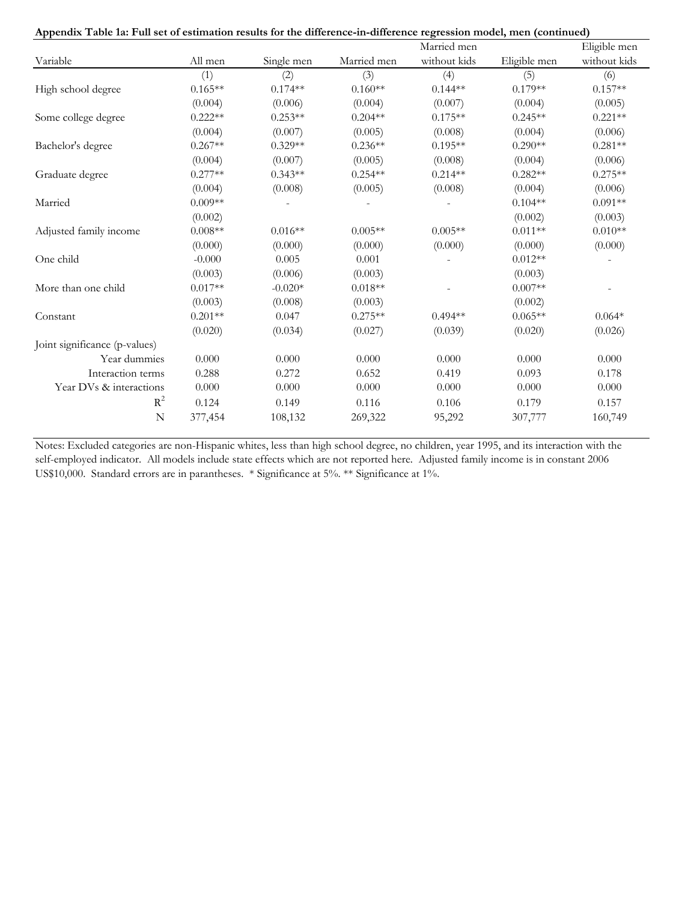**Appendix Table 1a: Full set of estimation results for the difference-in-difference regression model, men (continued)**

| Variable | All men | Single men | Married men | Married men without kids | Eligible men | Eligible men without kids |
|---|---|---|---|---|---|---|
| | (1) | (2) | (3) | (4) | (5) | (6) |
| High school degree | 0.165** | 0.174** | 0.160** | 0.144** | 0.179** | 0.157** |
| | (0.004) | (0.006) | (0.004) | (0.007) | (0.004) | (0.005) |
| Some college degree | 0.222** | 0.253** | 0.204** | 0.175** | 0.245** | 0.221** |
| | (0.004) | (0.007) | (0.005) | (0.008) | (0.004) | (0.006) |
| Bachelor's degree | 0.267** | 0.329** | 0.236** | 0.195** | 0.290** | 0.281** |
| | (0.004) | (0.007) | (0.005) | (0.008) | (0.004) | (0.006) |
| Graduate degree | 0.277** | 0.343** | 0.254** | 0.214** | 0.282** | 0.275** |
| | (0.004) | (0.008) | (0.005) | (0.008) | (0.004) | (0.006) |
| Married | 0.009** | - | - | - | 0.104** | 0.091** |
| | (0.002) | | | | (0.002) | (0.003) |
| Adjusted family income | 0.008** | 0.016** | 0.005** | 0.005** | 0.011** | 0.010** |
| | (0.000) | (0.000) | (0.000) | (0.000) | (0.000) | (0.000) |
| One child | -0.000 | 0.005 | 0.001 | - | 0.012** | - |
| | (0.003) | (0.006) | (0.003) | | (0.003) | |
| More than one child | 0.017** | -0.020* | 0.018** | - | 0.007** | - |
| | (0.003) | (0.008) | (0.003) | | (0.002) | |
| Constant | 0.201** | 0.047 | 0.275** | 0.494** | 0.065** | 0.064* |
| | (0.020) | (0.034) | (0.027) | (0.039) | (0.020) | (0.026) |
| Joint significance (p-values) | | | | | | |
| Year dummies | 0.000 | 0.000 | 0.000 | 0.000 | 0.000 | 0.000 |
| Interaction terms | 0.288 | 0.272 | 0.652 | 0.419 | 0.093 | 0.178 |
| Year DVs & interactions | 0.000 | 0.000 | 0.000 | 0.000 | 0.000 | 0.000 |
| $R^2$ | 0.124 | 0.149 | 0.116 | 0.106 | 0.179 | 0.157 |
| N | 377,454 | 108,132 | 269,322 | 95,292 | 307,777 | 160,749 |

Notes: Excluded categories are non-Hispanic whites, less than high school degree, no children, year 1995, and its interaction with the self-employed indicator. All models include state effects which are not reported here. Adjusted family income is in constant 2006 US$10,000. Standard errors are in parantheses. * Significance at 5%. ** Significance at 1%.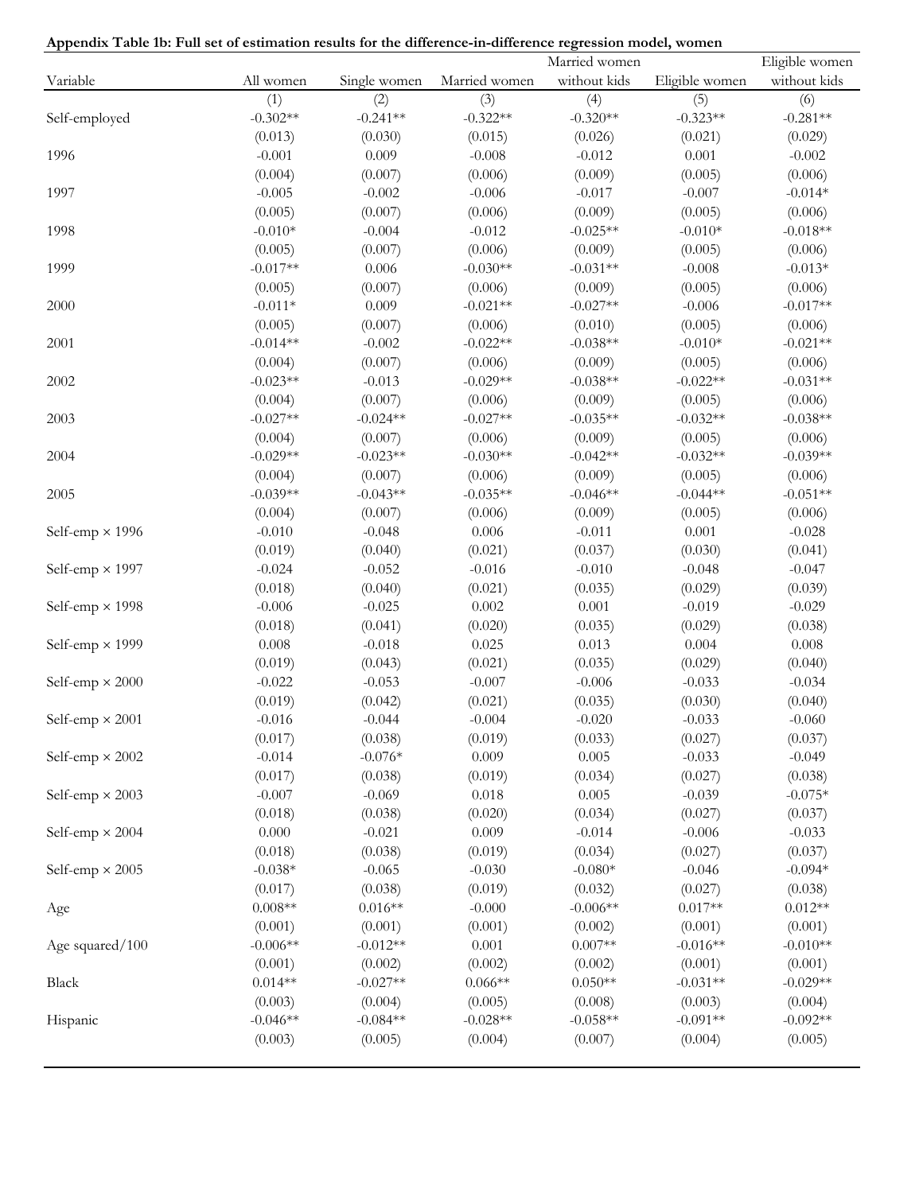**Appendix Table 1b: Full set of estimation results for the difference-in-difference regression model, women**

| Variable | All women | Single women | Married women | Married women without kids | Eligible women | Eligible women without kids |
|---|---|---|---|---|---|---|
| | (1) | (2) | (3) | (4) | (5) | (6) |
| Self-employed | -0.302** | -0.241** | -0.322** | -0.320** | -0.323** | -0.281** |
| | (0.013) | (0.030) | (0.015) | (0.026) | (0.021) | (0.029) |
| 1996 | -0.001 | 0.009 | -0.008 | -0.012 | 0.001 | -0.002 |
| | (0.004) | (0.007) | (0.006) | (0.009) | (0.005) | (0.006) |
| 1997 | -0.005 | -0.002 | -0.006 | -0.017 | -0.007 | -0.014* |
| | (0.005) | (0.007) | (0.006) | (0.009) | (0.005) | (0.006) |
| 1998 | -0.010* | -0.004 | -0.012 | -0.025** | -0.010* | -0.018** |
| | (0.005) | (0.007) | (0.006) | (0.009) | (0.005) | (0.006) |
| 1999 | -0.017** | 0.006 | -0.030** | -0.031** | -0.008 | -0.013* |
| | (0.005) | (0.007) | (0.006) | (0.009) | (0.005) | (0.006) |
| 2000 | -0.011* | 0.009 | -0.021** | -0.027** | -0.006 | -0.017** |
| | (0.005) | (0.007) | (0.006) | (0.010) | (0.005) | (0.006) |
| 2001 | -0.014** | -0.002 | -0.022** | -0.038** | -0.010* | -0.021** |
| | (0.004) | (0.007) | (0.006) | (0.009) | (0.005) | (0.006) |
| 2002 | -0.023** | -0.013 | -0.029** | -0.038** | -0.022** | -0.031** |
| | (0.004) | (0.007) | (0.006) | (0.009) | (0.005) | (0.006) |
| 2003 | -0.027** | -0.024** | -0.027** | -0.035** | -0.032** | -0.038** |
| | (0.004) | (0.007) | (0.006) | (0.009) | (0.005) | (0.006) |
| 2004 | -0.029** | -0.023** | -0.030** | -0.042** | -0.032** | -0.039** |
| | (0.004) | (0.007) | (0.006) | (0.009) | (0.005) | (0.006) |
| 2005 | -0.039** | -0.043** | -0.035** | -0.046** | -0.044** | -0.051** |
| | (0.004) | (0.007) | (0.006) | (0.009) | (0.005) | (0.006) |
| Self-emp × 1996 | -0.010 | -0.048 | 0.006 | -0.011 | 0.001 | -0.028 |
| | (0.019) | (0.040) | (0.021) | (0.037) | (0.030) | (0.041) |
| Self-emp × 1997 | -0.024 | -0.052 | -0.016 | -0.010 | -0.048 | -0.047 |
| | (0.018) | (0.040) | (0.021) | (0.035) | (0.029) | (0.039) |
| Self-emp × 1998 | -0.006 | -0.025 | 0.002 | 0.001 | -0.019 | -0.029 |
| | (0.018) | (0.041) | (0.020) | (0.035) | (0.029) | (0.038) |
| Self-emp × 1999 | 0.008 | -0.018 | 0.025 | 0.013 | 0.004 | 0.008 |
| | (0.019) | (0.043) | (0.021) | (0.035) | (0.029) | (0.040) |
| Self-emp × 2000 | -0.022 | -0.053 | -0.007 | -0.006 | -0.033 | -0.034 |
| | (0.019) | (0.042) | (0.021) | (0.035) | (0.030) | (0.040) |
| Self-emp × 2001 | -0.016 | -0.044 | -0.004 | -0.020 | -0.033 | -0.060 |
| | (0.017) | (0.038) | (0.019) | (0.033) | (0.027) | (0.037) |
| Self-emp × 2002 | -0.014 | -0.076* | 0.009 | 0.005 | -0.033 | -0.049 |
| | (0.017) | (0.038) | (0.019) | (0.034) | (0.027) | (0.038) |
| Self-emp × 2003 | -0.007 | -0.069 | 0.018 | 0.005 | -0.039 | -0.075* |
| | (0.018) | (0.038) | (0.020) | (0.034) | (0.027) | (0.037) |
| Self-emp × 2004 | 0.000 | -0.021 | 0.009 | -0.014 | -0.006 | -0.033 |
| | (0.018) | (0.038) | (0.019) | (0.034) | (0.027) | (0.037) |
| Self-emp × 2005 | -0.038* | -0.065 | -0.030 | -0.080* | -0.046 | -0.094* |
| | (0.017) | (0.038) | (0.019) | (0.032) | (0.027) | (0.038) |
| Age | 0.008** | 0.016** | -0.000 | -0.006** | 0.017** | 0.012** |
| | (0.001) | (0.001) | (0.001) | (0.002) | (0.001) | (0.001) |
| Age squared/100 | -0.006** | -0.012** | 0.001 | 0.007** | -0.016** | -0.010** |
| | (0.001) | (0.002) | (0.002) | (0.002) | (0.001) | (0.001) |
| Black | 0.014** | -0.027** | 0.066** | 0.050** | -0.031** | -0.029** |
| | (0.003) | (0.004) | (0.005) | (0.008) | (0.003) | (0.004) |
| Hispanic | -0.046** | -0.084** | -0.028** | -0.058** | -0.091** | -0.092** |
| | (0.003) | (0.005) | (0.004) | (0.007) | (0.004) | (0.005) |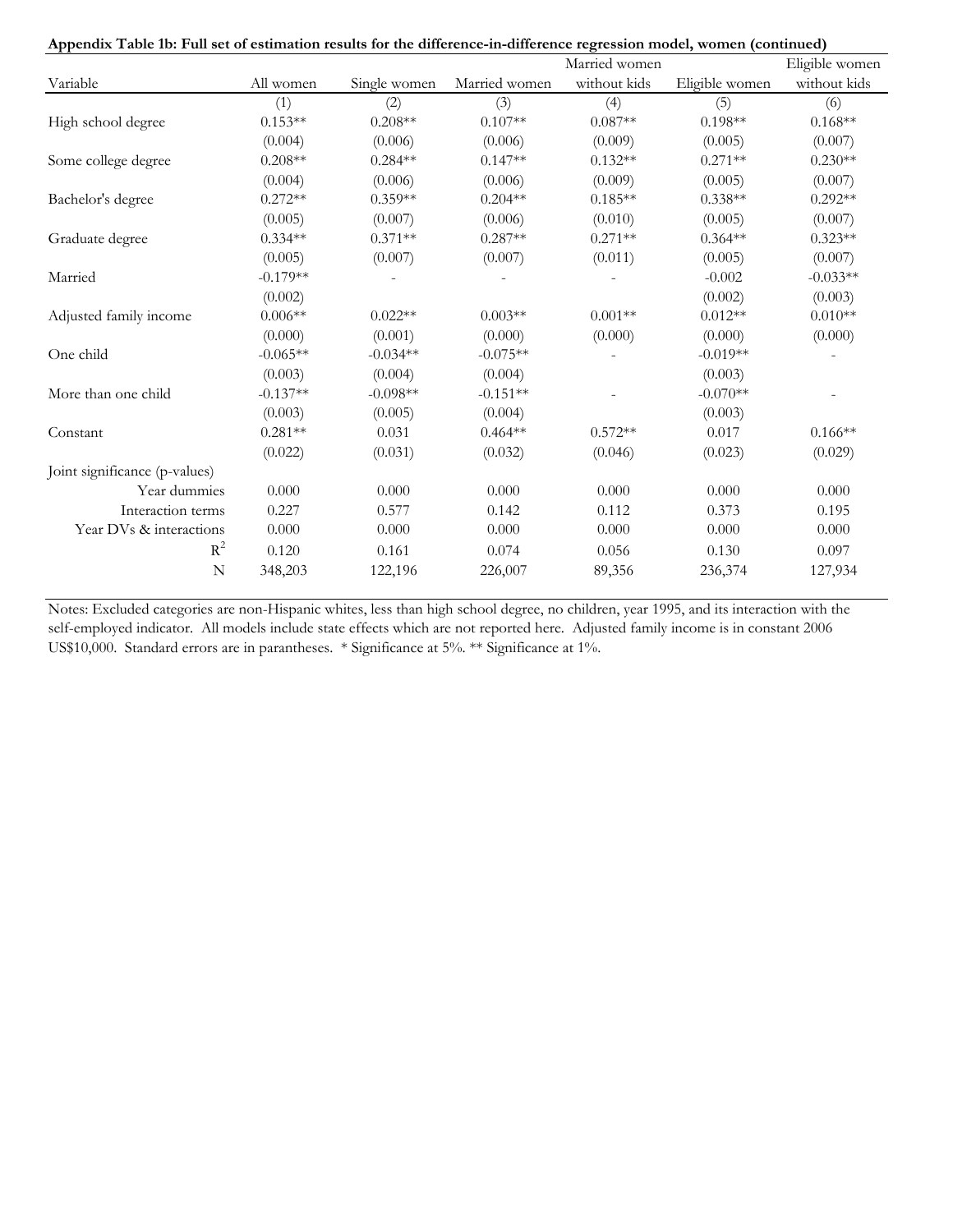**Appendix Table 1b: Full set of estimation results for the difference-in-difference regression model, women (continued)**

| Variable | All women | Single women | Married women | Married women without kids | Eligible women | Eligible women without kids |
|---|---|---|---|---|---|---|
| | (1) | (2) | (3) | (4) | (5) | (6) |
| High school degree | 0.153** | 0.208** | 0.107** | 0.087** | 0.198** | 0.168** |
| | (0.004) | (0.006) | (0.006) | (0.009) | (0.005) | (0.007) |
| Some college degree | 0.208** | 0.284** | 0.147** | 0.132** | 0.271** | 0.230** |
| | (0.004) | (0.006) | (0.006) | (0.009) | (0.005) | (0.007) |
| Bachelor's degree | 0.272** | 0.359** | 0.204** | 0.185** | 0.338** | 0.292** |
| | (0.005) | (0.007) | (0.006) | (0.010) | (0.005) | (0.007) |
| Graduate degree | 0.334** | 0.371** | 0.287** | 0.271** | 0.364** | 0.323** |
| | (0.005) | (0.007) | (0.007) | (0.011) | (0.005) | (0.007) |
| Married | -0.179** | - | - | - | -0.002 | -0.033** |
| | (0.002) | | | | (0.002) | (0.003) |
| Adjusted family income | 0.006** | 0.022** | 0.003** | 0.001** | 0.012** | 0.010** |
| | (0.000) | (0.001) | (0.000) | (0.000) | (0.000) | (0.000) |
| One child | -0.065** | -0.034** | -0.075** | - | -0.019** | - |
| | (0.003) | (0.004) | (0.004) | | (0.003) | |
| More than one child | -0.137** | -0.098** | -0.151** | - | -0.070** | - |
| | (0.003) | (0.005) | (0.004) | | (0.003) | |
| Constant | 0.281** | 0.031 | 0.464** | 0.572** | 0.017 | 0.166** |
| | (0.022) | (0.031) | (0.032) | (0.046) | (0.023) | (0.029) |
| Joint significance (p-values) | | | | | | |
| Year dummies | 0.000 | 0.000 | 0.000 | 0.000 | 0.000 | 0.000 |
| Interaction terms | 0.227 | 0.577 | 0.142 | 0.112 | 0.373 | 0.195 |
| Year DVs & interactions | 0.000 | 0.000 | 0.000 | 0.000 | 0.000 | 0.000 |
| $R^2$ | 0.120 | 0.161 | 0.074 | 0.056 | 0.130 | 0.097 |
| N | 348,203 | 122,196 | 226,007 | 89,356 | 236,374 | 127,934 |

Notes: Excluded categories are non-Hispanic whites, less than high school degree, no children, year 1995, and its interaction with the self-employed indicator. All models include state effects which are not reported here. Adjusted family income is in constant 2006 US$10,000. Standard errors are in parantheses. * Significance at 5%. ** Significance at 1%.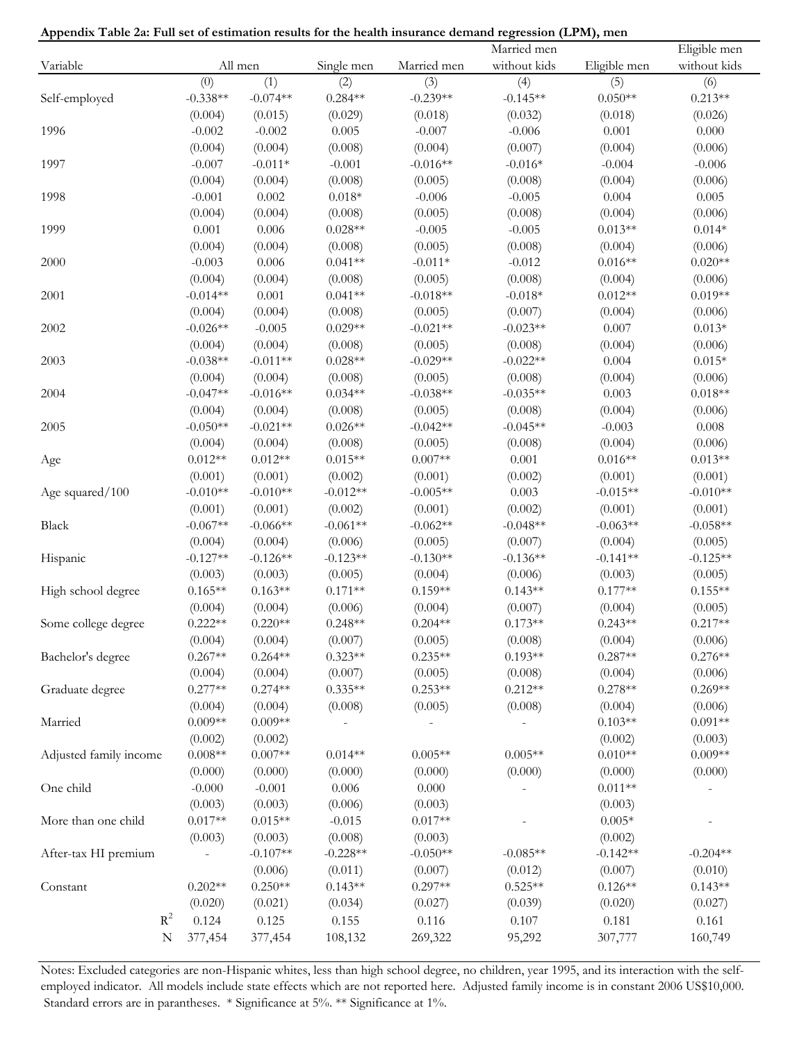**Appendix Table 2a: Full set of estimation results for the health insurance demand regression (LPM), men**

| Variable | All men | | Single men | Married men | Married men without kids | Eligible men | Eligible men without kids |
|---|---|---|---|---|---|---|---|
| | (0) | (1) | (2) | (3) | (4) | (5) | (6) |
| Self-employed | -0.338** | -0.074** | 0.284** | -0.239** | -0.145** | 0.050** | 0.213** |
| | (0.004) | (0.015) | (0.029) | (0.018) | (0.032) | (0.018) | (0.026) |
| 1996 | -0.002 | -0.002 | 0.005 | -0.007 | -0.006 | 0.001 | 0.000 |
| | (0.004) | (0.004) | (0.008) | (0.004) | (0.007) | (0.004) | (0.006) |
| 1997 | -0.007 | -0.011* | -0.001 | -0.016** | -0.016* | -0.004 | -0.006 |
| | (0.004) | (0.004) | (0.008) | (0.005) | (0.008) | (0.004) | (0.006) |
| 1998 | -0.001 | 0.002 | 0.018* | -0.006 | -0.005 | 0.004 | 0.005 |
| | (0.004) | (0.004) | (0.008) | (0.005) | (0.008) | (0.004) | (0.006) |
| 1999 | 0.001 | 0.006 | 0.028** | -0.005 | -0.005 | 0.013** | 0.014* |
| | (0.004) | (0.004) | (0.008) | (0.005) | (0.008) | (0.004) | (0.006) |
| 2000 | -0.003 | 0.006 | 0.041** | -0.011* | -0.012 | 0.016** | 0.020** |
| | (0.004) | (0.004) | (0.008) | (0.005) | (0.008) | (0.004) | (0.006) |
| 2001 | -0.014** | 0.001 | 0.041** | -0.018** | -0.018* | 0.012** | 0.019** |
| | (0.004) | (0.004) | (0.008) | (0.005) | (0.007) | (0.004) | (0.006) |
| 2002 | -0.026** | -0.005 | 0.029** | -0.021** | -0.023** | 0.007 | 0.013* |
| | (0.004) | (0.004) | (0.008) | (0.005) | (0.008) | (0.004) | (0.006) |
| 2003 | -0.038** | -0.011** | 0.028** | -0.029** | -0.022** | 0.004 | 0.015* |
| | (0.004) | (0.004) | (0.008) | (0.005) | (0.008) | (0.004) | (0.006) |
| 2004 | -0.047** | -0.016** | 0.034** | -0.038** | -0.035** | 0.003 | 0.018** |
| | (0.004) | (0.004) | (0.008) | (0.005) | (0.008) | (0.004) | (0.006) |
| 2005 | -0.050** | -0.021** | 0.026** | -0.042** | -0.045** | -0.003 | 0.008 |
| | (0.004) | (0.004) | (0.008) | (0.005) | (0.008) | (0.004) | (0.006) |
| Age | 0.012** | 0.012** | 0.015** | 0.007** | 0.001 | 0.016** | 0.013** |
| | (0.001) | (0.001) | (0.002) | (0.001) | (0.002) | (0.001) | (0.001) |
| Age squared/100 | -0.010** | -0.010** | -0.012** | -0.005** | 0.003 | -0.015** | -0.010** |
| | (0.001) | (0.001) | (0.002) | (0.001) | (0.002) | (0.001) | (0.001) |
| Black | -0.067** | -0.066** | -0.061** | -0.062** | -0.048** | -0.063** | -0.058** |
| | (0.004) | (0.004) | (0.006) | (0.005) | (0.007) | (0.004) | (0.005) |
| Hispanic | -0.127** | -0.126** | -0.123** | -0.130** | -0.136** | -0.141** | -0.125** |
| | (0.003) | (0.003) | (0.005) | (0.004) | (0.006) | (0.003) | (0.005) |
| High school degree | 0.165** | 0.163** | 0.171** | 0.159** | 0.143** | 0.177** | 0.155** |
| | (0.004) | (0.004) | (0.006) | (0.004) | (0.007) | (0.004) | (0.005) |
| Some college degree | 0.222** | 0.220** | 0.248** | 0.204** | 0.173** | 0.243** | 0.217** |
| | (0.004) | (0.004) | (0.007) | (0.005) | (0.008) | (0.004) | (0.006) |
| Bachelor's degree | 0.267** | 0.264** | 0.323** | 0.235** | 0.193** | 0.287** | 0.276** |
| | (0.004) | (0.004) | (0.007) | (0.005) | (0.008) | (0.004) | (0.006) |
| Graduate degree | 0.277** | 0.274** | 0.335** | 0.253** | 0.212** | 0.278** | 0.269** |
| | (0.004) | (0.004) | (0.008) | (0.005) | (0.008) | (0.004) | (0.006) |
| Married | 0.009** | 0.009** | - | - | - | 0.103** | 0.091** |
| | (0.002) | (0.002) | | | | (0.002) | (0.003) |
| Adjusted family income | 0.008** | 0.007** | 0.014** | 0.005** | 0.005** | 0.010** | 0.009** |
| | (0.000) | (0.000) | (0.000) | (0.000) | (0.000) | (0.000) | (0.000) |
| One child | -0.000 | -0.001 | 0.006 | 0.000 | - | 0.011** | - |
| | (0.003) | (0.003) | (0.006) | (0.003) | | (0.003) | |
| More than one child | 0.017** | 0.015** | -0.015 | 0.017** | - | 0.005* | - |
| | (0.003) | (0.003) | (0.008) | (0.003) | | (0.002) | |
| After-tax HI premium | - | -0.107** | -0.228** | -0.050** | -0.085** | -0.142** | -0.204** |
| | | (0.006) | (0.011) | (0.007) | (0.012) | (0.007) | (0.010) |
| Constant | 0.202** | 0.250** | 0.143** | 0.297** | 0.525** | 0.126** | 0.143** |
| | (0.020) | (0.021) | (0.034) | (0.027) | (0.039) | (0.020) | (0.027) |
| $R^2$ | 0.124 | 0.125 | 0.155 | 0.116 | 0.107 | 0.181 | 0.161 |
| N | 377,454 | 377,454 | 108,132 | 269,322 | 95,292 | 307,777 | 160,749 |

Notes: Excluded categories are non-Hispanic whites, less than high school degree, no children, year 1995, and its interaction with the self-employed indicator. All models include state effects which are not reported here. Adjusted family income is in constant 2006 US$10,000. Standard errors are in parantheses. * Significance at 5%. ** Significance at 1%.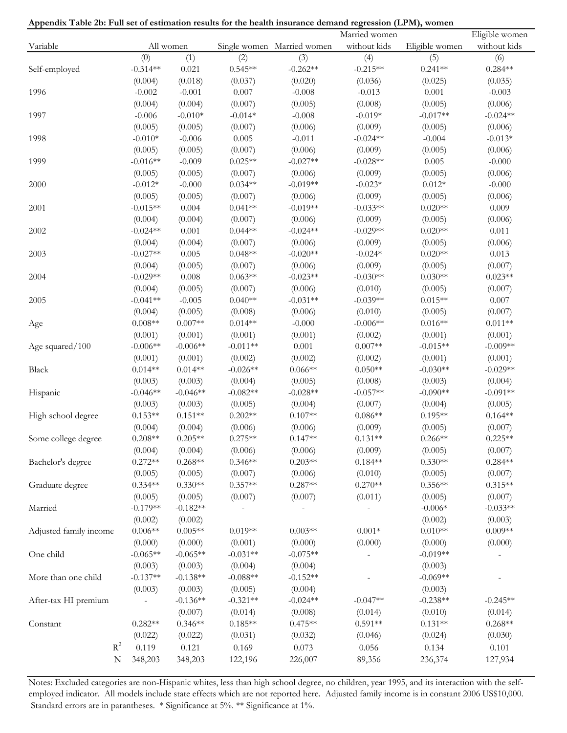**Appendix Table 2b: Full set of estimation results for the health insurance demand regression (LPM), women**

| Variable | All women | | Single women | Married women | Married women without kids | Eligible women | Eligible women without kids |
|---|---|---|---|---|---|---|---|
| | (0) | (1) | (2) | (3) | (4) | (5) | (6) |
| Self-employed | -0.314** | 0.021 | 0.545** | -0.262** | -0.215** | 0.241** | 0.284** |
| | (0.004) | (0.018) | (0.037) | (0.020) | (0.036) | (0.025) | (0.035) |
| 1996 | -0.002 | -0.001 | 0.007 | -0.008 | -0.013 | 0.001 | -0.003 |
| | (0.004) | (0.004) | (0.007) | (0.005) | (0.008) | (0.005) | (0.006) |
| 1997 | -0.006 | -0.010* | -0.014* | -0.008 | -0.019* | -0.017** | -0.024** |
| | (0.005) | (0.005) | (0.007) | (0.006) | (0.009) | (0.005) | (0.006) |
| 1998 | -0.010* | -0.006 | 0.005 | -0.011 | -0.024** | -0.004 | -0.013* |
| | (0.005) | (0.005) | (0.007) | (0.006) | (0.009) | (0.005) | (0.006) |
| 1999 | -0.016** | -0.009 | 0.025** | -0.027** | -0.028** | 0.005 | -0.000 |
| | (0.005) | (0.005) | (0.007) | (0.006) | (0.009) | (0.005) | (0.006) |
| 2000 | -0.012* | -0.000 | 0.034** | -0.019** | -0.023* | 0.012* | -0.000 |
| | (0.005) | (0.005) | (0.007) | (0.006) | (0.009) | (0.005) | (0.006) |
| 2001 | -0.015** | 0.004 | 0.041** | -0.019** | -0.033** | 0.020** | 0.009 |
| | (0.004) | (0.004) | (0.007) | (0.006) | (0.009) | (0.005) | (0.006) |
| 2002 | -0.024** | 0.001 | 0.044** | -0.024** | -0.029** | 0.020** | 0.011 |
| | (0.004) | (0.004) | (0.007) | (0.006) | (0.009) | (0.005) | (0.006) |
| 2003 | -0.027** | 0.005 | 0.048** | -0.020** | -0.024* | 0.020** | 0.013 |
| | (0.004) | (0.005) | (0.007) | (0.006) | (0.009) | (0.005) | (0.007) |
| 2004 | -0.029** | 0.008 | 0.063** | -0.023** | -0.030** | 0.030** | 0.023** |
| | (0.004) | (0.005) | (0.007) | (0.006) | (0.010) | (0.005) | (0.007) |
| 2005 | -0.041** | -0.005 | 0.040** | -0.031** | -0.039** | 0.015** | 0.007 |
| | (0.004) | (0.005) | (0.008) | (0.006) | (0.010) | (0.005) | (0.007) |
| Age | 0.008** | 0.007** | 0.014** | -0.000 | -0.006** | 0.016** | 0.011** |
| | (0.001) | (0.001) | (0.001) | (0.001) | (0.002) | (0.001) | (0.001) |
| Age squared/100 | -0.006** | -0.006** | -0.011** | 0.001 | 0.007** | -0.015** | -0.009** |
| | (0.001) | (0.001) | (0.002) | (0.002) | (0.002) | (0.001) | (0.001) |
| Black | 0.014** | 0.014** | -0.026** | 0.066** | 0.050** | -0.030** | -0.029** |
| | (0.003) | (0.003) | (0.004) | (0.005) | (0.008) | (0.003) | (0.004) |
| Hispanic | -0.046** | -0.046** | -0.082** | -0.028** | -0.057** | -0.090** | -0.091** |
| | (0.003) | (0.003) | (0.005) | (0.004) | (0.007) | (0.004) | (0.005) |
| High school degree | 0.153** | 0.151** | 0.202** | 0.107** | 0.086** | 0.195** | 0.164** |
| | (0.004) | (0.004) | (0.006) | (0.006) | (0.009) | (0.005) | (0.007) |
| Some college degree | 0.208** | 0.205** | 0.275** | 0.147** | 0.131** | 0.266** | 0.225** |
| | (0.004) | (0.004) | (0.006) | (0.006) | (0.009) | (0.005) | (0.007) |
| Bachelor's degree | 0.272** | 0.268** | 0.346** | 0.203** | 0.184** | 0.330** | 0.284** |
| | (0.005) | (0.005) | (0.007) | (0.006) | (0.010) | (0.005) | (0.007) |
| Graduate degree | 0.334** | 0.330** | 0.357** | 0.287** | 0.270** | 0.356** | 0.315** |
| | (0.005) | (0.005) | (0.007) | (0.007) | (0.011) | (0.005) | (0.007) |
| Married | -0.179** | -0.182** | - | - | - | -0.006* | -0.033** |
| | (0.002) | (0.002) | | | | (0.002) | (0.003) |
| Adjusted family income | 0.006** | 0.005** | 0.019** | 0.003** | 0.001* | 0.010** | 0.009** |
| | (0.000) | (0.000) | (0.001) | (0.000) | (0.000) | (0.000) | (0.000) |
| One child | -0.065** | -0.065** | -0.031** | -0.075** | - | -0.019** | - |
| | (0.003) | (0.003) | (0.004) | (0.004) | | (0.003) | |
| More than one child | -0.137** | -0.138** | -0.088** | -0.152** | - | -0.069** | - |
| | (0.003) | (0.003) | (0.005) | (0.004) | | (0.003) | |
| After-tax HI premium | - | -0.136** | -0.321** | -0.024** | -0.047** | -0.238** | -0.245** |
| | | (0.007) | (0.014) | (0.008) | (0.014) | (0.010) | (0.014) |
| Constant | 0.282** | 0.346** | 0.185** | 0.475** | 0.591** | 0.131** | 0.268** |
| | (0.022) | (0.022) | (0.031) | (0.032) | (0.046) | (0.024) | (0.030) |
| $R^2$ | 0.119 | 0.121 | 0.169 | 0.073 | 0.056 | 0.134 | 0.101 |
| N | 348,203 | 348,203 | 122,196 | 226,007 | 89,356 | 236,374 | 127,934 |

Notes: Excluded categories are non-Hispanic whites, less than high school degree, no children, year 1995, and its interaction with the self-employed indicator. All models include state effects which are not reported here. Adjusted family income is in constant 2006 US$10,000. Standard errors are in parantheses. * Significance at 5%. ** Significance at 1%.